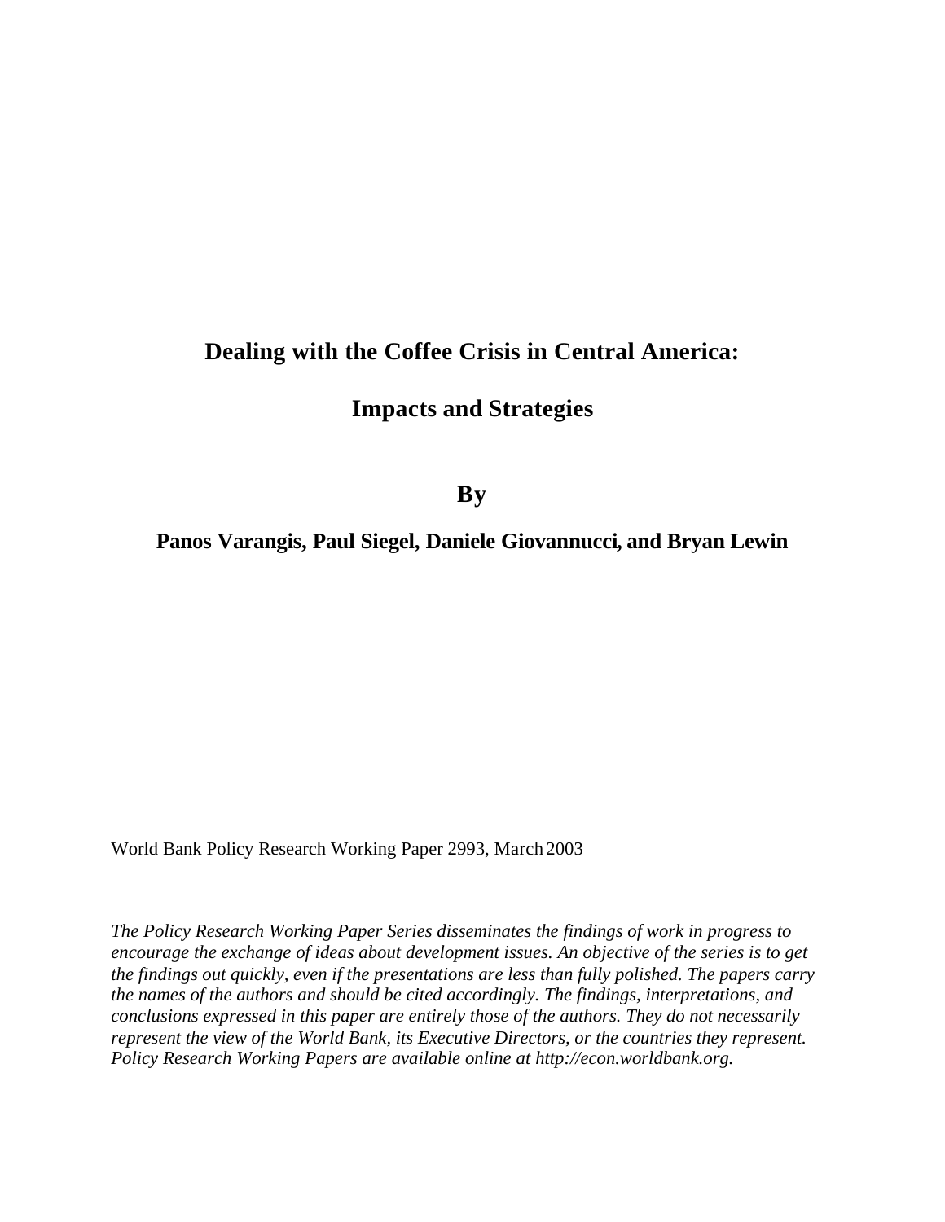# Dealing with the Coffee Crisis in Central America:

## Impacts and Strategies

**By**

**Panos Varangis, Paul Siegel, Daniele Giovannucci, and Bryan Lewin**

World Bank Policy Research Working Paper 2993, March 2003

*The Policy Research Working Paper Series disseminates the findings of work in progress to encourage the exchange of ideas about development issues. An objective of the series is to get the findings out quickly, even if the presentations are less than fully polished. The papers carry the names of the authors and should be cited accordingly. The findings, interpretations, and conclusions expressed in this paper are entirely those of the authors. They do not necessarily represent the view of the World Bank, its Executive Directors, or the countries they represent. Policy Research Working Papers are available online at http://econ.worldbank.org.*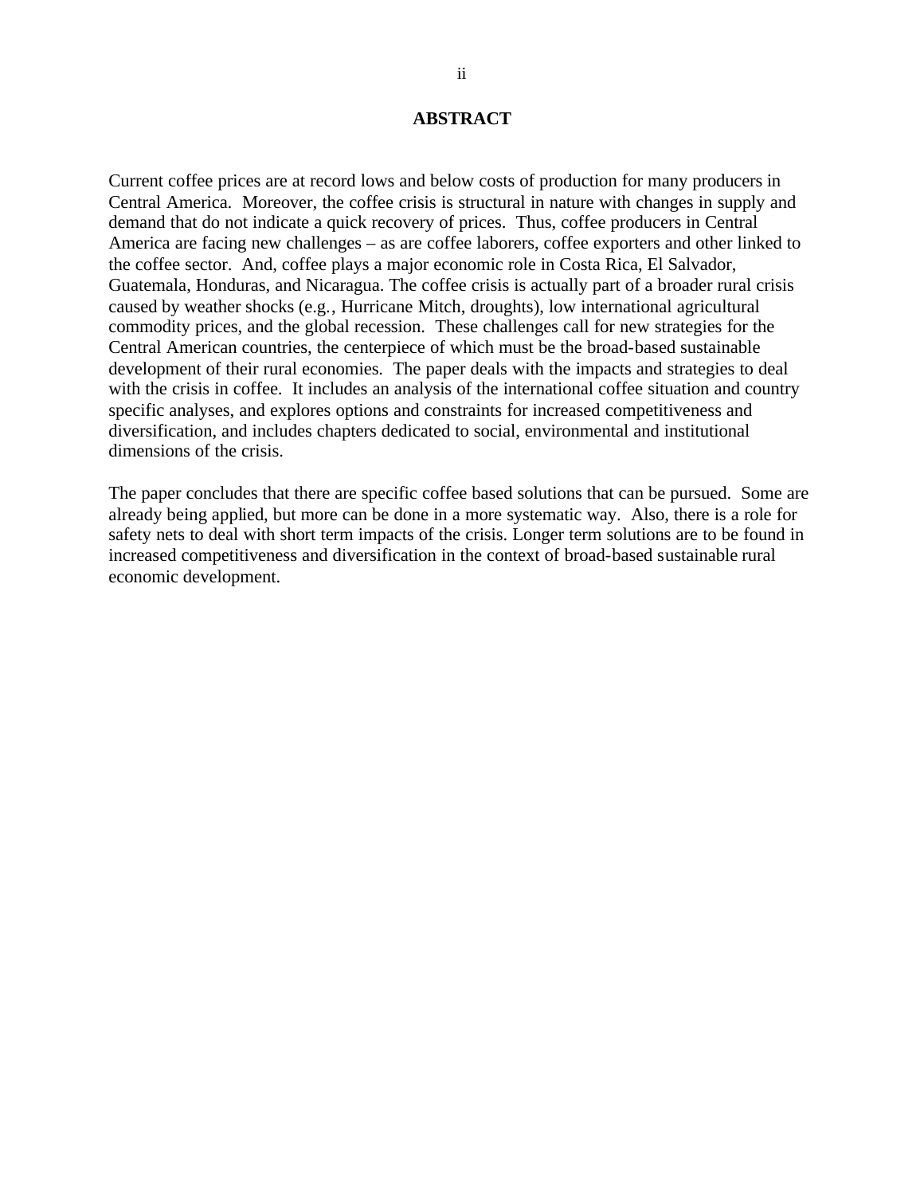# ABSTRACT

Current coffee prices are at record lows and below costs of production for many producers in Central America. Moreover, the coffee crisis is structural in nature with changes in supply and demand that do not indicate a quick recovery of prices. Thus, coffee producers in Central America are facing new challenges – as are coffee laborers, coffee exporters and other linked to the coffee sector. And, coffee plays a major economic role in Costa Rica, El Salvador, Guatemala, Honduras, and Nicaragua. The coffee crisis is actually part of a broader rural crisis caused by weather shocks (e.g., Hurricane Mitch, droughts), low international agricultural commodity prices, and the global recession. These challenges call for new strategies for the Central American countries, the centerpiece of which must be the broad-based sustainable development of their rural economies. The paper deals with the impacts and strategies to deal with the crisis in coffee. It includes an analysis of the international coffee situation and country specific analyses, and explores options and constraints for increased competitiveness and diversification, and includes chapters dedicated to social, environmental and institutional dimensions of the crisis.

The paper concludes that there are specific coffee based solutions that can be pursued. Some are already being applied, but more can be done in a more systematic way. Also, there is a role for safety nets to deal with short term impacts of the crisis. Longer term solutions are to be found in increased competitiveness and diversification in the context of broad-based sustainable rural economic development.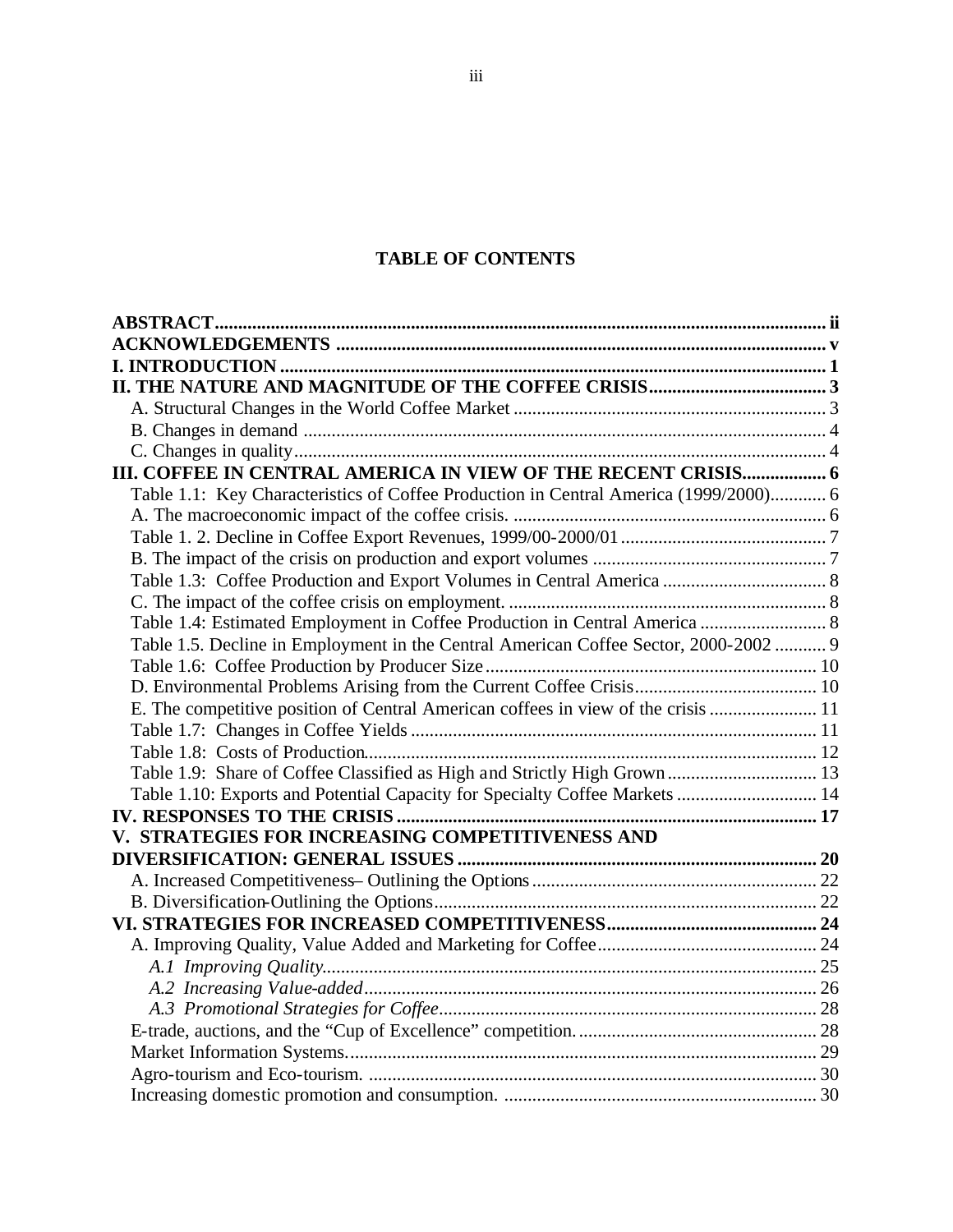**TABLE OF CONTENTS**

**ABSTRACT** ..... **ii**
**ACKNOWLEDGEMENTS** ..... **v**
**I. INTRODUCTION** ..... **1**
**II. THE NATURE AND MAGNITUDE OF THE COFFEE CRISIS** ..... **3**
A. Structural Changes in the World Coffee Market ..... 3
B. Changes in demand ..... 4
C. Changes in quality ..... 4
**III. COFFEE IN CENTRAL AMERICA IN VIEW OF THE RECENT CRISIS** ..... **6**
Table 1.1: Key Characteristics of Coffee Production in Central America (1999/2000) ..... 6
A. The macroeconomic impact of the coffee crisis. ..... 6
Table 1. 2. Decline in Coffee Export Revenues, 1999/00-2000/01 ..... 7
B. The impact of the crisis on production and export volumes ..... 7
Table 1.3: Coffee Production and Export Volumes in Central America ..... 8
C. The impact of the coffee crisis on employment. ..... 8
Table 1.4: Estimated Employment in Coffee Production in Central America ..... 8
Table 1.5. Decline in Employment in the Central American Coffee Sector, 2000-2002 ..... 9
Table 1.6: Coffee Production by Producer Size ..... 10
D. Environmental Problems Arising from the Current Coffee Crisis ..... 10
E. The competitive position of Central American coffees in view of the crisis ..... 11
Table 1.7: Changes in Coffee Yields ..... 11
Table 1.8: Costs of Production ..... 12
Table 1.9: Share of Coffee Classified as High and Strictly High Grown ..... 13
Table 1.10: Exports and Potential Capacity for Specialty Coffee Markets ..... 14
**IV. RESPONSES TO THE CRISIS** ..... **17**
**V. STRATEGIES FOR INCREASING COMPETITIVENESS AND DIVERSIFICATION: GENERAL ISSUES** ..... **20**
A. Increased Competitiveness– Outlining the Options ..... 22
B. Diversification-Outlining the Options ..... 22
**VI. STRATEGIES FOR INCREASED COMPETITIVENESS** ..... **24**
A. Improving Quality, Value Added and Marketing for Coffee ..... 24
*A.1 Improving Quality* ..... 25
*A.2 Increasing Value-added* ..... 26
*A.3 Promotional Strategies for Coffee* ..... 28
E-trade, auctions, and the "Cup of Excellence" competition. ..... 28
Market Information Systems. ..... 29
Agro-tourism and Eco-tourism. ..... 30
Increasing domestic promotion and consumption. ..... 30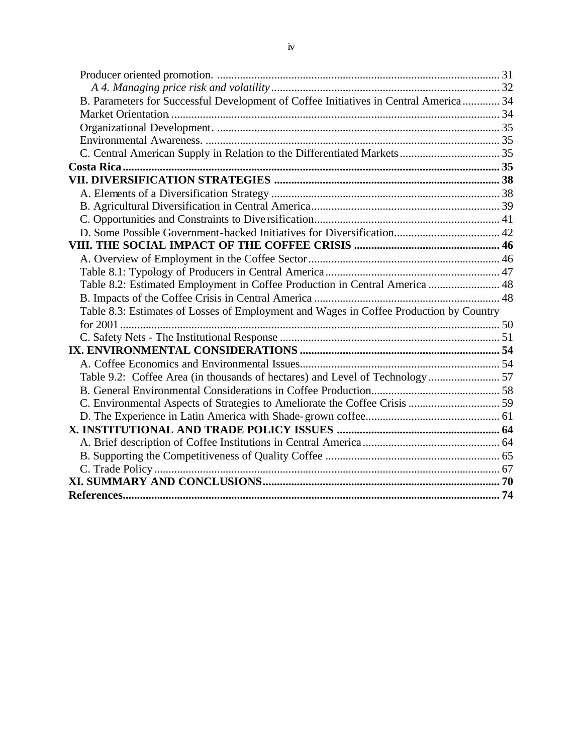Producer oriented promotion. .................................................................................................. 31

*A 4. Managing price risk and volatility* ............................................................................... 32

B. Parameters for Successful Development of Coffee Initiatives in Central America ............. 34

Market Orientation. ................................................................................................................. 34

Organizational Development. .................................................................................................. 35

Environmental Awareness. ...................................................................................................... 35

C. Central American Supply in Relation to the Differentiated Markets .................................. 35

**Costa Rica** .................................................................................................................................. **35**

**VII. DIVERSIFICATION STRATEGIES** .............................................................................. **38**

A. Elements of a Diversification Strategy ............................................................................... 38

B. Agricultural Diversification in Central America.................................................................. 39

C. Opportunities and Constraints to Diversification................................................................ 41

D. Some Possible Government-backed Initiatives for Diversification..................................... 42

**VIII. THE SOCIAL IMPACT OF THE COFFEE CRISIS** .................................................. **46**

A. Overview of Employment in the Coffee Sector .................................................................. 46

Table 8.1: Typology of Producers in Central America ............................................................ 47

Table 8.2: Estimated Employment in Coffee Production in Central America ......................... 48

B. Impacts of the Coffee Crisis in Central America ................................................................ 48

Table 8.3: Estimates of Losses of Employment and Wages in Coffee Production by Country for 2001 .................................................................................................................................... 50

C. Safety Nets - The Institutional Response ............................................................................ 51

**IX. ENVIRONMENTAL CONSIDERATIONS** ..................................................................... **54**

A. Coffee Economics and Environmental Issues..................................................................... 54

Table 9.2: Coffee Area (in thousands of hectares) and Level of Technology ......................... 57

B. General Environmental Considerations in Coffee Production............................................ 58

C. Environmental Aspects of Strategies to Ameliorate the Coffee Crisis ................................ 59

D. The Experience in Latin America with Shade-grown coffee.............................................. 61

**X. INSTITUTIONAL AND TRADE POLICY ISSUES** ........................................................ **64**

A. Brief description of Coffee Institutions in Central America ............................................... 64

B. Supporting the Competitiveness of Quality Coffee ............................................................ 65

C. Trade Policy ....................................................................................................................... 67

**XI. SUMMARY AND CONCLUSIONS** .................................................................................. **70**

**References** .................................................................................................................................. **74**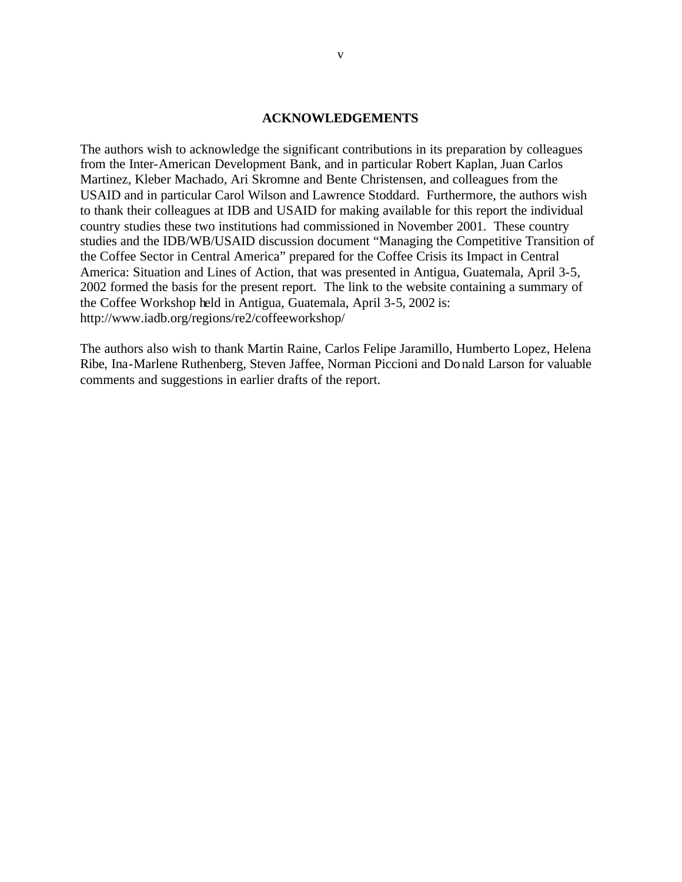## ACKNOWLEDGEMENTS

The authors wish to acknowledge the significant contributions in its preparation by colleagues from the Inter-American Development Bank, and in particular Robert Kaplan, Juan Carlos Martinez, Kleber Machado, Ari Skromne and Bente Christensen, and colleagues from the USAID and in particular Carol Wilson and Lawrence Stoddard. Furthermore, the authors wish to thank their colleagues at IDB and USAID for making available for this report the individual country studies these two institutions had commissioned in November 2001. These country studies and the IDB/WB/USAID discussion document "Managing the Competitive Transition of the Coffee Sector in Central America" prepared for the Coffee Crisis its Impact in Central America: Situation and Lines of Action, that was presented in Antigua, Guatemala, April 3-5, 2002 formed the basis for the present report. The link to the website containing a summary of the Coffee Workshop held in Antigua, Guatemala, April 3-5, 2002 is: http://www.iadb.org/regions/re2/coffeeworkshop/

The authors also wish to thank Martin Raine, Carlos Felipe Jaramillo, Humberto Lopez, Helena Ribe, Ina-Marlene Ruthenberg, Steven Jaffee, Norman Piccioni and Donald Larson for valuable comments and suggestions in earlier drafts of the report.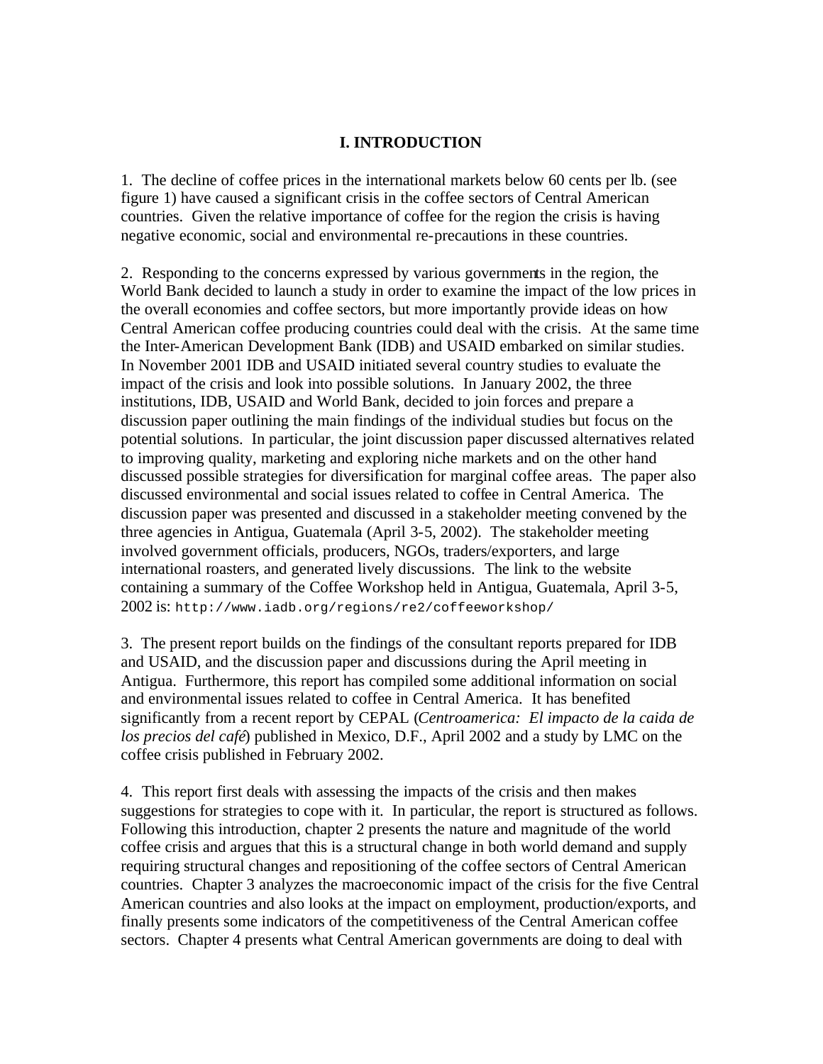# I. INTRODUCTION

1. The decline of coffee prices in the international markets below 60 cents per lb. (see figure 1) have caused a significant crisis in the coffee sectors of Central American countries. Given the relative importance of coffee for the region the crisis is having negative economic, social and environmental re-precautions in these countries.

2. Responding to the concerns expressed by various governments in the region, the World Bank decided to launch a study in order to examine the impact of the low prices in the overall economies and coffee sectors, but more importantly provide ideas on how Central American coffee producing countries could deal with the crisis. At the same time the Inter-American Development Bank (IDB) and USAID embarked on similar studies. In November 2001 IDB and USAID initiated several country studies to evaluate the impact of the crisis and look into possible solutions. In January 2002, the three institutions, IDB, USAID and World Bank, decided to join forces and prepare a discussion paper outlining the main findings of the individual studies but focus on the potential solutions. In particular, the joint discussion paper discussed alternatives related to improving quality, marketing and exploring niche markets and on the other hand discussed possible strategies for diversification for marginal coffee areas. The paper also discussed environmental and social issues related to coffee in Central America. The discussion paper was presented and discussed in a stakeholder meeting convened by the three agencies in Antigua, Guatemala (April 3-5, 2002). The stakeholder meeting involved government officials, producers, NGOs, traders/exporters, and large international roasters, and generated lively discussions. The link to the website containing a summary of the Coffee Workshop held in Antigua, Guatemala, April 3-5, 2002 is: `http://www.iadb.org/regions/re2/coffeeworkshop/`

3. The present report builds on the findings of the consultant reports prepared for IDB and USAID, and the discussion paper and discussions during the April meeting in Antigua. Furthermore, this report has compiled some additional information on social and environmental issues related to coffee in Central America. It has benefited significantly from a recent report by CEPAL (*Centroamerica: El impacto de la caida de los precios del café*) published in Mexico, D.F., April 2002 and a study by LMC on the coffee crisis published in February 2002.

4. This report first deals with assessing the impacts of the crisis and then makes suggestions for strategies to cope with it. In particular, the report is structured as follows. Following this introduction, chapter 2 presents the nature and magnitude of the world coffee crisis and argues that this is a structural change in both world demand and supply requiring structural changes and repositioning of the coffee sectors of Central American countries. Chapter 3 analyzes the macroeconomic impact of the crisis for the five Central American countries and also looks at the impact on employment, production/exports, and finally presents some indicators of the competitiveness of the Central American coffee sectors. Chapter 4 presents what Central American governments are doing to deal with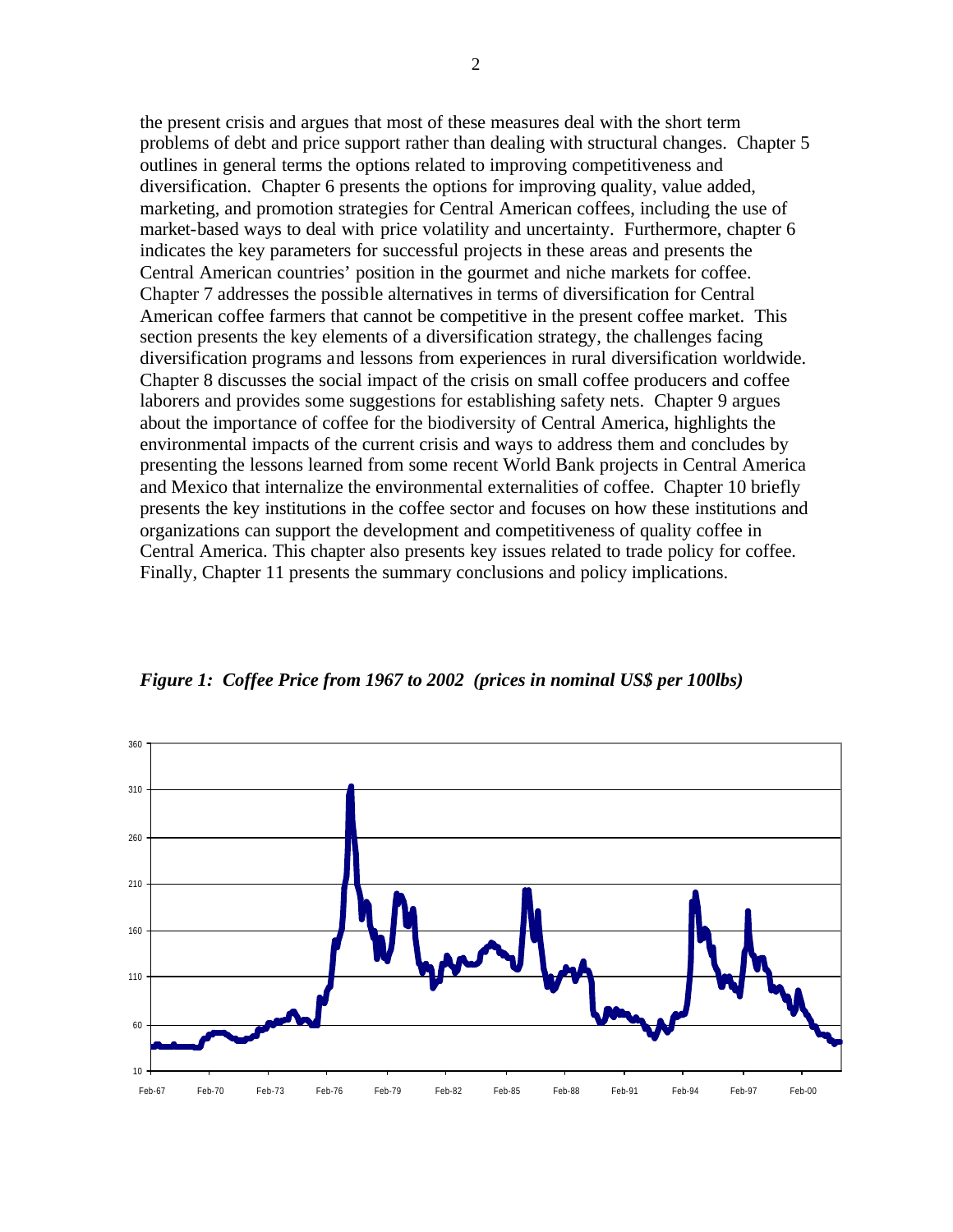the present crisis and argues that most of these measures deal with the short term problems of debt and price support rather than dealing with structural changes. Chapter 5 outlines in general terms the options related to improving competitiveness and diversification. Chapter 6 presents the options for improving quality, value added, marketing, and promotion strategies for Central American coffees, including the use of market-based ways to deal with price volatility and uncertainty. Furthermore, chapter 6 indicates the key parameters for successful projects in these areas and presents the Central American countries' position in the gourmet and niche markets for coffee. Chapter 7 addresses the possible alternatives in terms of diversification for Central American coffee farmers that cannot be competitive in the present coffee market. This section presents the key elements of a diversification strategy, the challenges facing diversification programs and lessons from experiences in rural diversification worldwide. Chapter 8 discusses the social impact of the crisis on small coffee producers and coffee laborers and provides some suggestions for establishing safety nets. Chapter 9 argues about the importance of coffee for the biodiversity of Central America, highlights the environmental impacts of the current crisis and ways to address them and concludes by presenting the lessons learned from some recent World Bank projects in Central America and Mexico that internalize the environmental externalities of coffee. Chapter 10 briefly presents the key institutions in the coffee sector and focuses on how these institutions and organizations can support the development and competitiveness of quality coffee in Central America. This chapter also presents key issues related to trade policy for coffee. Finally, Chapter 11 presents the summary conclusions and policy implications.

***Figure 1: Coffee Price from 1967 to 2002 (prices in nominal US$ per 100lbs)***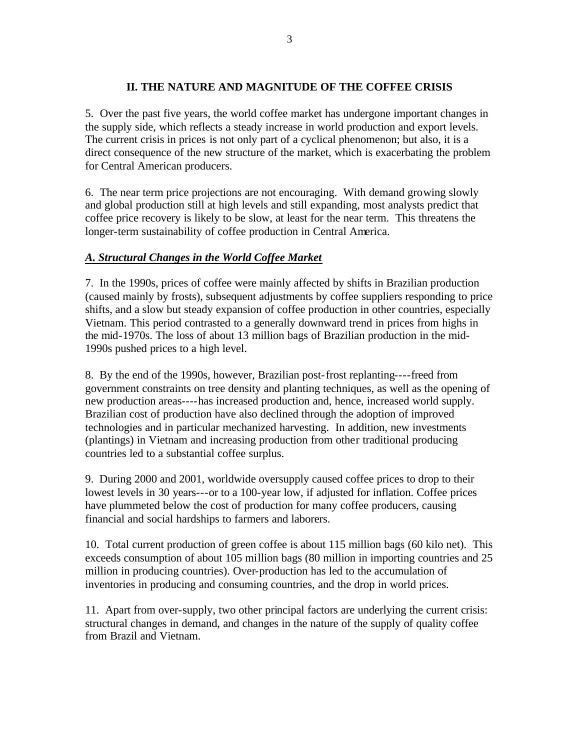## II. THE NATURE AND MAGNITUDE OF THE COFFEE CRISIS

5. Over the past five years, the world coffee market has undergone important changes in the supply side, which reflects a steady increase in world production and export levels. The current crisis in prices is not only part of a cyclical phenomenon; but also, it is a direct consequence of the new structure of the market, which is exacerbating the problem for Central American producers.

6. The near term price projections are not encouraging. With demand growing slowly and global production still at high levels and still expanding, most analysts predict that coffee price recovery is likely to be slow, at least for the near term. This threatens the longer-term sustainability of coffee production in Central America.

### *A. Structural Changes in the World Coffee Market*

7. In the 1990s, prices of coffee were mainly affected by shifts in Brazilian production (caused mainly by frosts), subsequent adjustments by coffee suppliers responding to price shifts, and a slow but steady expansion of coffee production in other countries, especially Vietnam. This period contrasted to a generally downward trend in prices from highs in the mid-1970s. The loss of about 13 million bags of Brazilian production in the mid-1990s pushed prices to a high level.

8. By the end of the 1990s, however, Brazilian post-frost replanting----freed from government constraints on tree density and planting techniques, as well as the opening of new production areas----has increased production and, hence, increased world supply. Brazilian cost of production have also declined through the adoption of improved technologies and in particular mechanized harvesting. In addition, new investments (plantings) in Vietnam and increasing production from other traditional producing countries led to a substantial coffee surplus.

9. During 2000 and 2001, worldwide oversupply caused coffee prices to drop to their lowest levels in 30 years---or to a 100-year low, if adjusted for inflation. Coffee prices have plummeted below the cost of production for many coffee producers, causing financial and social hardships to farmers and laborers.

10. Total current production of green coffee is about 115 million bags (60 kilo net). This exceeds consumption of about 105 million bags (80 million in importing countries and 25 million in producing countries). Over-production has led to the accumulation of inventories in producing and consuming countries, and the drop in world prices.

11. Apart from over-supply, two other principal factors are underlying the current crisis: structural changes in demand, and changes in the nature of the supply of quality coffee from Brazil and Vietnam.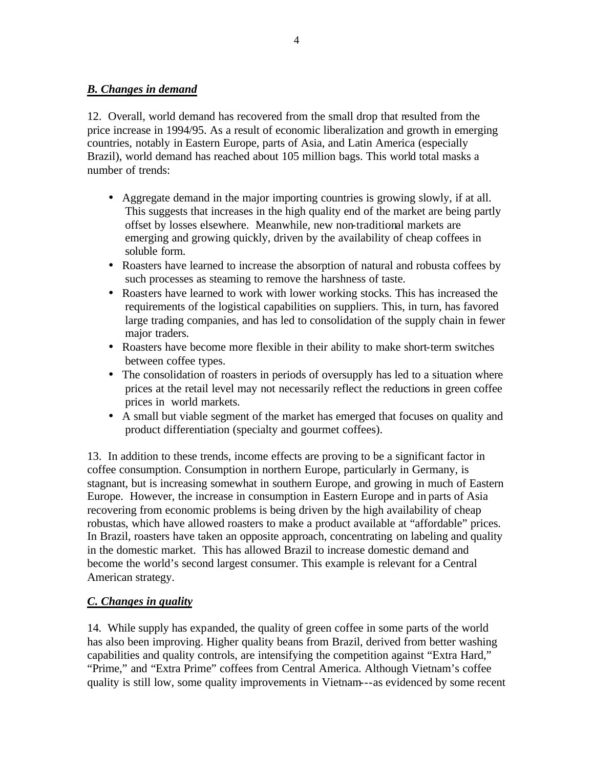***B. Changes in demand***

12. Overall, world demand has recovered from the small drop that resulted from the price increase in 1994/95. As a result of economic liberalization and growth in emerging countries, notably in Eastern Europe, parts of Asia, and Latin America (especially Brazil), world demand has reached about 105 million bags. This world total masks a number of trends:

- Aggregate demand in the major importing countries is growing slowly, if at all. This suggests that increases in the high quality end of the market are being partly offset by losses elsewhere. Meanwhile, new non-traditional markets are emerging and growing quickly, driven by the availability of cheap coffees in soluble form.
- Roasters have learned to increase the absorption of natural and robusta coffees by such processes as steaming to remove the harshness of taste.
- Roasters have learned to work with lower working stocks. This has increased the requirements of the logistical capabilities on suppliers. This, in turn, has favored large trading companies, and has led to consolidation of the supply chain in fewer major traders.
- Roasters have become more flexible in their ability to make short-term switches between coffee types.
- The consolidation of roasters in periods of oversupply has led to a situation where prices at the retail level may not necessarily reflect the reductions in green coffee prices in world markets.
- A small but viable segment of the market has emerged that focuses on quality and product differentiation (specialty and gourmet coffees).

13. In addition to these trends, income effects are proving to be a significant factor in coffee consumption. Consumption in northern Europe, particularly in Germany, is stagnant, but is increasing somewhat in southern Europe, and growing in much of Eastern Europe. However, the increase in consumption in Eastern Europe and in parts of Asia recovering from economic problems is being driven by the high availability of cheap robustas, which have allowed roasters to make a product available at "affordable" prices. In Brazil, roasters have taken an opposite approach, concentrating on labeling and quality in the domestic market. This has allowed Brazil to increase domestic demand and become the world's second largest consumer. This example is relevant for a Central American strategy.

***C. Changes in quality***

14. While supply has expanded, the quality of green coffee in some parts of the world has also been improving. Higher quality beans from Brazil, derived from better washing capabilities and quality controls, are intensifying the competition against "Extra Hard," "Prime," and "Extra Prime" coffees from Central America. Although Vietnam's coffee quality is still low, some quality improvements in Vietnam---as evidenced by some recent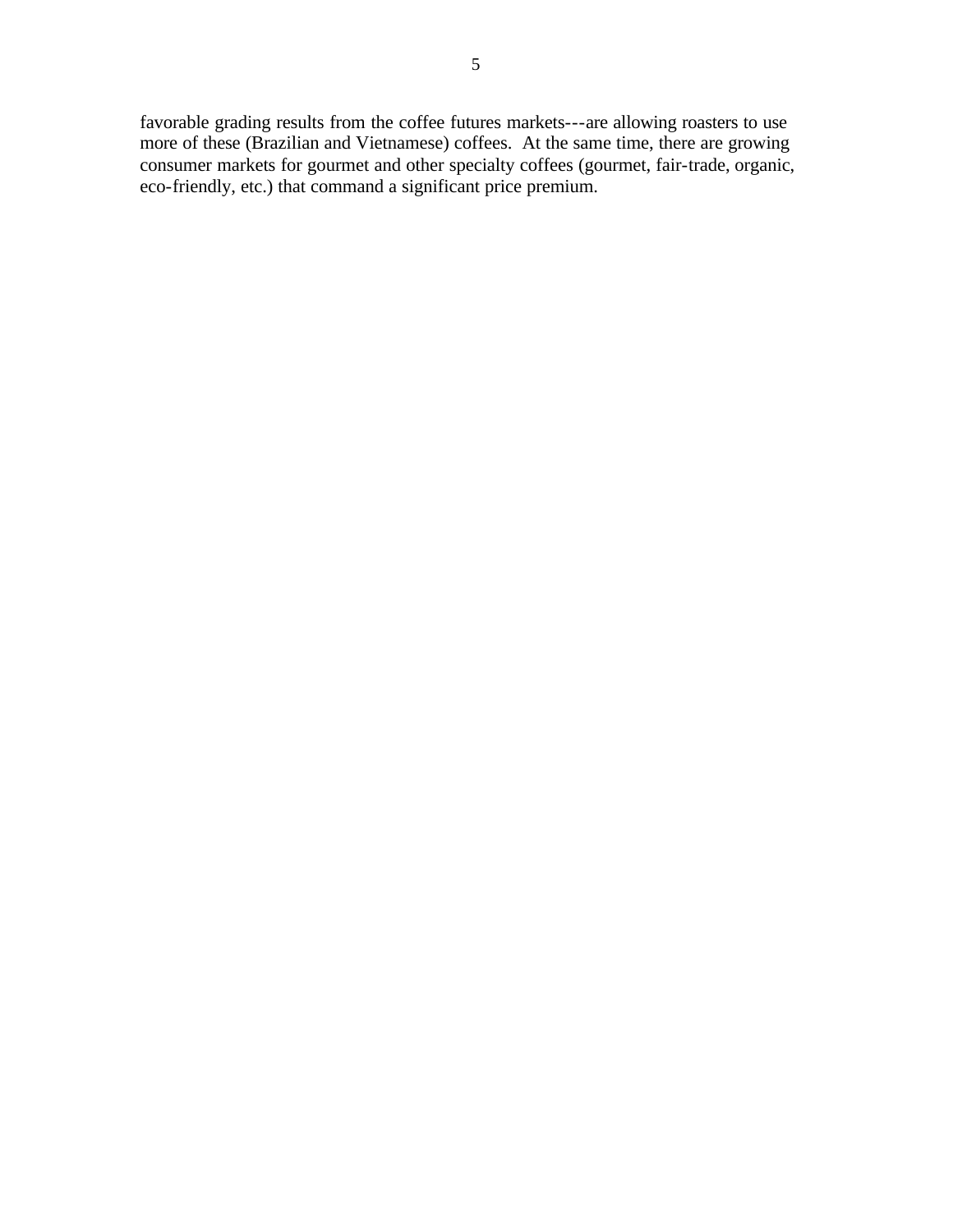favorable grading results from the coffee futures markets---are allowing roasters to use more of these (Brazilian and Vietnamese) coffees. At the same time, there are growing consumer markets for gourmet and other specialty coffees (gourmet, fair-trade, organic, eco-friendly, etc.) that command a significant price premium.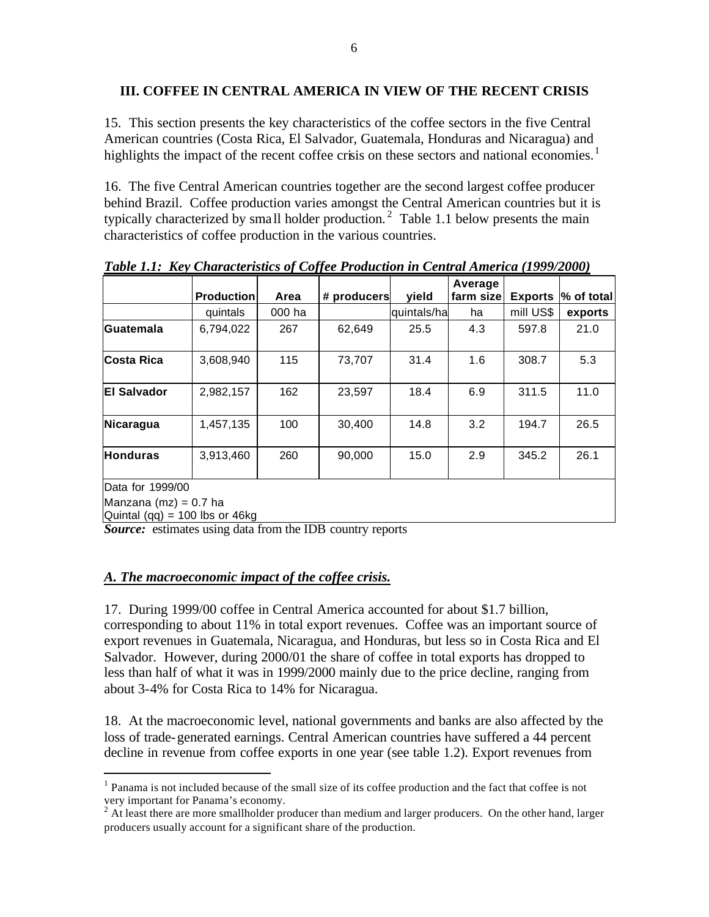### III. COFFEE IN CENTRAL AMERICA IN VIEW OF THE RECENT CRISIS

15. This section presents the key characteristics of the coffee sectors in the five Central American countries (Costa Rica, El Salvador, Guatemala, Honduras and Nicaragua) and highlights the impact of the recent coffee crisis on these sectors and national economies.[1]

16. The five Central American countries together are the second largest coffee producer behind Brazil. Coffee production varies amongst the Central American countries but it is typically characterized by small holder production.[2] Table 1.1 below presents the main characteristics of coffee production in the various countries.

***Table 1.1: Key Characteristics of Coffee Production in Central America (1999/2000)***

| | Production | Area | # producers | yield | Average farm size | Exports | % of total |
|---|---|---|---|---|---|---|---|
| | quintals | 000 ha | | quintals/ha | ha | mill US$ | exports |
| **Guatemala** | 6,794,022 | 267 | 62,649 | 25.5 | 4.3 | 597.8 | 21.0 |
| **Costa Rica** | 3,608,940 | 115 | 73,707 | 31.4 | 1.6 | 308.7 | 5.3 |
| **El Salvador** | 2,982,157 | 162 | 23,597 | 18.4 | 6.9 | 311.5 | 11.0 |
| **Nicaragua** | 1,457,135 | 100 | 30,400 | 14.8 | 3.2 | 194.7 | 26.5 |
| **Honduras** | 3,913,460 | 260 | 90,000 | 15.0 | 2.9 | 345.2 | 26.1 |

Data for 1999/00
Manzana (mz) = 0.7 ha
Quintal (qq) = 100 lbs or 46kg

***Source:*** estimates using data from the IDB country reports

### *A. The macroeconomic impact of the coffee crisis.*

17. During 1999/00 coffee in Central America accounted for about $1.7 billion, corresponding to about 11% in total export revenues. Coffee was an important source of export revenues in Guatemala, Nicaragua, and Honduras, but less so in Costa Rica and El Salvador. However, during 2000/01 the share of coffee in total exports has dropped to less than half of what it was in 1999/2000 mainly due to the price decline, ranging from about 3-4% for Costa Rica to 14% for Nicaragua.

18. At the macroeconomic level, national governments and banks are also affected by the loss of trade-generated earnings. Central American countries have suffered a 44 percent decline in revenue from coffee exports in one year (see table 1.2). Export revenues from

---

[1] Panama is not included because of the small size of its coffee production and the fact that coffee is not very important for Panama's economy.

[2] At least there are more smallholder producer than medium and larger producers. On the other hand, larger producers usually account for a significant share of the production.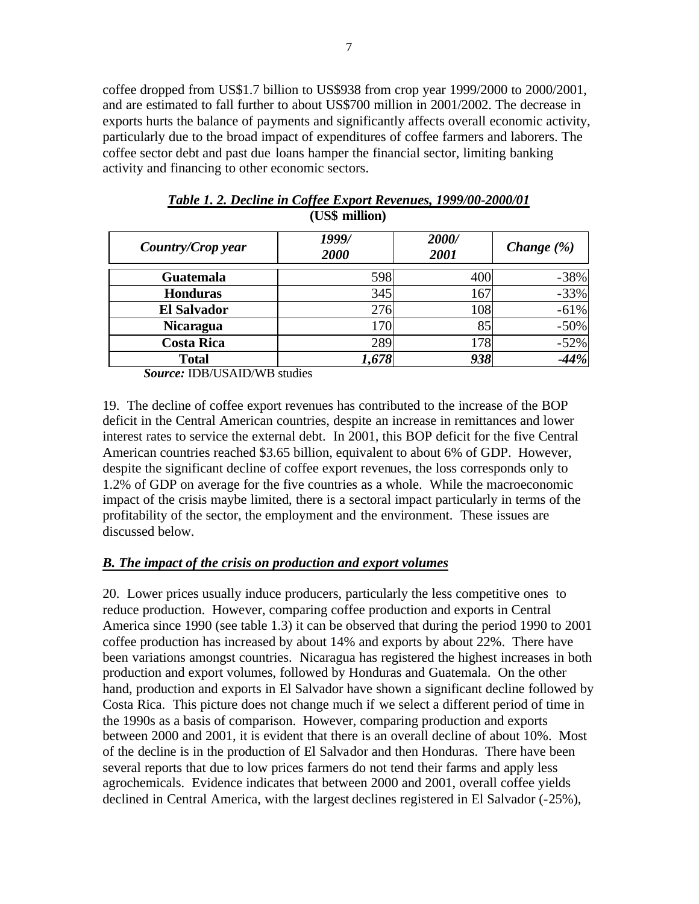coffee dropped from US$1.7 billion to US$938 from crop year 1999/2000 to 2000/2001, and are estimated to fall further to about US$700 million in 2001/2002. The decrease in exports hurts the balance of payments and significantly affects overall economic activity, particularly due to the broad impact of expenditures of coffee farmers and laborers. The coffee sector debt and past due loans hamper the financial sector, limiting banking activity and financing to other economic sectors.

***Table 1. 2. Decline in Coffee Export Revenues, 1999/00-2000/01***
**(US$ million)**

| *Country/Crop year* | *1999/ 2000* | *2000/ 2001* | *Change (%)* |
|---|---|---|---|
| **Guatemala** | 598 | 400 | -38% |
| **Honduras** | 345 | 167 | -33% |
| **El Salvador** | 276 | 108 | -61% |
| **Nicaragua** | 170 | 85 | -50% |
| **Costa Rica** | 289 | 178 | -52% |
| **Total** | ***1,678*** | ***938*** | ***-44%*** |

***Source:*** IDB/USAID/WB studies

19. The decline of coffee export revenues has contributed to the increase of the BOP deficit in the Central American countries, despite an increase in remittances and lower interest rates to service the external debt. In 2001, this BOP deficit for the five Central American countries reached $3.65 billion, equivalent to about 6% of GDP. However, despite the significant decline of coffee export revenues, the loss corresponds only to 1.2% of GDP on average for the five countries as a whole. While the macroeconomic impact of the crisis maybe limited, there is a sectoral impact particularly in terms of the profitability of the sector, the employment and the environment. These issues are discussed below.

### ***B. The impact of the crisis on production and export volumes***

20. Lower prices usually induce producers, particularly the less competitive ones to reduce production. However, comparing coffee production and exports in Central America since 1990 (see table 1.3) it can be observed that during the period 1990 to 2001 coffee production has increased by about 14% and exports by about 22%. There have been variations amongst countries. Nicaragua has registered the highest increases in both production and export volumes, followed by Honduras and Guatemala. On the other hand, production and exports in El Salvador have shown a significant decline followed by Costa Rica. This picture does not change much if we select a different period of time in the 1990s as a basis of comparison. However, comparing production and exports between 2000 and 2001, it is evident that there is an overall decline of about 10%. Most of the decline is in the production of El Salvador and then Honduras. There have been several reports that due to low prices farmers do not tend their farms and apply less agrochemicals. Evidence indicates that between 2000 and 2001, overall coffee yields declined in Central America, with the largest declines registered in El Salvador (-25%),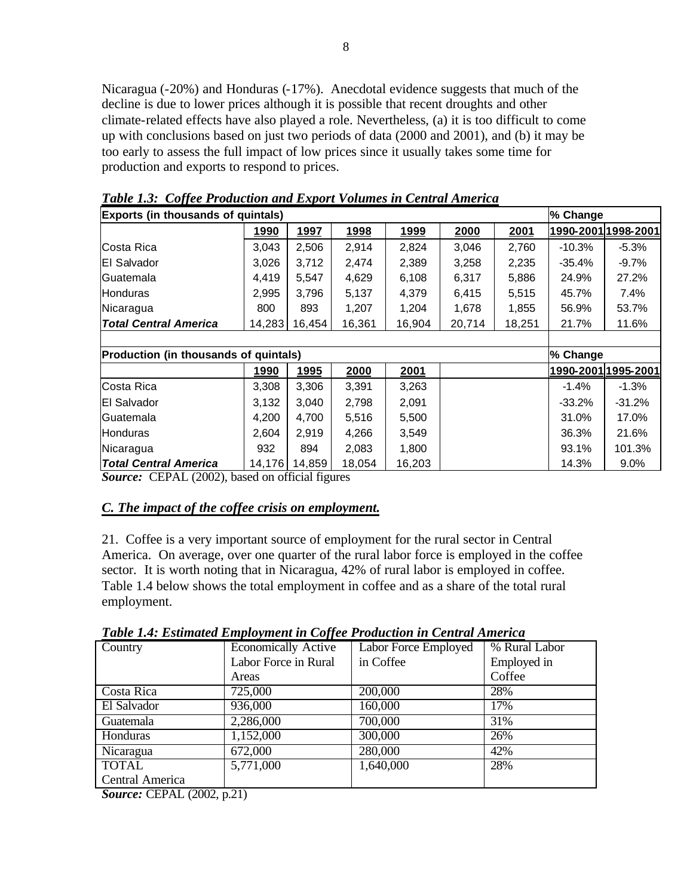Nicaragua (-20%) and Honduras (-17%). Anecdotal evidence suggests that much of the decline is due to lower prices although it is possible that recent droughts and other climate-related effects have also played a role. Nevertheless, (a) it is too difficult to come up with conclusions based on just two periods of data (2000 and 2001), and (b) it may be too early to assess the full impact of low prices since it usually takes some time for production and exports to respond to prices.

***Table 1.3: Coffee Production and Export Volumes in Central America***

| **Exports (in thousands of quintals)** | | | | | | | % Change | |
|---|---|---|---|---|---|---|---|---|
| | 1990 | 1997 | 1998 | 1999 | 2000 | 2001 | 1990-2001 | 1998-2001 |
| Costa Rica | 3,043 | 2,506 | 2,914 | 2,824 | 3,046 | 2,760 | -10.3% | -5.3% |
| El Salvador | 3,026 | 3,712 | 2,474 | 2,389 | 3,258 | 2,235 | -35.4% | -9.7% |
| Guatemala | 4,419 | 5,547 | 4,629 | 6,108 | 6,317 | 5,886 | 24.9% | 27.2% |
| Honduras | 2,995 | 3,796 | 5,137 | 4,379 | 6,415 | 5,515 | 45.7% | 7.4% |
| Nicaragua | 800 | 893 | 1,207 | 1,204 | 1,678 | 1,855 | 56.9% | 53.7% |
| ***Total Central America*** | 14,283 | 16,454 | 16,361 | 16,904 | 20,714 | 18,251 | 21.7% | 11.6% |
| | | | | | | | | |
| **Production (in thousands of quintals)** | | | | | | | % Change | |
| | 1990 | 1995 | 2000 | 2001 | | | 1990-2001 | 1995-2001 |
| Costa Rica | 3,308 | 3,306 | 3,391 | 3,263 | | | -1.4% | -1.3% |
| El Salvador | 3,132 | 3,040 | 2,798 | 2,091 | | | -33.2% | -31.2% |
| Guatemala | 4,200 | 4,700 | 5,516 | 5,500 | | | 31.0% | 17.0% |
| Honduras | 2,604 | 2,919 | 4,266 | 3,549 | | | 36.3% | 21.6% |
| Nicaragua | 932 | 894 | 2,083 | 1,800 | | | 93.1% | 101.3% |
| ***Total Central America*** | 14,176 | 14,859 | 18,054 | 16,203 | | | 14.3% | 9.0% |

***Source:*** CEPAL (2002), based on official figures

## *C. The impact of the coffee crisis on employment.*

21. Coffee is a very important source of employment for the rural sector in Central America. On average, over one quarter of the rural labor force is employed in the coffee sector. It is worth noting that in Nicaragua, 42% of rural labor is employed in coffee. Table 1.4 below shows the total employment in coffee and as a share of the total rural employment.

***Table 1.4: Estimated Employment in Coffee Production in Central America***

| Country | Economically Active Labor Force in Rural Areas | Labor Force Employed in Coffee | % Rural Labor Employed in Coffee |
|---|---|---|---|
| Costa Rica | 725,000 | 200,000 | 28% |
| El Salvador | 936,000 | 160,000 | 17% |
| Guatemala | 2,286,000 | 700,000 | 31% |
| Honduras | 1,152,000 | 300,000 | 26% |
| Nicaragua | 672,000 | 280,000 | 42% |
| TOTAL Central America | 5,771,000 | 1,640,000 | 28% |

***Source:*** CEPAL (2002, p.21)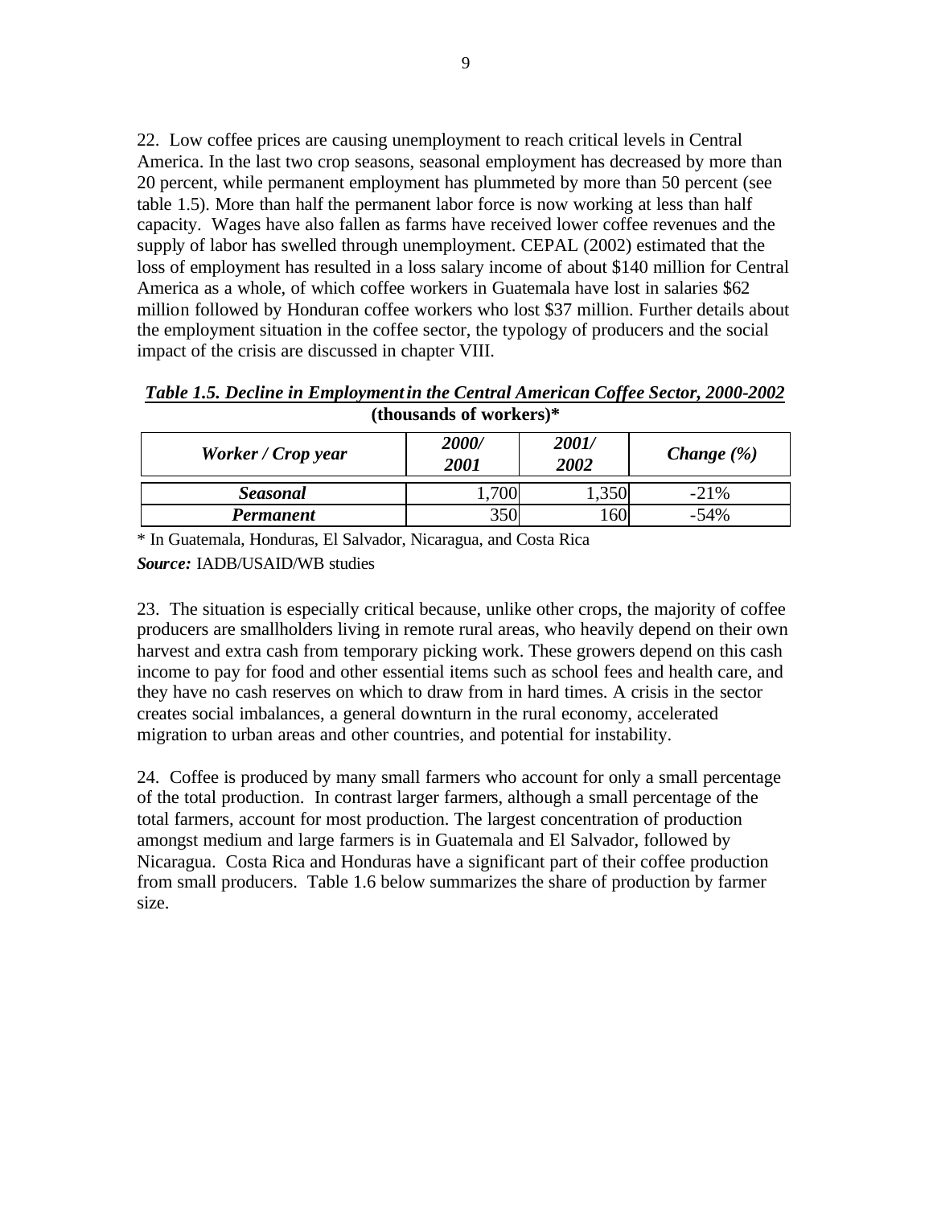22. Low coffee prices are causing unemployment to reach critical levels in Central America. In the last two crop seasons, seasonal employment has decreased by more than 20 percent, while permanent employment has plummeted by more than 50 percent (see table 1.5). More than half the permanent labor force is now working at less than half capacity. Wages have also fallen as farms have received lower coffee revenues and the supply of labor has swelled through unemployment. CEPAL (2002) estimated that the loss of employment has resulted in a loss salary income of about $140 million for Central America as a whole, of which coffee workers in Guatemala have lost in salaries $62 million followed by Honduran coffee workers who lost $37 million. Further details about the employment situation in the coffee sector, the typology of producers and the social impact of the crisis are discussed in chapter VIII.

***Table 1.5. Decline in Employment in the Central American Coffee Sector, 2000-2002***
**(thousands of workers)***

| *Worker / Crop year* | *2000/ 2001* | *2001/ 2002* | *Change (%)* |
|---|---|---|---|
| ***Seasonal*** | 1,700 | 1,350 | -21% |
| ***Permanent*** | 350 | 160 | -54% |

\* In Guatemala, Honduras, El Salvador, Nicaragua, and Costa Rica

***Source:*** IADB/USAID/WB studies

23. The situation is especially critical because, unlike other crops, the majority of coffee producers are smallholders living in remote rural areas, who heavily depend on their own harvest and extra cash from temporary picking work. These growers depend on this cash income to pay for food and other essential items such as school fees and health care, and they have no cash reserves on which to draw from in hard times. A crisis in the sector creates social imbalances, a general downturn in the rural economy, accelerated migration to urban areas and other countries, and potential for instability.

24. Coffee is produced by many small farmers who account for only a small percentage of the total production. In contrast larger farmers, although a small percentage of the total farmers, account for most production. The largest concentration of production amongst medium and large farmers is in Guatemala and El Salvador, followed by Nicaragua. Costa Rica and Honduras have a significant part of their coffee production from small producers. Table 1.6 below summarizes the share of production by farmer size.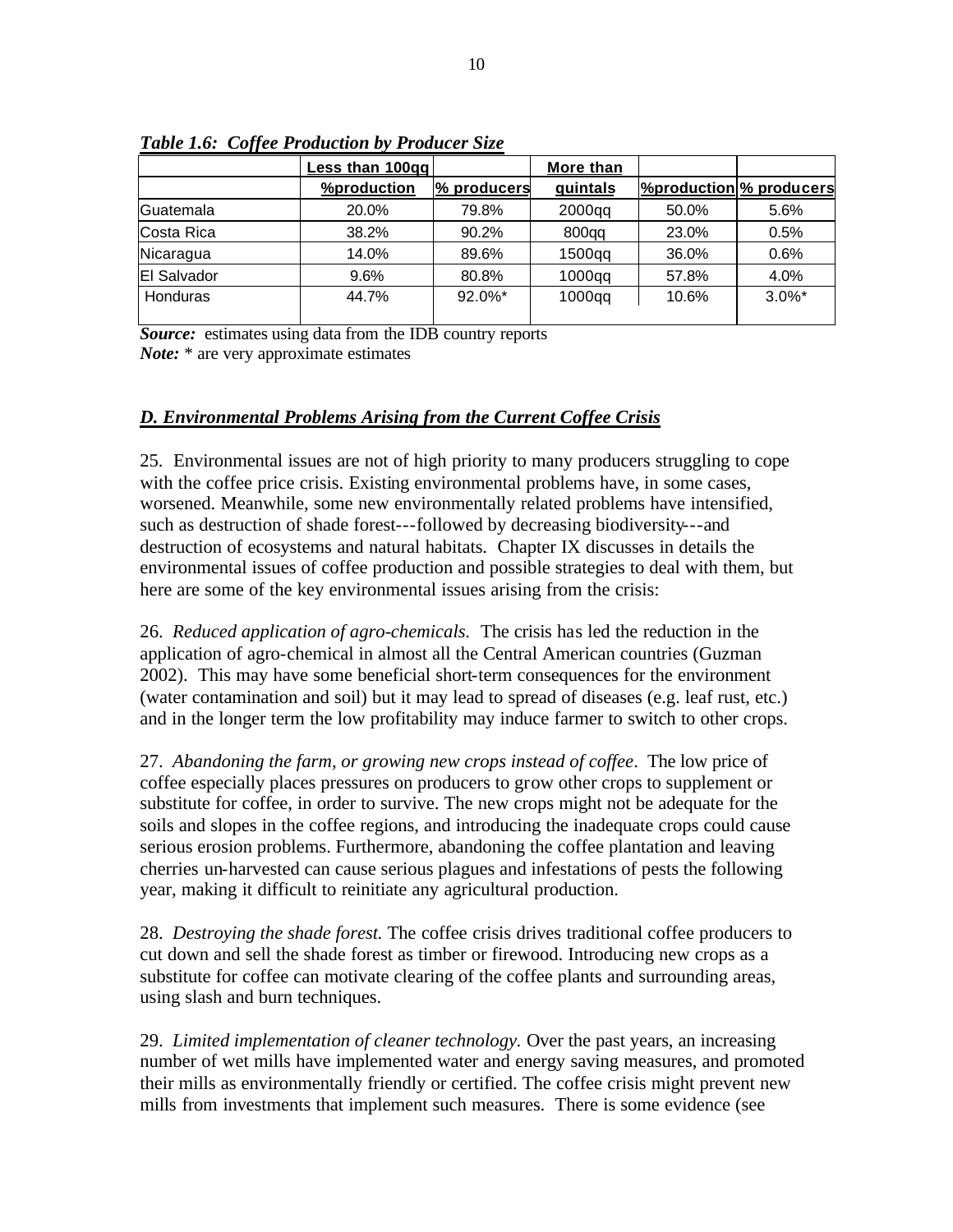*Table 1.6: Coffee Production by Producer Size*

| | Less than 100qq | | More than | | |
|---|---|---|---|---|---|
| | %production | % producers | quintals | %production | % producers |
| Guatemala | 20.0% | 79.8% | 2000qq | 50.0% | 5.6% |
| Costa Rica | 38.2% | 90.2% | 800qq | 23.0% | 0.5% |
| Nicaragua | 14.0% | 89.6% | 1500qq | 36.0% | 0.6% |
| El Salvador | 9.6% | 80.8% | 1000qq | 57.8% | 4.0% |
| Honduras | 44.7% | 92.0%* | 1000qq | 10.6% | 3.0%* |

***Source:*** estimates using data from the IDB country reports
***Note:*** * are very approximate estimates

## *D. Environmental Problems Arising from the Current Coffee Crisis*

25. Environmental issues are not of high priority to many producers struggling to cope with the coffee price crisis. Existing environmental problems have, in some cases, worsened. Meanwhile, some new environmentally related problems have intensified, such as destruction of shade forest---followed by decreasing biodiversity---and destruction of ecosystems and natural habitats. Chapter IX discusses in details the environmental issues of coffee production and possible strategies to deal with them, but here are some of the key environmental issues arising from the crisis:

26. *Reduced application of agro-chemicals.* The crisis has led the reduction in the application of agro-chemical in almost all the Central American countries (Guzman 2002). This may have some beneficial short-term consequences for the environment (water contamination and soil) but it may lead to spread of diseases (e.g. leaf rust, etc.) and in the longer term the low profitability may induce farmer to switch to other crops.

27. *Abandoning the farm, or growing new crops instead of coffee.* The low price of coffee especially places pressures on producers to grow other crops to supplement or substitute for coffee, in order to survive. The new crops might not be adequate for the soils and slopes in the coffee regions, and introducing the inadequate crops could cause serious erosion problems. Furthermore, abandoning the coffee plantation and leaving cherries un-harvested can cause serious plagues and infestations of pests the following year, making it difficult to reinitiate any agricultural production.

28. *Destroying the shade forest.* The coffee crisis drives traditional coffee producers to cut down and sell the shade forest as timber or firewood. Introducing new crops as a substitute for coffee can motivate clearing of the coffee plants and surrounding areas, using slash and burn techniques.

29. *Limited implementation of cleaner technology.* Over the past years, an increasing number of wet mills have implemented water and energy saving measures, and promoted their mills as environmentally friendly or certified. The coffee crisis might prevent new mills from investments that implement such measures. There is some evidence (see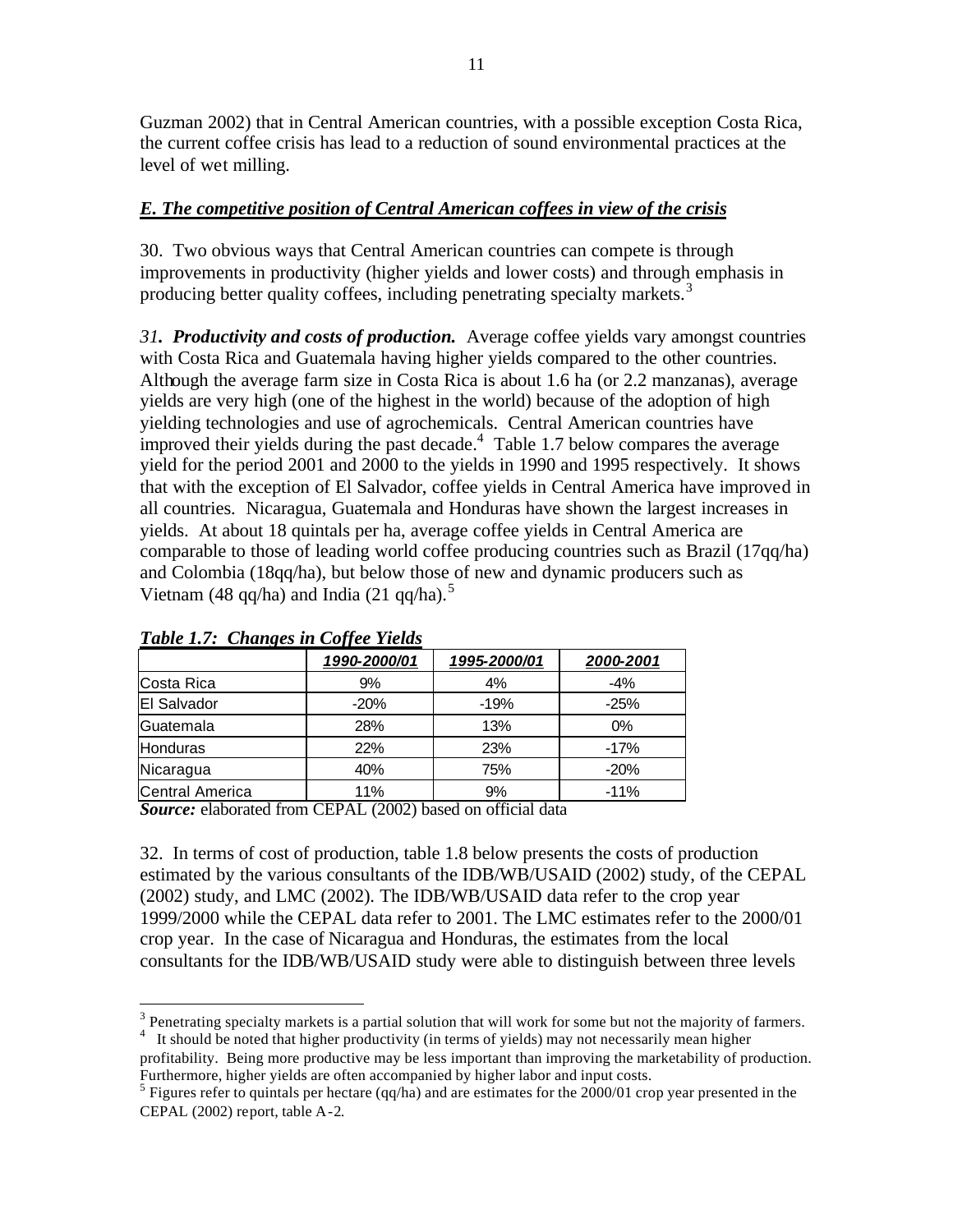Guzman 2002) that in Central American countries, with a possible exception Costa Rica, the current coffee crisis has lead to a reduction of sound environmental practices at the level of wet milling.

## *E. The competitive position of Central American coffees in view of the crisis*

30. Two obvious ways that Central American countries can compete is through improvements in productivity (higher yields and lower costs) and through emphasis in producing better quality coffees, including penetrating specialty markets.[3]

*31. **Productivity and costs of production.*** Average coffee yields vary amongst countries with Costa Rica and Guatemala having higher yields compared to the other countries. Although the average farm size in Costa Rica is about 1.6 ha (or 2.2 manzanas), average yields are very high (one of the highest in the world) because of the adoption of high yielding technologies and use of agrochemicals. Central American countries have improved their yields during the past decade.[4] Table 1.7 below compares the average yield for the period 2001 and 2000 to the yields in 1990 and 1995 respectively. It shows that with the exception of El Salvador, coffee yields in Central America have improved in all countries. Nicaragua, Guatemala and Honduras have shown the largest increases in yields. At about 18 quintals per ha, average coffee yields in Central America are comparable to those of leading world coffee producing countries such as Brazil (17qq/ha) and Colombia (18qq/ha), but below those of new and dynamic producers such as Vietnam (48 qq/ha) and India (21 qq/ha).[5]

***Table 1.7: Changes in Coffee Yields***

| | 1990-2000/01 | 1995-2000/01 | 2000-2001 |
|---|---|---|---|
| Costa Rica | 9% | 4% | -4% |
| El Salvador | -20% | -19% | -25% |
| Guatemala | 28% | 13% | 0% |
| Honduras | 22% | 23% | -17% |
| Nicaragua | 40% | 75% | -20% |
| Central America | 11% | 9% | -11% |

***Source:*** elaborated from CEPAL (2002) based on official data

32. In terms of cost of production, table 1.8 below presents the costs of production estimated by the various consultants of the IDB/WB/USAID (2002) study, of the CEPAL (2002) study, and LMC (2002). The IDB/WB/USAID data refer to the crop year 1999/2000 while the CEPAL data refer to 2001. The LMC estimates refer to the 2000/01 crop year. In the case of Nicaragua and Honduras, the estimates from the local consultants for the IDB/WB/USAID study were able to distinguish between three levels

---

[3] Penetrating specialty markets is a partial solution that will work for some but not the majority of farmers.

[4] It should be noted that higher productivity (in terms of yields) may not necessarily mean higher profitability. Being more productive may be less important than improving the marketability of production. Furthermore, higher yields are often accompanied by higher labor and input costs.

[5] Figures refer to quintals per hectare (qq/ha) and are estimates for the 2000/01 crop year presented in the CEPAL (2002) report, table A-2.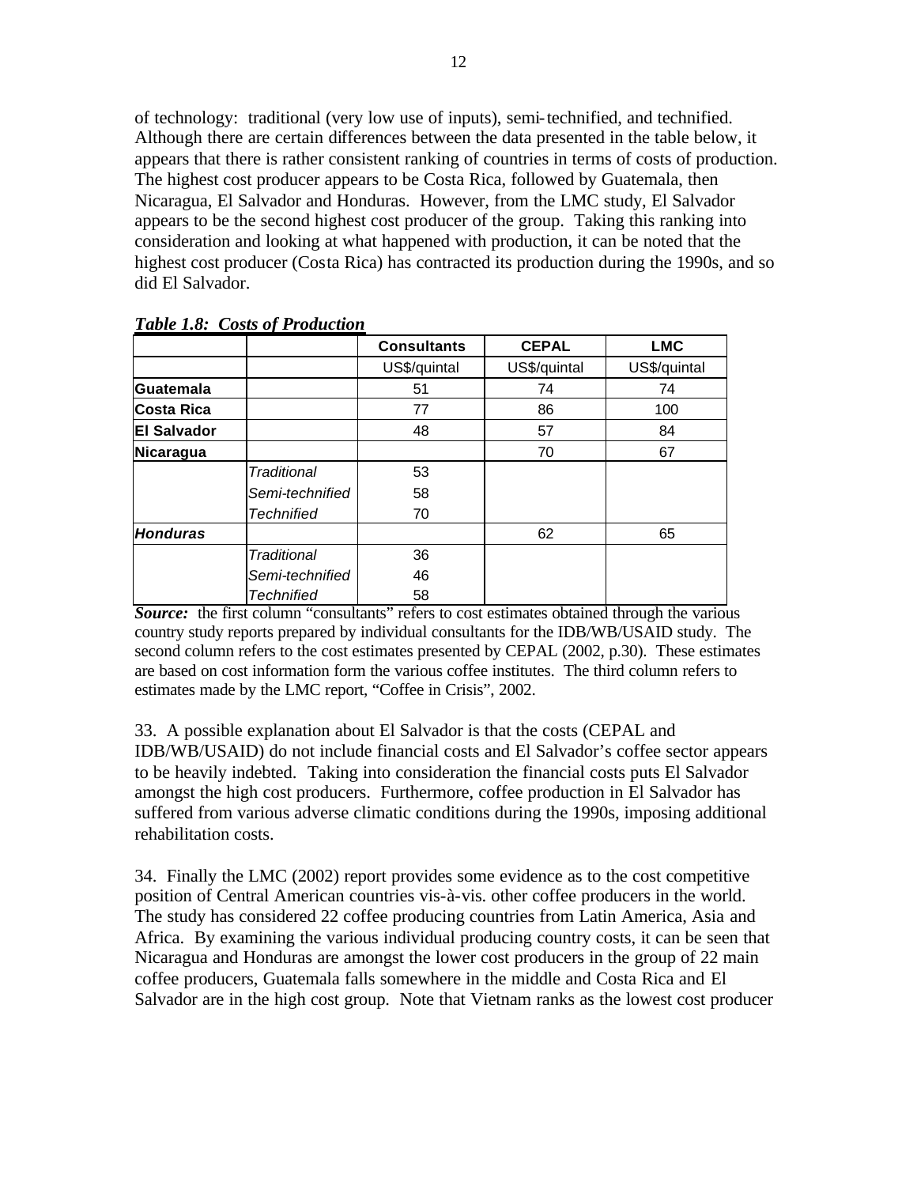of technology: traditional (very low use of inputs), semi-technified, and technified. Although there are certain differences between the data presented in the table below, it appears that there is rather consistent ranking of countries in terms of costs of production. The highest cost producer appears to be Costa Rica, followed by Guatemala, then Nicaragua, El Salvador and Honduras. However, from the LMC study, El Salvador appears to be the second highest cost producer of the group. Taking this ranking into consideration and looking at what happened with production, it can be noted that the highest cost producer (Costa Rica) has contracted its production during the 1990s, and so did El Salvador.

***Table 1.8: Costs of Production***

| | | **Consultants** | **CEPAL** | **LMC** |
|---|---|---|---|---|
| | | US$/quintal | US$/quintal | US$/quintal |
| **Guatemala** | | 51 | 74 | 74 |
| **Costa Rica** | | 77 | 86 | 100 |
| **El Salvador** | | 48 | 57 | 84 |
| **Nicaragua** | | | 70 | 67 |
| | *Traditional* | 53 | | |
| | *Semi-technified* | 58 | | |
| | *Technified* | 70 | | |
| ***Honduras*** | | | 62 | 65 |
| | *Traditional* | 36 | | |
| | *Semi-technified* | 46 | | |
| | *Technified* | 58 | | |

***Source:*** the first column "consultants" refers to cost estimates obtained through the various country study reports prepared by individual consultants for the IDB/WB/USAID study. The second column refers to the cost estimates presented by CEPAL (2002, p.30). These estimates are based on cost information form the various coffee institutes. The third column refers to estimates made by the LMC report, "Coffee in Crisis", 2002.

33. A possible explanation about El Salvador is that the costs (CEPAL and IDB/WB/USAID) do not include financial costs and El Salvador's coffee sector appears to be heavily indebted. Taking into consideration the financial costs puts El Salvador amongst the high cost producers. Furthermore, coffee production in El Salvador has suffered from various adverse climatic conditions during the 1990s, imposing additional rehabilitation costs.

34. Finally the LMC (2002) report provides some evidence as to the cost competitive position of Central American countries vis-à-vis. other coffee producers in the world. The study has considered 22 coffee producing countries from Latin America, Asia and Africa. By examining the various individual producing country costs, it can be seen that Nicaragua and Honduras are amongst the lower cost producers in the group of 22 main coffee producers, Guatemala falls somewhere in the middle and Costa Rica and El Salvador are in the high cost group. Note that Vietnam ranks as the lowest cost producer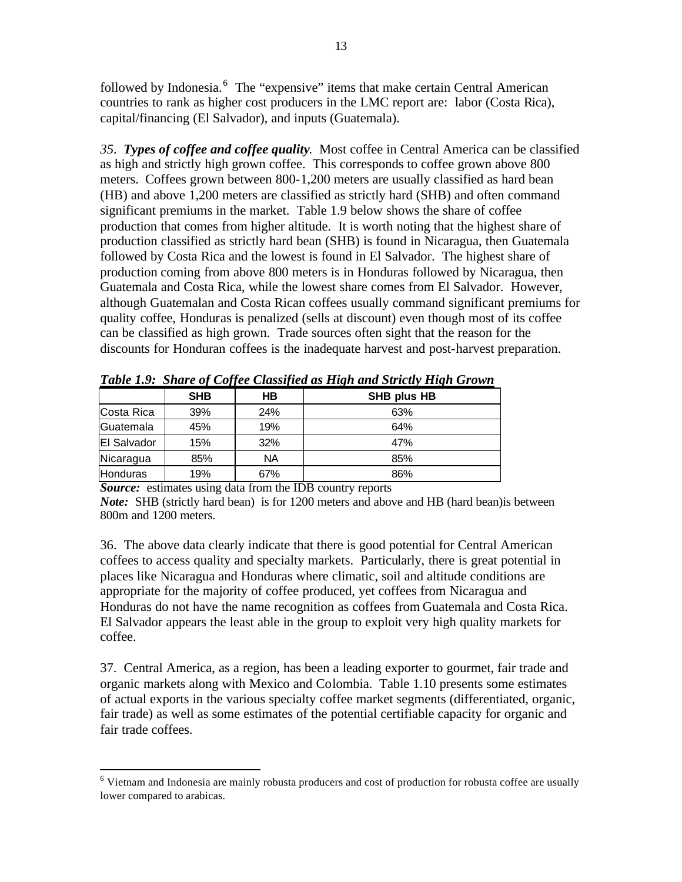followed by Indonesia.[6] The "expensive" items that make certain Central American countries to rank as higher cost producers in the LMC report are: labor (Costa Rica), capital/financing (El Salvador), and inputs (Guatemala).

*35*. ***Types of coffee and coffee quality****.* Most coffee in Central America can be classified as high and strictly high grown coffee. This corresponds to coffee grown above 800 meters. Coffees grown between 800-1,200 meters are usually classified as hard bean (HB) and above 1,200 meters are classified as strictly hard (SHB) and often command significant premiums in the market. Table 1.9 below shows the share of coffee production that comes from higher altitude. It is worth noting that the highest share of production classified as strictly hard bean (SHB) is found in Nicaragua, then Guatemala followed by Costa Rica and the lowest is found in El Salvador. The highest share of production coming from above 800 meters is in Honduras followed by Nicaragua, then Guatemala and Costa Rica, while the lowest share comes from El Salvador. However, although Guatemalan and Costa Rican coffees usually command significant premiums for quality coffee, Honduras is penalized (sells at discount) even though most of its coffee can be classified as high grown. Trade sources often sight that the reason for the discounts for Honduran coffees is the inadequate harvest and post-harvest preparation.

***Table 1.9: Share of Coffee Classified as High and Strictly High Grown***

| | SHB | HB | SHB plus HB |
|---|---|---|---|
| Costa Rica | 39% | 24% | 63% |
| Guatemala | 45% | 19% | 64% |
| El Salvador | 15% | 32% | 47% |
| Nicaragua | 85% | NA | 85% |
| Honduras | 19% | 67% | 86% |

***Source:*** estimates using data from the IDB country reports
***Note:*** SHB (strictly hard bean) is for 1200 meters and above and HB (hard bean)is between 800m and 1200 meters.

36. The above data clearly indicate that there is good potential for Central American coffees to access quality and specialty markets. Particularly, there is great potential in places like Nicaragua and Honduras where climatic, soil and altitude conditions are appropriate for the majority of coffee produced, yet coffees from Nicaragua and Honduras do not have the name recognition as coffees from Guatemala and Costa Rica. El Salvador appears the least able in the group to exploit very high quality markets for coffee.

37. Central America, as a region, has been a leading exporter to gourmet, fair trade and organic markets along with Mexico and Colombia. Table 1.10 presents some estimates of actual exports in the various specialty coffee market segments (differentiated, organic, fair trade) as well as some estimates of the potential certifiable capacity for organic and fair trade coffees.

[6] Vietnam and Indonesia are mainly robusta producers and cost of production for robusta coffee are usually lower compared to arabicas.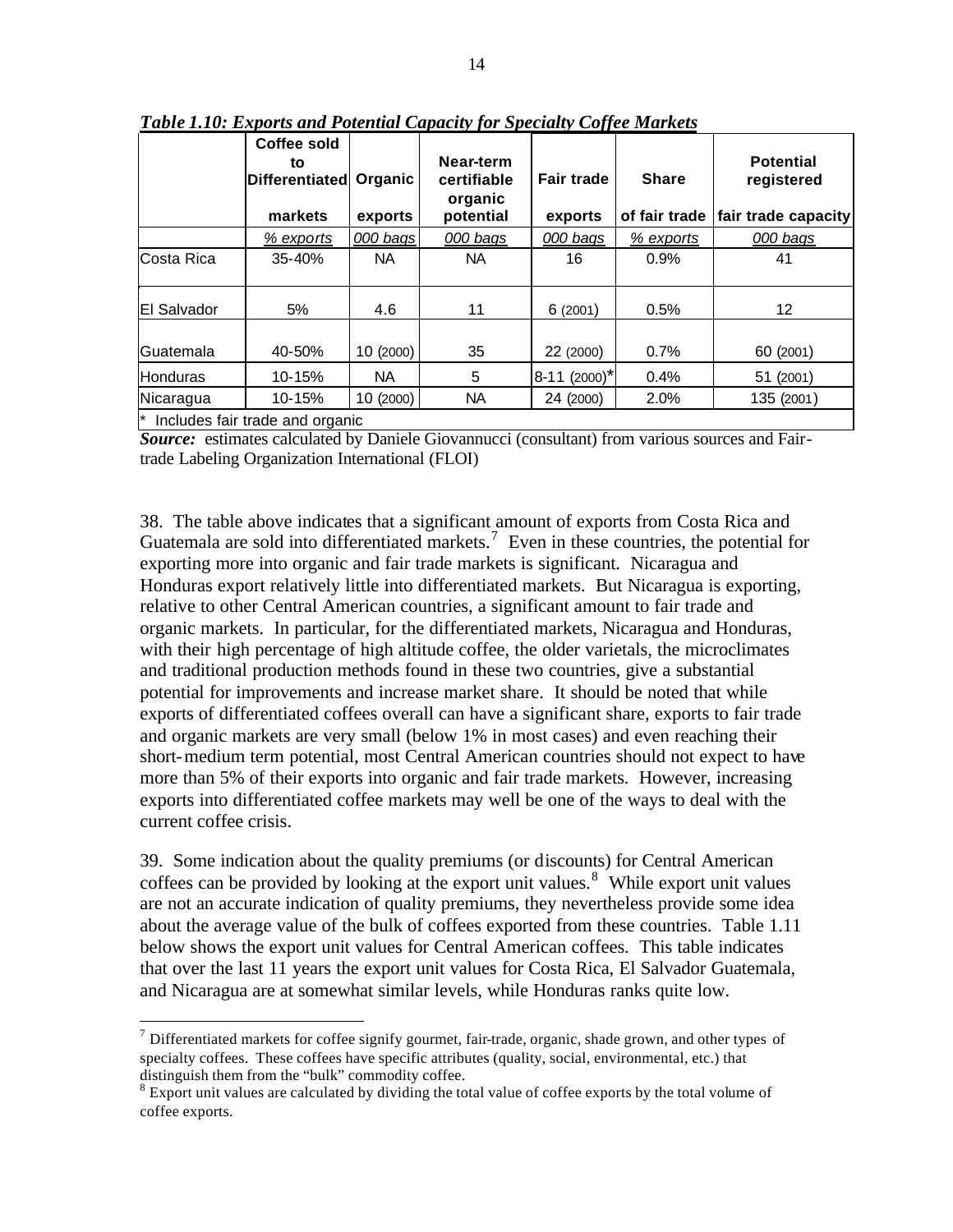***Table 1.10: Exports and Potential Capacity for Specialty Coffee Markets***

| | Coffee sold to Differentiated markets | Organic exports | Near-term certifiable organic potential | Fair trade exports | Share of fair trade | Potential registered fair trade capacity |
|---|---|---|---|---|---|---|
| | *% exports* | *000 bags* | *000 bags* | *000 bags* | *% exports* | *000 bags* |
| Costa Rica | 35-40% | NA | NA | 16 | 0.9% | 41 |
| El Salvador | 5% | 4.6 | 11 | 6 (2001) | 0.5% | 12 |
| Guatemala | 40-50% | 10 (2000) | 35 | 22 (2000) | 0.7% | 60 (2001) |
| Honduras | 10-15% | NA | 5 | 8-11 (2000)* | 0.4% | 51 (2001) |
| Nicaragua | 10-15% | 10 (2000) | NA | 24 (2000) | 2.0% | 135 (2001) |

\* Includes fair trade and organic

***Source:*** estimates calculated by Daniele Giovannucci (consultant) from various sources and Fair-trade Labeling Organization International (FLOI)

38. The table above indicates that a significant amount of exports from Costa Rica and Guatemala are sold into differentiated markets.[7] Even in these countries, the potential for exporting more into organic and fair trade markets is significant. Nicaragua and Honduras export relatively little into differentiated markets. But Nicaragua is exporting, relative to other Central American countries, a significant amount to fair trade and organic markets. In particular, for the differentiated markets, Nicaragua and Honduras, with their high percentage of high altitude coffee, the older varietals, the microclimates and traditional production methods found in these two countries, give a substantial potential for improvements and increase market share. It should be noted that while exports of differentiated coffees overall can have a significant share, exports to fair trade and organic markets are very small (below 1% in most cases) and even reaching their short-medium term potential, most Central American countries should not expect to have more than 5% of their exports into organic and fair trade markets. However, increasing exports into differentiated coffee markets may well be one of the ways to deal with the current coffee crisis.

39. Some indication about the quality premiums (or discounts) for Central American coffees can be provided by looking at the export unit values.[8] While export unit values are not an accurate indication of quality premiums, they nevertheless provide some idea about the average value of the bulk of coffees exported from these countries. Table 1.11 below shows the export unit values for Central American coffees. This table indicates that over the last 11 years the export unit values for Costa Rica, El Salvador Guatemala, and Nicaragua are at somewhat similar levels, while Honduras ranks quite low.

[7] Differentiated markets for coffee signify gourmet, fair-trade, organic, shade grown, and other types of specialty coffees. These coffees have specific attributes (quality, social, environmental, etc.) that distinguish them from the "bulk" commodity coffee.

[8] Export unit values are calculated by dividing the total value of coffee exports by the total volume of coffee exports.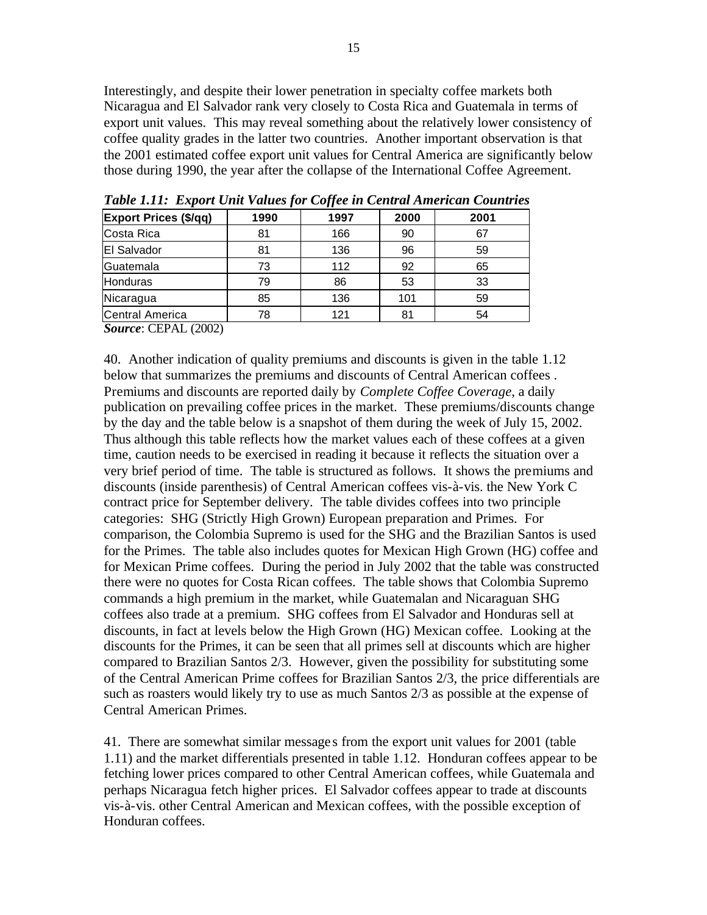Interestingly, and despite their lower penetration in specialty coffee markets both Nicaragua and El Salvador rank very closely to Costa Rica and Guatemala in terms of export unit values. This may reveal something about the relatively lower consistency of coffee quality grades in the latter two countries. Another important observation is that the 2001 estimated coffee export unit values for Central America are significantly below those during 1990, the year after the collapse of the International Coffee Agreement.

***Table 1.11: Export Unit Values for Coffee in Central American Countries***

| Export Prices ($/qq) | 1990 | 1997 | 2000 | 2001 |
|---|---|---|---|---|
| Costa Rica | 81 | 166 | 90 | 67 |
| El Salvador | 81 | 136 | 96 | 59 |
| Guatemala | 73 | 112 | 92 | 65 |
| Honduras | 79 | 86 | 53 | 33 |
| Nicaragua | 85 | 136 | 101 | 59 |
| Central America | 78 | 121 | 81 | 54 |

***Source***: CEPAL (2002)

40. Another indication of quality premiums and discounts is given in the table 1.12 below that summarizes the premiums and discounts of Central American coffees . Premiums and discounts are reported daily by *Complete Coffee Coverage*, a daily publication on prevailing coffee prices in the market. These premiums/discounts change by the day and the table below is a snapshot of them during the week of July 15, 2002. Thus although this table reflects how the market values each of these coffees at a given time, caution needs to be exercised in reading it because it reflects the situation over a very brief period of time. The table is structured as follows. It shows the premiums and discounts (inside parenthesis) of Central American coffees vis-à-vis. the New York C contract price for September delivery. The table divides coffees into two principle categories: SHG (Strictly High Grown) European preparation and Primes. For comparison, the Colombia Supremo is used for the SHG and the Brazilian Santos is used for the Primes. The table also includes quotes for Mexican High Grown (HG) coffee and for Mexican Prime coffees. During the period in July 2002 that the table was constructed there were no quotes for Costa Rican coffees. The table shows that Colombia Supremo commands a high premium in the market, while Guatemalan and Nicaraguan SHG coffees also trade at a premium. SHG coffees from El Salvador and Honduras sell at discounts, in fact at levels below the High Grown (HG) Mexican coffee. Looking at the discounts for the Primes, it can be seen that all primes sell at discounts which are higher compared to Brazilian Santos 2/3. However, given the possibility for substituting some of the Central American Prime coffees for Brazilian Santos 2/3, the price differentials are such as roasters would likely try to use as much Santos 2/3 as possible at the expense of Central American Primes.

41. There are somewhat similar messages from the export unit values for 2001 (table 1.11) and the market differentials presented in table 1.12. Honduran coffees appear to be fetching lower prices compared to other Central American coffees, while Guatemala and perhaps Nicaragua fetch higher prices. El Salvador coffees appear to trade at discounts vis-à-vis. other Central American and Mexican coffees, with the possible exception of Honduran coffees.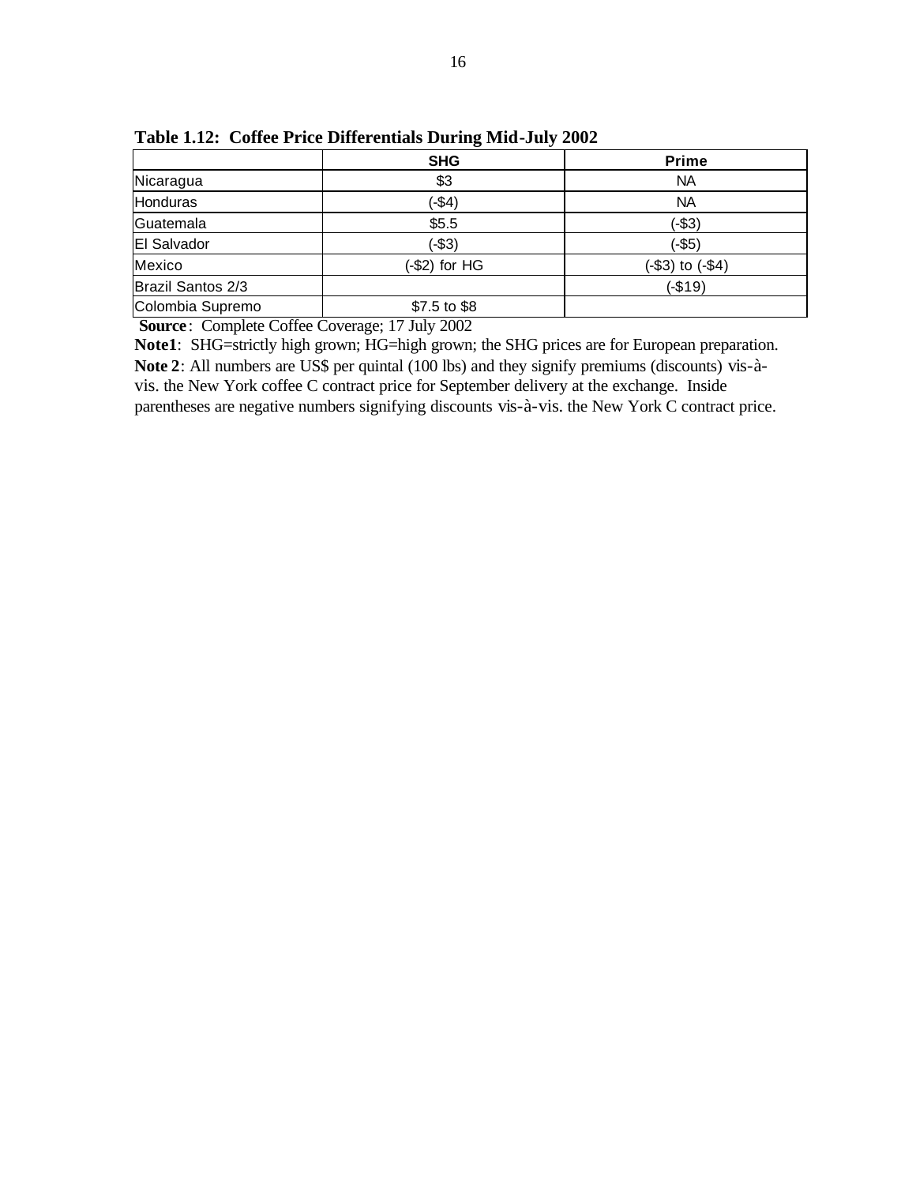**Table 1.12: Coffee Price Differentials During Mid-July 2002**

| | SHG | Prime |
|---|---|---|
| Nicaragua | $3 | NA |
| Honduras | (-$4) | NA |
| Guatemala | $5.5 | (-$3) |
| El Salvador | (-$3) | (-$5) |
| Mexico | (-$2) for HG | (-$3) to (-$4) |
| Brazil Santos 2/3 | | (-$19) |
| Colombia Supremo | $7.5 to $8 | |

**Source**: Complete Coffee Coverage; 17 July 2002

**Note1**: SHG=strictly high grown; HG=high grown; the SHG prices are for European preparation.

**Note 2**: All numbers are US$ per quintal (100 lbs) and they signify premiums (discounts) vis-à-vis. the New York coffee C contract price for September delivery at the exchange. Inside parentheses are negative numbers signifying discounts vis-à-vis. the New York C contract price.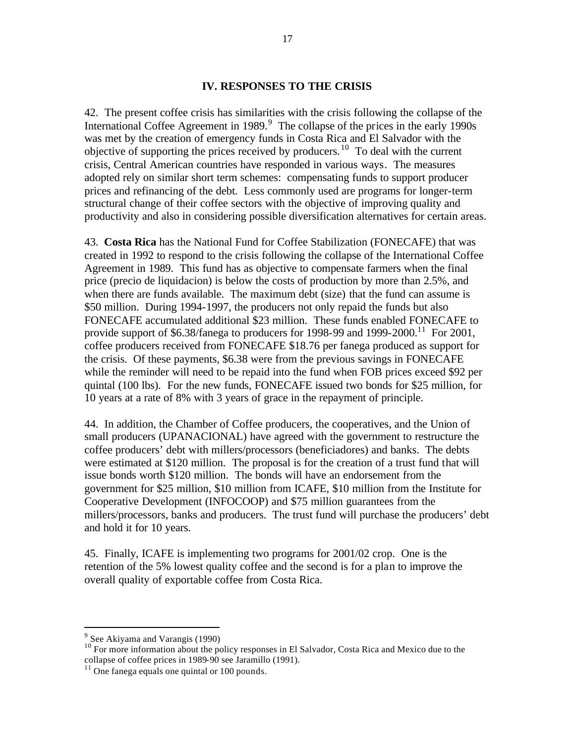## IV. RESPONSES TO THE CRISIS

42. The present coffee crisis has similarities with the crisis following the collapse of the International Coffee Agreement in 1989.[9] The collapse of the prices in the early 1990s was met by the creation of emergency funds in Costa Rica and El Salvador with the objective of supporting the prices received by producers.[10] To deal with the current crisis, Central American countries have responded in various ways. The measures adopted rely on similar short term schemes: compensating funds to support producer prices and refinancing of the debt. Less commonly used are programs for longer-term structural change of their coffee sectors with the objective of improving quality and productivity and also in considering possible diversification alternatives for certain areas.

43. **Costa Rica** has the National Fund for Coffee Stabilization (FONECAFE) that was created in 1992 to respond to the crisis following the collapse of the International Coffee Agreement in 1989. This fund has as objective to compensate farmers when the final price (precio de liquidacion) is below the costs of production by more than 2.5%, and when there are funds available. The maximum debt (size) that the fund can assume is $50 million. During 1994-1997, the producers not only repaid the funds but also FONECAFE accumulated additional $23 million. These funds enabled FONECAFE to provide support of $6.38/fanega to producers for 1998-99 and 1999-2000.[11] For 2001, coffee producers received from FONECAFE $18.76 per fanega produced as support for the crisis. Of these payments, $6.38 were from the previous savings in FONECAFE while the reminder will need to be repaid into the fund when FOB prices exceed $92 per quintal (100 lbs). For the new funds, FONECAFE issued two bonds for $25 million, for 10 years at a rate of 8% with 3 years of grace in the repayment of principle.

44. In addition, the Chamber of Coffee producers, the cooperatives, and the Union of small producers (UPANACIONAL) have agreed with the government to restructure the coffee producers' debt with millers/processors (beneficiadores) and banks. The debts were estimated at $120 million. The proposal is for the creation of a trust fund that will issue bonds worth $120 million. The bonds will have an endorsement from the government for $25 million, $10 million from ICAFE, $10 million from the Institute for Cooperative Development (INFOCOOP) and $75 million guarantees from the millers/processors, banks and producers. The trust fund will purchase the producers' debt and hold it for 10 years.

45. Finally, ICAFE is implementing two programs for 2001/02 crop. One is the retention of the 5% lowest quality coffee and the second is for a plan to improve the overall quality of exportable coffee from Costa Rica.

---

[9] See Akiyama and Varangis (1990)

[10] For more information about the policy responses in El Salvador, Costa Rica and Mexico due to the collapse of coffee prices in 1989-90 see Jaramillo (1991).

[11] One fanega equals one quintal or 100 pounds.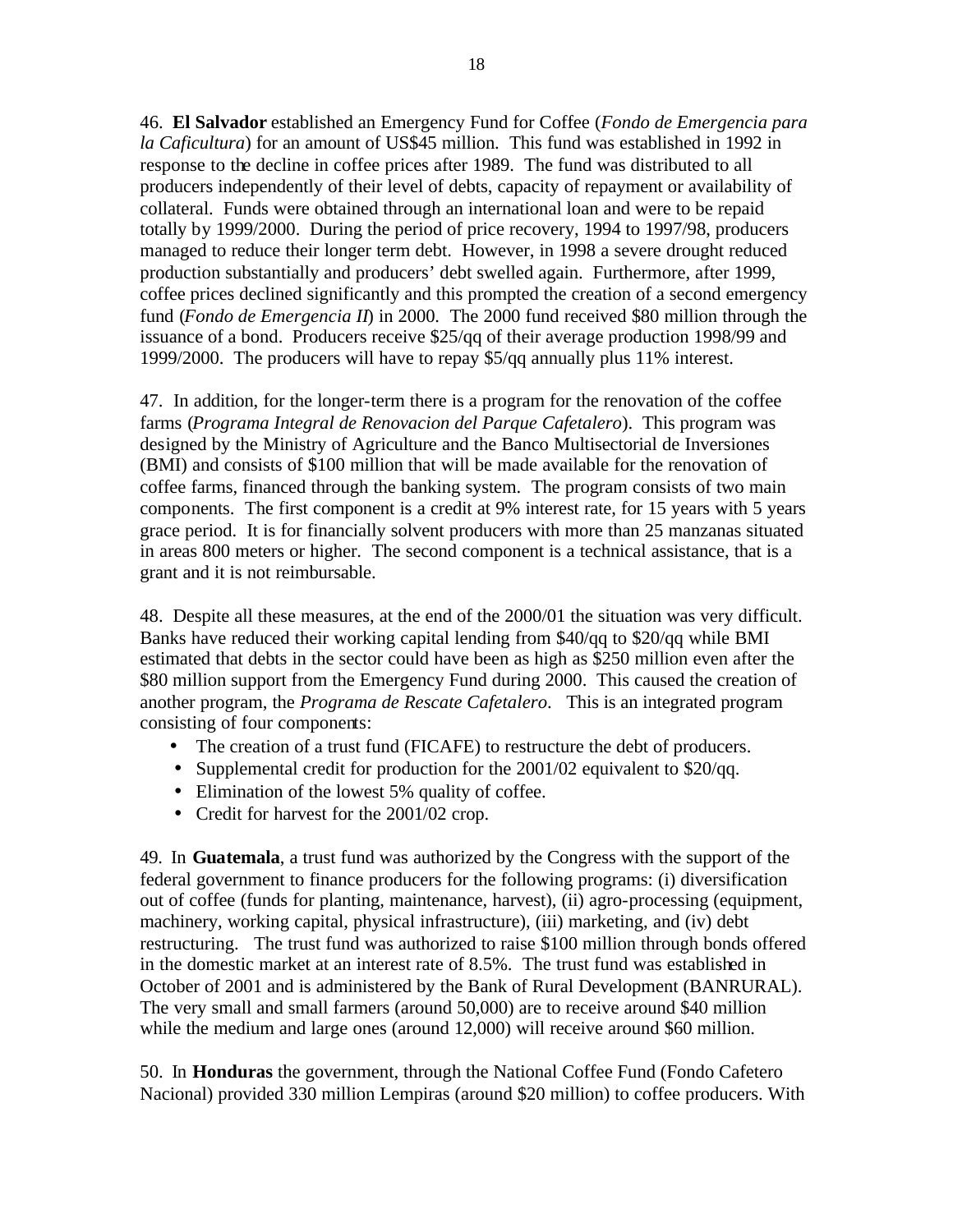46. **El Salvador** established an Emergency Fund for Coffee (*Fondo de Emergencia para la Caficultura*) for an amount of US$45 million. This fund was established in 1992 in response to the decline in coffee prices after 1989. The fund was distributed to all producers independently of their level of debts, capacity of repayment or availability of collateral. Funds were obtained through an international loan and were to be repaid totally by 1999/2000. During the period of price recovery, 1994 to 1997/98, producers managed to reduce their longer term debt. However, in 1998 a severe drought reduced production substantially and producers' debt swelled again. Furthermore, after 1999, coffee prices declined significantly and this prompted the creation of a second emergency fund (*Fondo de Emergencia II*) in 2000. The 2000 fund received $80 million through the issuance of a bond. Producers receive $25/qq of their average production 1998/99 and 1999/2000. The producers will have to repay $5/qq annually plus 11% interest.

47. In addition, for the longer-term there is a program for the renovation of the coffee farms (*Programa Integral de Renovacion del Parque Cafetalero*). This program was designed by the Ministry of Agriculture and the Banco Multisectorial de Inversiones (BMI) and consists of $100 million that will be made available for the renovation of coffee farms, financed through the banking system. The program consists of two main components. The first component is a credit at 9% interest rate, for 15 years with 5 years grace period. It is for financially solvent producers with more than 25 manzanas situated in areas 800 meters or higher. The second component is a technical assistance, that is a grant and it is not reimbursable.

48. Despite all these measures, at the end of the 2000/01 the situation was very difficult. Banks have reduced their working capital lending from $40/qq to $20/qq while BMI estimated that debts in the sector could have been as high as $250 million even after the $80 million support from the Emergency Fund during 2000. This caused the creation of another program, the *Programa de Rescate Cafetalero*. This is an integrated program consisting of four components:

- The creation of a trust fund (FICAFE) to restructure the debt of producers.
- Supplemental credit for production for the 2001/02 equivalent to $20/qq.
- Elimination of the lowest 5% quality of coffee.
- Credit for harvest for the 2001/02 crop.

49. In **Guatemala**, a trust fund was authorized by the Congress with the support of the federal government to finance producers for the following programs: (i) diversification out of coffee (funds for planting, maintenance, harvest), (ii) agro-processing (equipment, machinery, working capital, physical infrastructure), (iii) marketing, and (iv) debt restructuring. The trust fund was authorized to raise $100 million through bonds offered in the domestic market at an interest rate of 8.5%. The trust fund was established in October of 2001 and is administered by the Bank of Rural Development (BANRURAL). The very small and small farmers (around 50,000) are to receive around $40 million while the medium and large ones (around 12,000) will receive around $60 million.

50. In **Honduras** the government, through the National Coffee Fund (Fondo Cafetero Nacional) provided 330 million Lempiras (around $20 million) to coffee producers. With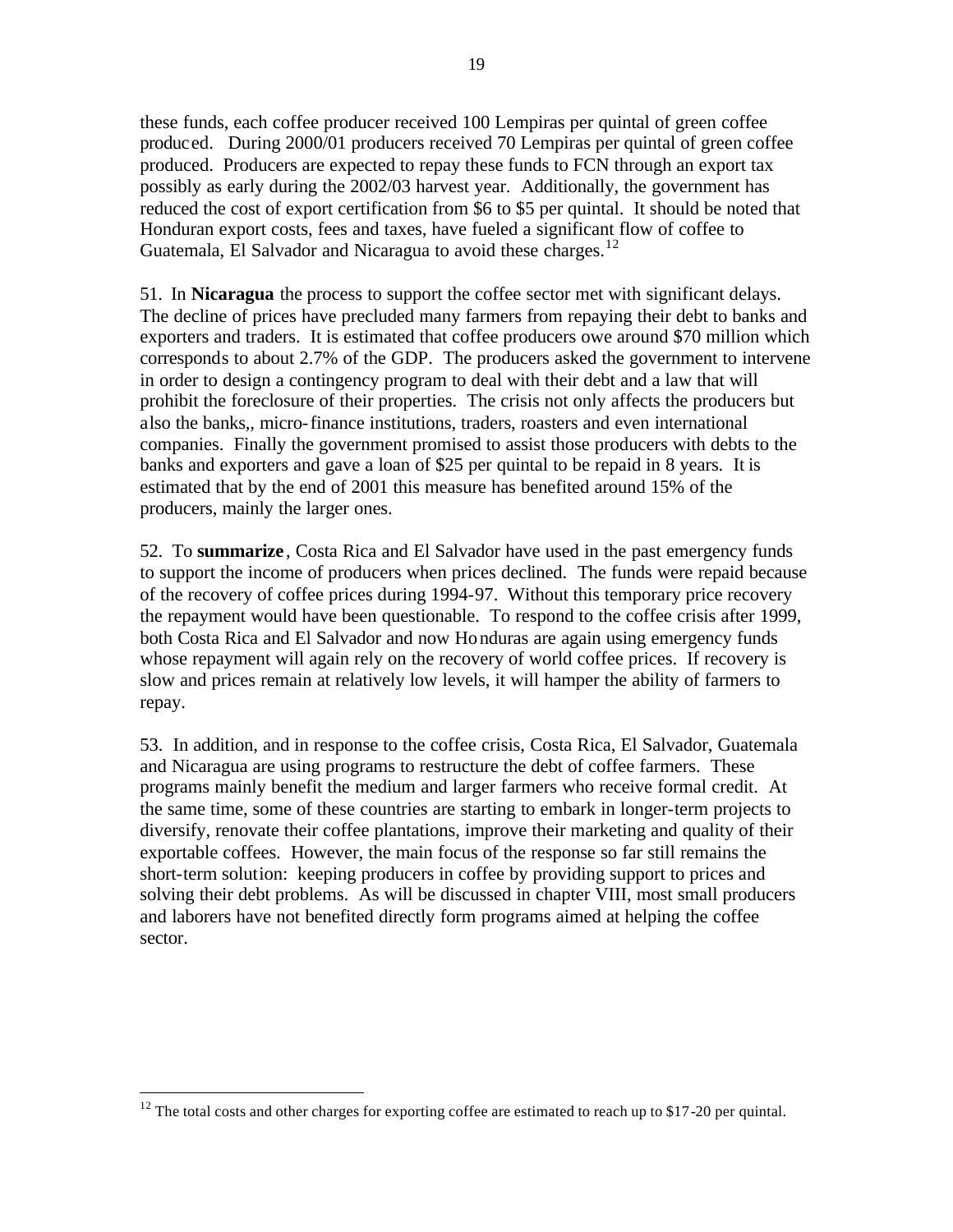these funds, each coffee producer received 100 Lempiras per quintal of green coffee produced. During 2000/01 producers received 70 Lempiras per quintal of green coffee produced. Producers are expected to repay these funds to FCN through an export tax possibly as early during the 2002/03 harvest year. Additionally, the government has reduced the cost of export certification from $6 to $5 per quintal. It should be noted that Honduran export costs, fees and taxes, have fueled a significant flow of coffee to Guatemala, El Salvador and Nicaragua to avoid these charges.[12]

51. In **Nicaragua** the process to support the coffee sector met with significant delays. The decline of prices have precluded many farmers from repaying their debt to banks and exporters and traders. It is estimated that coffee producers owe around $70 million which corresponds to about 2.7% of the GDP. The producers asked the government to intervene in order to design a contingency program to deal with their debt and a law that will prohibit the foreclosure of their properties. The crisis not only affects the producers but also the banks,, micro-finance institutions, traders, roasters and even international companies. Finally the government promised to assist those producers with debts to the banks and exporters and gave a loan of $25 per quintal to be repaid in 8 years. It is estimated that by the end of 2001 this measure has benefited around 15% of the producers, mainly the larger ones.

52. To **summarize**, Costa Rica and El Salvador have used in the past emergency funds to support the income of producers when prices declined. The funds were repaid because of the recovery of coffee prices during 1994-97. Without this temporary price recovery the repayment would have been questionable. To respond to the coffee crisis after 1999, both Costa Rica and El Salvador and now Honduras are again using emergency funds whose repayment will again rely on the recovery of world coffee prices. If recovery is slow and prices remain at relatively low levels, it will hamper the ability of farmers to repay.

53. In addition, and in response to the coffee crisis, Costa Rica, El Salvador, Guatemala and Nicaragua are using programs to restructure the debt of coffee farmers. These programs mainly benefit the medium and larger farmers who receive formal credit. At the same time, some of these countries are starting to embark in longer-term projects to diversify, renovate their coffee plantations, improve their marketing and quality of their exportable coffees. However, the main focus of the response so far still remains the short-term solution: keeping producers in coffee by providing support to prices and solving their debt problems. As will be discussed in chapter VIII, most small producers and laborers have not benefited directly form programs aimed at helping the coffee sector.

---

[12] The total costs and other charges for exporting coffee are estimated to reach up to $17-20 per quintal.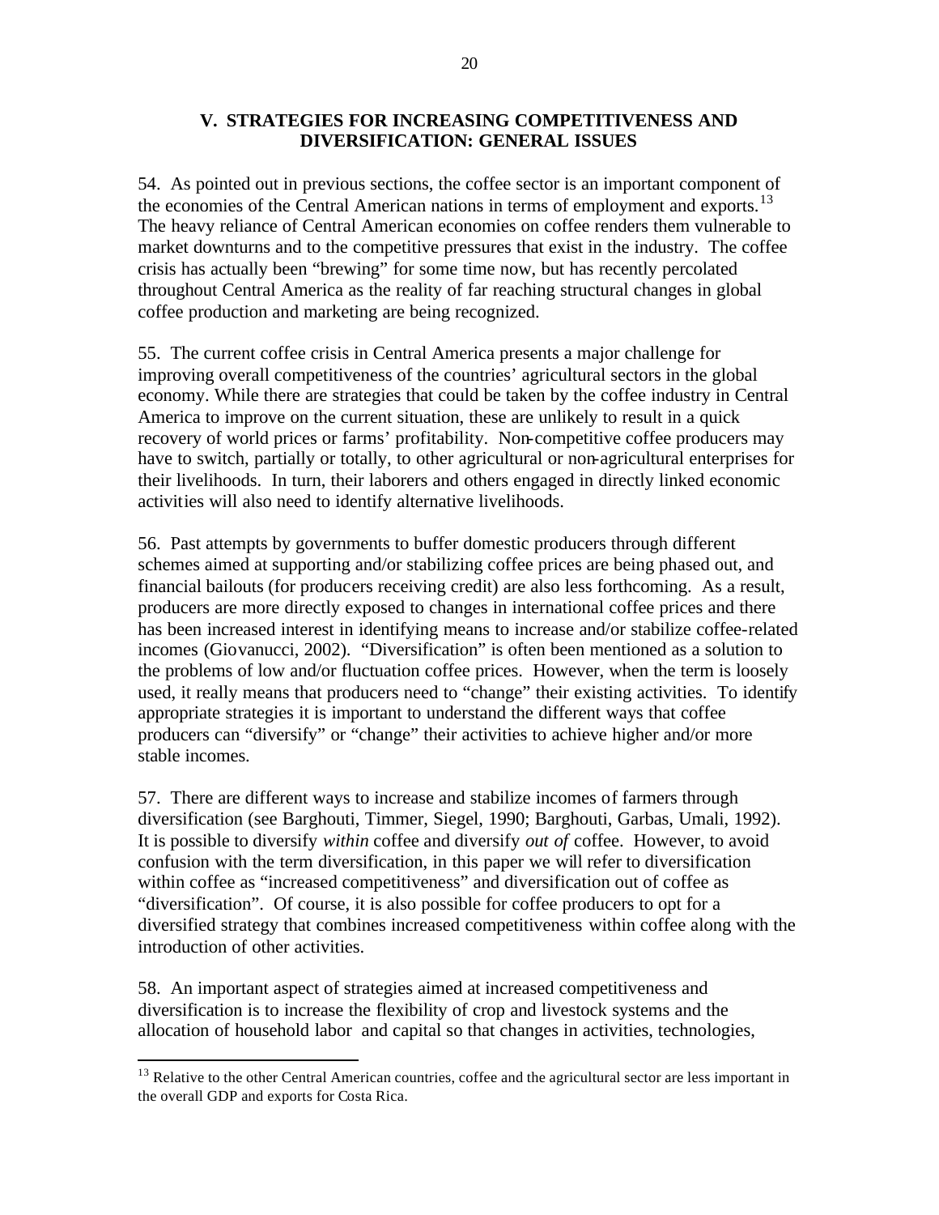## V. STRATEGIES FOR INCREASING COMPETITIVENESS AND DIVERSIFICATION: GENERAL ISSUES

54. As pointed out in previous sections, the coffee sector is an important component of the economies of the Central American nations in terms of employment and exports.[13] The heavy reliance of Central American economies on coffee renders them vulnerable to market downturns and to the competitive pressures that exist in the industry. The coffee crisis has actually been "brewing" for some time now, but has recently percolated throughout Central America as the reality of far reaching structural changes in global coffee production and marketing are being recognized.

55. The current coffee crisis in Central America presents a major challenge for improving overall competitiveness of the countries' agricultural sectors in the global economy. While there are strategies that could be taken by the coffee industry in Central America to improve on the current situation, these are unlikely to result in a quick recovery of world prices or farms' profitability. Non-competitive coffee producers may have to switch, partially or totally, to other agricultural or non-agricultural enterprises for their livelihoods. In turn, their laborers and others engaged in directly linked economic activities will also need to identify alternative livelihoods.

56. Past attempts by governments to buffer domestic producers through different schemes aimed at supporting and/or stabilizing coffee prices are being phased out, and financial bailouts (for producers receiving credit) are also less forthcoming. As a result, producers are more directly exposed to changes in international coffee prices and there has been increased interest in identifying means to increase and/or stabilize coffee-related incomes (Giovanucci, 2002). "Diversification" is often been mentioned as a solution to the problems of low and/or fluctuation coffee prices. However, when the term is loosely used, it really means that producers need to "change" their existing activities. To identify appropriate strategies it is important to understand the different ways that coffee producers can "diversify" or "change" their activities to achieve higher and/or more stable incomes.

57. There are different ways to increase and stabilize incomes of farmers through diversification (see Barghouti, Timmer, Siegel, 1990; Barghouti, Garbas, Umali, 1992). It is possible to diversify *within* coffee and diversify *out of* coffee. However, to avoid confusion with the term diversification, in this paper we will refer to diversification within coffee as "increased competitiveness" and diversification out of coffee as "diversification". Of course, it is also possible for coffee producers to opt for a diversified strategy that combines increased competitiveness within coffee along with the introduction of other activities.

58. An important aspect of strategies aimed at increased competitiveness and diversification is to increase the flexibility of crop and livestock systems and the allocation of household labor and capital so that changes in activities, technologies,

---

[13] Relative to the other Central American countries, coffee and the agricultural sector are less important in the overall GDP and exports for Costa Rica.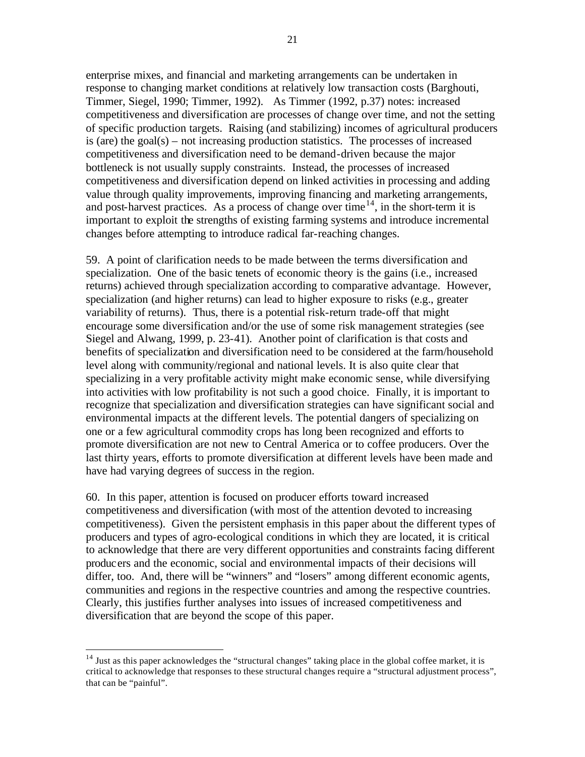enterprise mixes, and financial and marketing arrangements can be undertaken in response to changing market conditions at relatively low transaction costs (Barghouti, Timmer, Siegel, 1990; Timmer, 1992). As Timmer (1992, p.37) notes: increased competitiveness and diversification are processes of change over time, and not the setting of specific production targets. Raising (and stabilizing) incomes of agricultural producers is (are) the goal(s) – not increasing production statistics. The processes of increased competitiveness and diversification need to be demand-driven because the major bottleneck is not usually supply constraints. Instead, the processes of increased competitiveness and diversification depend on linked activities in processing and adding value through quality improvements, improving financing and marketing arrangements, and post-harvest practices. As a process of change over time[14], in the short-term it is important to exploit the strengths of existing farming systems and introduce incremental changes before attempting to introduce radical far-reaching changes.

59. A point of clarification needs to be made between the terms diversification and specialization. One of the basic tenets of economic theory is the gains (i.e., increased returns) achieved through specialization according to comparative advantage. However, specialization (and higher returns) can lead to higher exposure to risks (e.g., greater variability of returns). Thus, there is a potential risk-return trade-off that might encourage some diversification and/or the use of some risk management strategies (see Siegel and Alwang, 1999, p. 23-41). Another point of clarification is that costs and benefits of specialization and diversification need to be considered at the farm/household level along with community/regional and national levels. It is also quite clear that specializing in a very profitable activity might make economic sense, while diversifying into activities with low profitability is not such a good choice. Finally, it is important to recognize that specialization and diversification strategies can have significant social and environmental impacts at the different levels. The potential dangers of specializing on one or a few agricultural commodity crops has long been recognized and efforts to promote diversification are not new to Central America or to coffee producers. Over the last thirty years, efforts to promote diversification at different levels have been made and have had varying degrees of success in the region.

60. In this paper, attention is focused on producer efforts toward increased competitiveness and diversification (with most of the attention devoted to increasing competitiveness). Given the persistent emphasis in this paper about the different types of producers and types of agro-ecological conditions in which they are located, it is critical to acknowledge that there are very different opportunities and constraints facing different producers and the economic, social and environmental impacts of their decisions will differ, too. And, there will be "winners" and "losers" among different economic agents, communities and regions in the respective countries and among the respective countries. Clearly, this justifies further analyses into issues of increased competitiveness and diversification that are beyond the scope of this paper.

[14] Just as this paper acknowledges the "structural changes" taking place in the global coffee market, it is critical to acknowledge that responses to these structural changes require a "structural adjustment process", that can be "painful".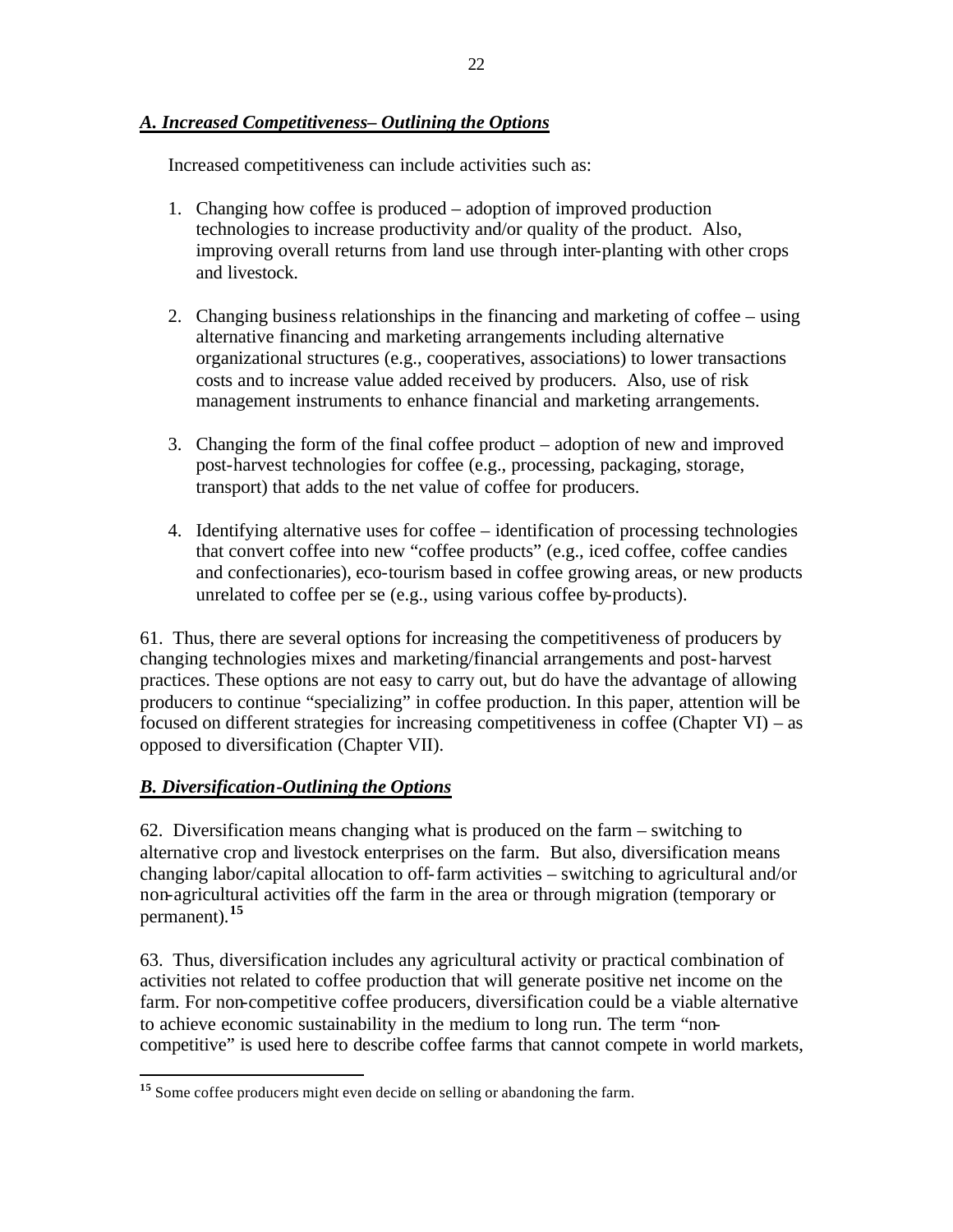### *A. Increased Competitiveness– Outlining the Options*

Increased competitiveness can include activities such as:

1. Changing how coffee is produced – adoption of improved production technologies to increase productivity and/or quality of the product. Also, improving overall returns from land use through inter-planting with other crops and livestock.

2. Changing business relationships in the financing and marketing of coffee – using alternative financing and marketing arrangements including alternative organizational structures (e.g., cooperatives, associations) to lower transactions costs and to increase value added received by producers. Also, use of risk management instruments to enhance financial and marketing arrangements.

3. Changing the form of the final coffee product – adoption of new and improved post-harvest technologies for coffee (e.g., processing, packaging, storage, transport) that adds to the net value of coffee for producers.

4. Identifying alternative uses for coffee – identification of processing technologies that convert coffee into new "coffee products" (e.g., iced coffee, coffee candies and confectionaries), eco-tourism based in coffee growing areas, or new products unrelated to coffee per se (e.g., using various coffee by-products).

61. Thus, there are several options for increasing the competitiveness of producers by changing technologies mixes and marketing/financial arrangements and post-harvest practices. These options are not easy to carry out, but do have the advantage of allowing producers to continue "specializing" in coffee production. In this paper, attention will be focused on different strategies for increasing competitiveness in coffee (Chapter VI) – as opposed to diversification (Chapter VII).

### *B. Diversification-Outlining the Options*

62. Diversification means changing what is produced on the farm – switching to alternative crop and livestock enterprises on the farm. But also, diversification means changing labor/capital allocation to off-farm activities – switching to agricultural and/or non-agricultural activities off the farm in the area or through migration (temporary or permanent).[15]

63. Thus, diversification includes any agricultural activity or practical combination of activities not related to coffee production that will generate positive net income on the farm. For non-competitive coffee producers, diversification could be a viable alternative to achieve economic sustainability in the medium to long run. The term "non-competitive" is used here to describe coffee farms that cannot compete in world markets,

---

[15] Some coffee producers might even decide on selling or abandoning the farm.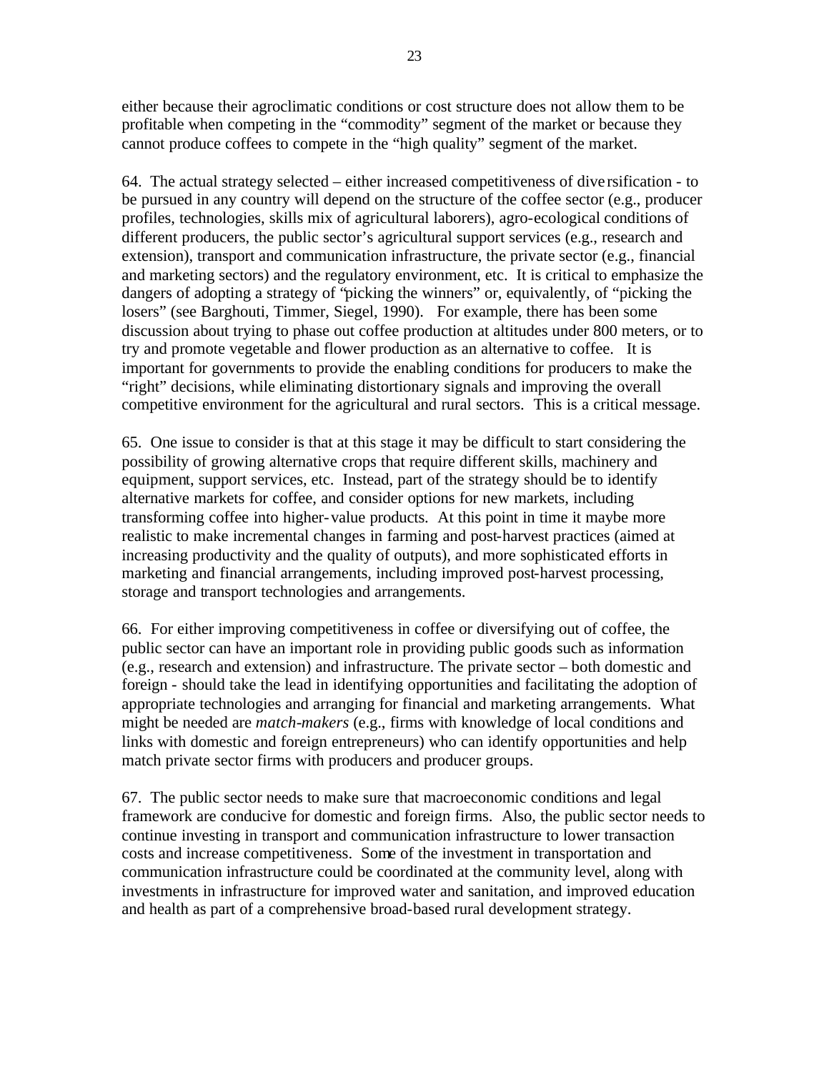either because their agroclimatic conditions or cost structure does not allow them to be profitable when competing in the "commodity" segment of the market or because they cannot produce coffees to compete in the "high quality" segment of the market.

64. The actual strategy selected – either increased competitiveness of diversification - to be pursued in any country will depend on the structure of the coffee sector (e.g., producer profiles, technologies, skills mix of agricultural laborers), agro-ecological conditions of different producers, the public sector's agricultural support services (e.g., research and extension), transport and communication infrastructure, the private sector (e.g., financial and marketing sectors) and the regulatory environment, etc. It is critical to emphasize the dangers of adopting a strategy of "picking the winners" or, equivalently, of "picking the losers" (see Barghouti, Timmer, Siegel, 1990). For example, there has been some discussion about trying to phase out coffee production at altitudes under 800 meters, or to try and promote vegetable and flower production as an alternative to coffee. It is important for governments to provide the enabling conditions for producers to make the "right" decisions, while eliminating distortionary signals and improving the overall competitive environment for the agricultural and rural sectors. This is a critical message.

65. One issue to consider is that at this stage it may be difficult to start considering the possibility of growing alternative crops that require different skills, machinery and equipment, support services, etc. Instead, part of the strategy should be to identify alternative markets for coffee, and consider options for new markets, including transforming coffee into higher-value products. At this point in time it maybe more realistic to make incremental changes in farming and post-harvest practices (aimed at increasing productivity and the quality of outputs), and more sophisticated efforts in marketing and financial arrangements, including improved post-harvest processing, storage and transport technologies and arrangements.

66. For either improving competitiveness in coffee or diversifying out of coffee, the public sector can have an important role in providing public goods such as information (e.g., research and extension) and infrastructure. The private sector – both domestic and foreign - should take the lead in identifying opportunities and facilitating the adoption of appropriate technologies and arranging for financial and marketing arrangements. What might be needed are *match-makers* (e.g., firms with knowledge of local conditions and links with domestic and foreign entrepreneurs) who can identify opportunities and help match private sector firms with producers and producer groups.

67. The public sector needs to make sure that macroeconomic conditions and legal framework are conducive for domestic and foreign firms. Also, the public sector needs to continue investing in transport and communication infrastructure to lower transaction costs and increase competitiveness. Some of the investment in transportation and communication infrastructure could be coordinated at the community level, along with investments in infrastructure for improved water and sanitation, and improved education and health as part of a comprehensive broad-based rural development strategy.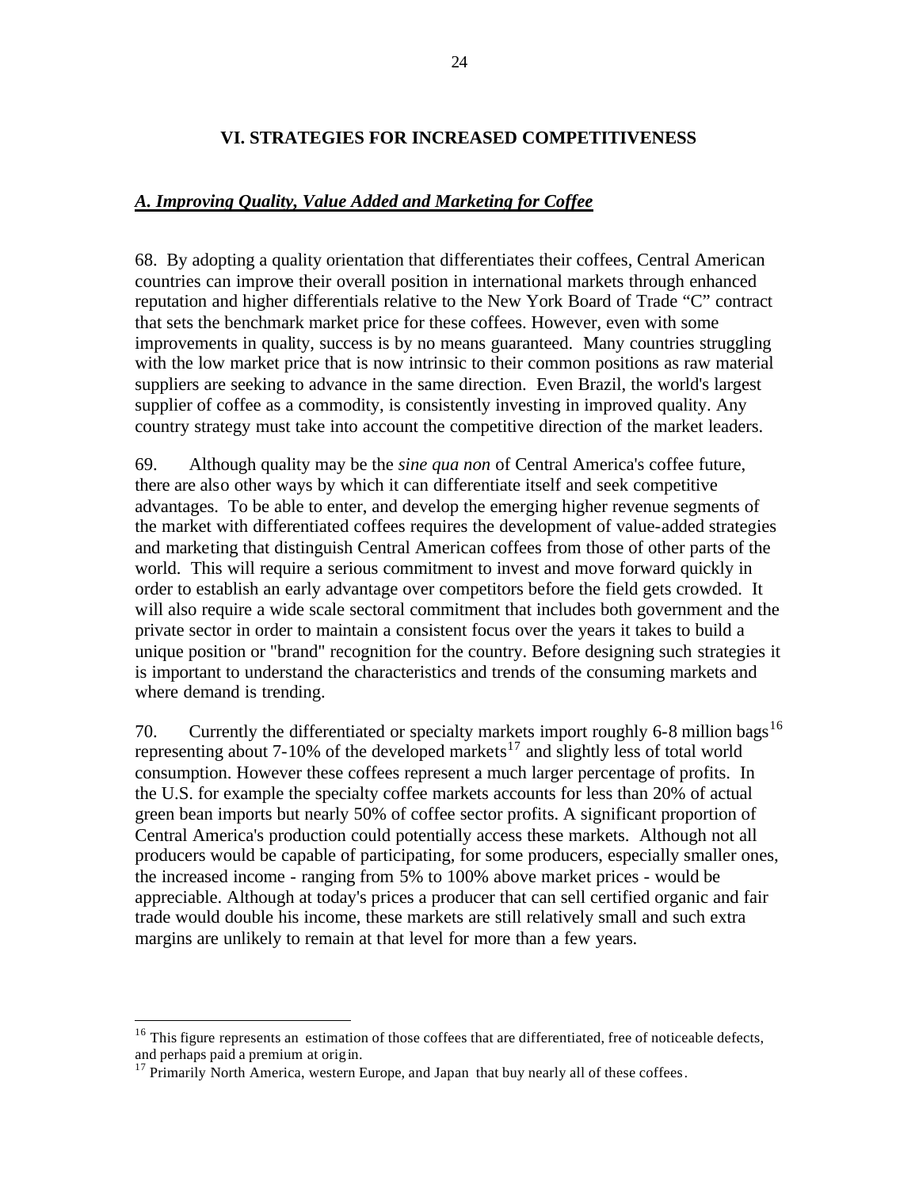## VI. STRATEGIES FOR INCREASED COMPETITIVENESS

### *A. Improving Quality, Value Added and Marketing for Coffee*

68. By adopting a quality orientation that differentiates their coffees, Central American countries can improve their overall position in international markets through enhanced reputation and higher differentials relative to the New York Board of Trade "C" contract that sets the benchmark market price for these coffees. However, even with some improvements in quality, success is by no means guaranteed. Many countries struggling with the low market price that is now intrinsic to their common positions as raw material suppliers are seeking to advance in the same direction. Even Brazil, the world's largest supplier of coffee as a commodity, is consistently investing in improved quality. Any country strategy must take into account the competitive direction of the market leaders.

69. Although quality may be the *sine qua non* of Central America's coffee future, there are also other ways by which it can differentiate itself and seek competitive advantages. To be able to enter, and develop the emerging higher revenue segments of the market with differentiated coffees requires the development of value-added strategies and marketing that distinguish Central American coffees from those of other parts of the world. This will require a serious commitment to invest and move forward quickly in order to establish an early advantage over competitors before the field gets crowded. It will also require a wide scale sectoral commitment that includes both government and the private sector in order to maintain a consistent focus over the years it takes to build a unique position or "brand" recognition for the country. Before designing such strategies it is important to understand the characteristics and trends of the consuming markets and where demand is trending.

70. Currently the differentiated or specialty markets import roughly 6-8 million bags[16] representing about 7-10% of the developed markets[17] and slightly less of total world consumption. However these coffees represent a much larger percentage of profits. In the U.S. for example the specialty coffee markets accounts for less than 20% of actual green bean imports but nearly 50% of coffee sector profits. A significant proportion of Central America's production could potentially access these markets. Although not all producers would be capable of participating, for some producers, especially smaller ones, the increased income - ranging from 5% to 100% above market prices - would be appreciable. Although at today's prices a producer that can sell certified organic and fair trade would double his income, these markets are still relatively small and such extra margins are unlikely to remain at that level for more than a few years.

---

[16] This figure represents an estimation of those coffees that are differentiated, free of noticeable defects, and perhaps paid a premium at origin.

[17] Primarily North America, western Europe, and Japan that buy nearly all of these coffees.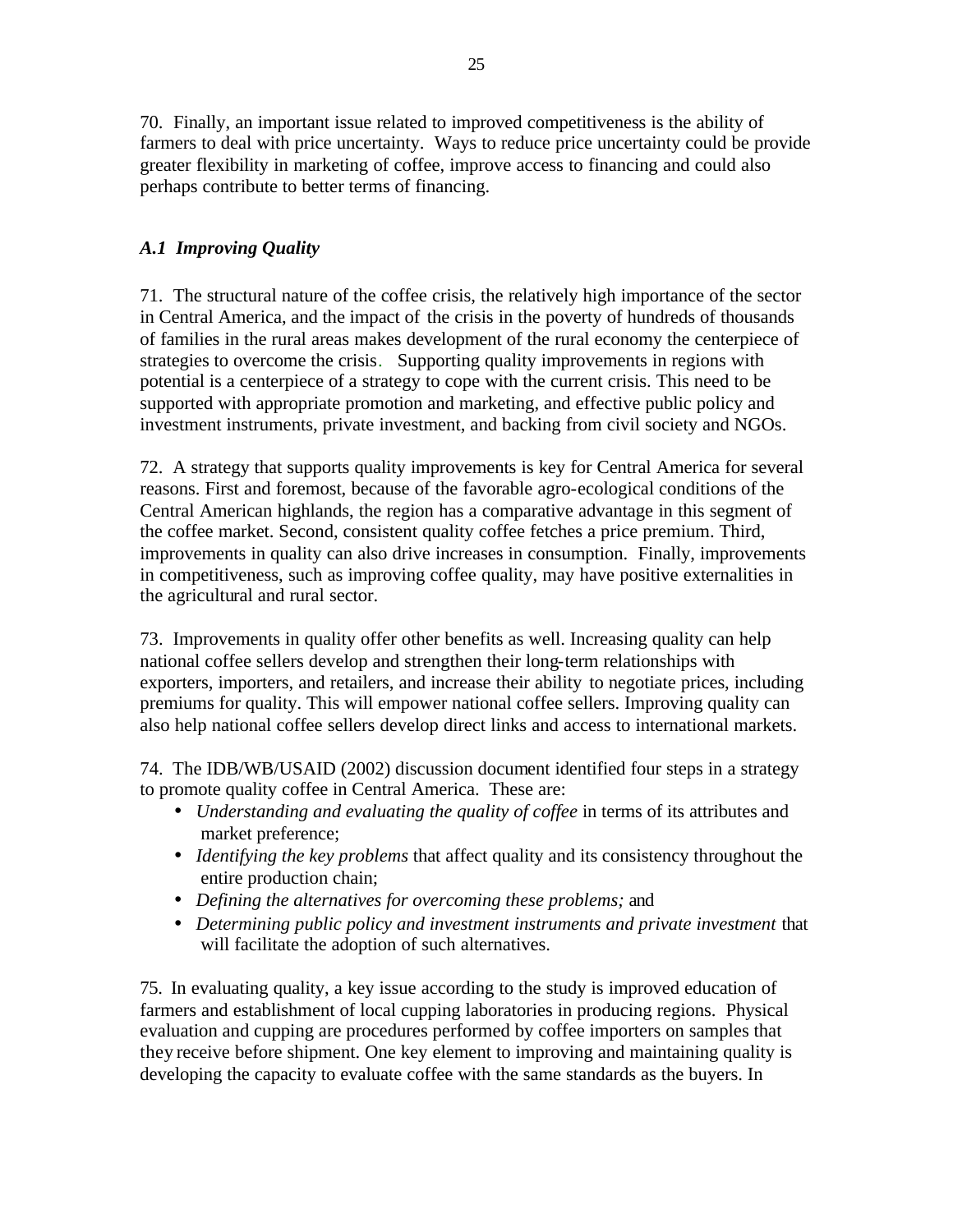70. Finally, an important issue related to improved competitiveness is the ability of farmers to deal with price uncertainty. Ways to reduce price uncertainty could be provide greater flexibility in marketing of coffee, improve access to financing and could also perhaps contribute to better terms of financing.

### *A.1 Improving Quality*

71. The structural nature of the coffee crisis, the relatively high importance of the sector in Central America, and the impact of the crisis in the poverty of hundreds of thousands of families in the rural areas makes development of the rural economy the centerpiece of strategies to overcome the crisis. Supporting quality improvements in regions with potential is a centerpiece of a strategy to cope with the current crisis. This need to be supported with appropriate promotion and marketing, and effective public policy and investment instruments, private investment, and backing from civil society and NGOs.

72. A strategy that supports quality improvements is key for Central America for several reasons. First and foremost, because of the favorable agro-ecological conditions of the Central American highlands, the region has a comparative advantage in this segment of the coffee market. Second, consistent quality coffee fetches a price premium. Third, improvements in quality can also drive increases in consumption. Finally, improvements in competitiveness, such as improving coffee quality, may have positive externalities in the agricultural and rural sector.

73. Improvements in quality offer other benefits as well. Increasing quality can help national coffee sellers develop and strengthen their long-term relationships with exporters, importers, and retailers, and increase their ability to negotiate prices, including premiums for quality. This will empower national coffee sellers. Improving quality can also help national coffee sellers develop direct links and access to international markets.

74. The IDB/WB/USAID (2002) discussion document identified four steps in a strategy to promote quality coffee in Central America. These are:

- *Understanding and evaluating the quality of coffee* in terms of its attributes and market preference;
- *Identifying the key problems* that affect quality and its consistency throughout the entire production chain;
- *Defining the alternatives for overcoming these problems;* and
- *Determining public policy and investment instruments and private investment* that will facilitate the adoption of such alternatives.

75. In evaluating quality, a key issue according to the study is improved education of farmers and establishment of local cupping laboratories in producing regions. Physical evaluation and cupping are procedures performed by coffee importers on samples that they receive before shipment. One key element to improving and maintaining quality is developing the capacity to evaluate coffee with the same standards as the buyers. In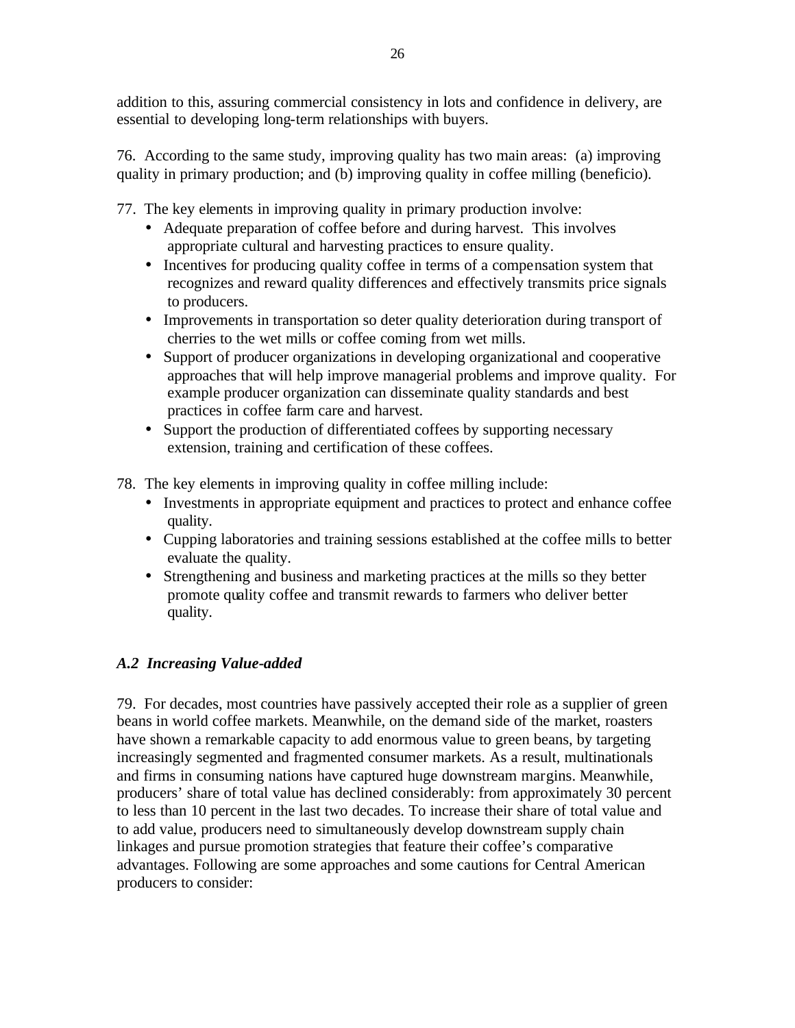addition to this, assuring commercial consistency in lots and confidence in delivery, are essential to developing long-term relationships with buyers.

76. According to the same study, improving quality has two main areas: (a) improving quality in primary production; and (b) improving quality in coffee milling (beneficio).

77. The key elements in improving quality in primary production involve:

- Adequate preparation of coffee before and during harvest. This involves appropriate cultural and harvesting practices to ensure quality.
- Incentives for producing quality coffee in terms of a compensation system that recognizes and reward quality differences and effectively transmits price signals to producers.
- Improvements in transportation so deter quality deterioration during transport of cherries to the wet mills or coffee coming from wet mills.
- Support of producer organizations in developing organizational and cooperative approaches that will help improve managerial problems and improve quality. For example producer organization can disseminate quality standards and best practices in coffee farm care and harvest.
- Support the production of differentiated coffees by supporting necessary extension, training and certification of these coffees.

78. The key elements in improving quality in coffee milling include:

- Investments in appropriate equipment and practices to protect and enhance coffee quality.
- Cupping laboratories and training sessions established at the coffee mills to better evaluate the quality.
- Strengthening and business and marketing practices at the mills so they better promote quality coffee and transmit rewards to farmers who deliver better quality.

### *A.2 Increasing Value-added*

79. For decades, most countries have passively accepted their role as a supplier of green beans in world coffee markets. Meanwhile, on the demand side of the market, roasters have shown a remarkable capacity to add enormous value to green beans, by targeting increasingly segmented and fragmented consumer markets. As a result, multinationals and firms in consuming nations have captured huge downstream margins. Meanwhile, producers' share of total value has declined considerably: from approximately 30 percent to less than 10 percent in the last two decades. To increase their share of total value and to add value, producers need to simultaneously develop downstream supply chain linkages and pursue promotion strategies that feature their coffee's comparative advantages. Following are some approaches and some cautions for Central American producers to consider: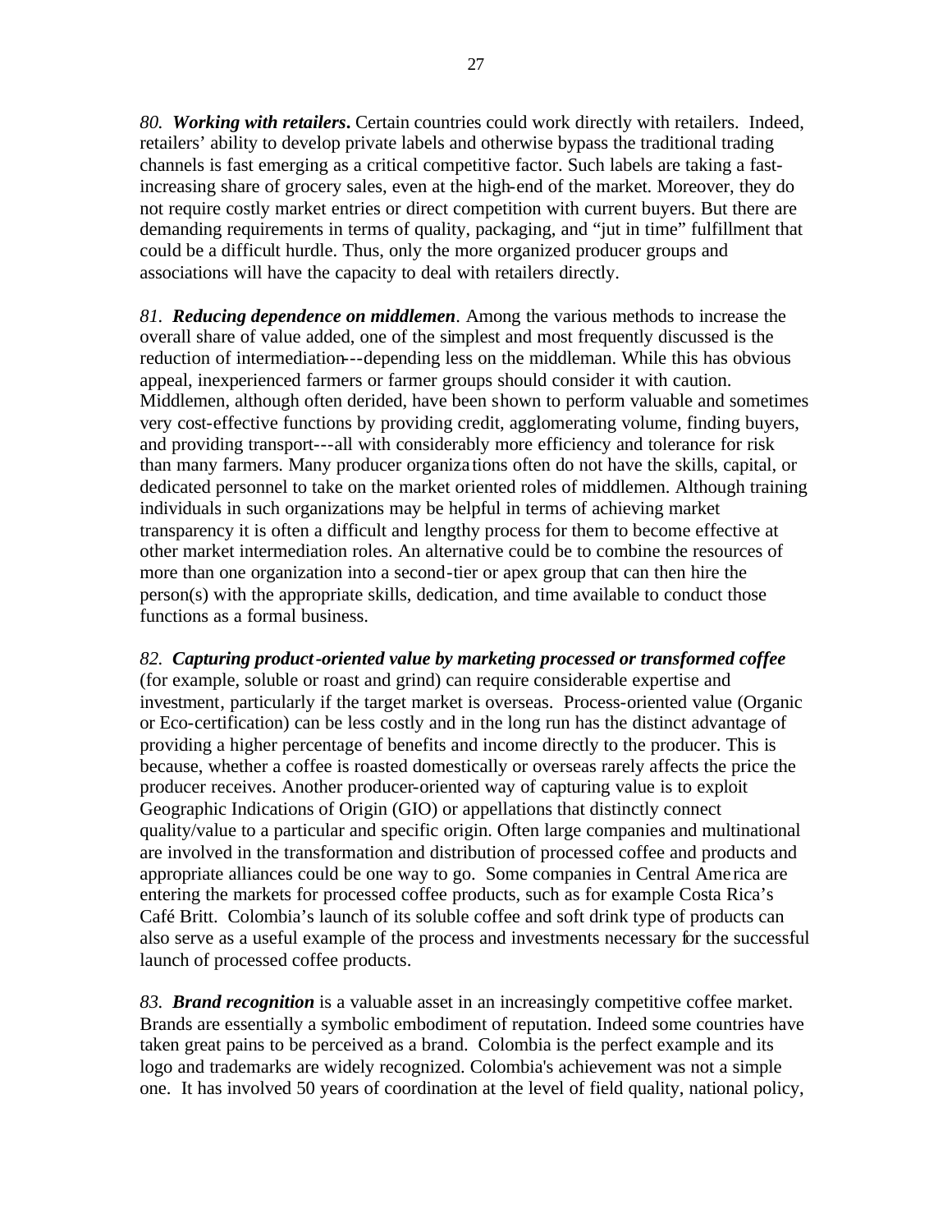*80.* ***Working with retailers.*** Certain countries could work directly with retailers. Indeed, retailers' ability to develop private labels and otherwise bypass the traditional trading channels is fast emerging as a critical competitive factor. Such labels are taking a fast-increasing share of grocery sales, even at the high-end of the market. Moreover, they do not require costly market entries or direct competition with current buyers. But there are demanding requirements in terms of quality, packaging, and "jut in time" fulfillment that could be a difficult hurdle. Thus, only the more organized producer groups and associations will have the capacity to deal with retailers directly.

*81.* ***Reducing dependence on middlemen***. Among the various methods to increase the overall share of value added, one of the simplest and most frequently discussed is the reduction of intermediation---depending less on the middleman. While this has obvious appeal, inexperienced farmers or farmer groups should consider it with caution. Middlemen, although often derided, have been shown to perform valuable and sometimes very cost-effective functions by providing credit, agglomerating volume, finding buyers, and providing transport---all with considerably more efficiency and tolerance for risk than many farmers. Many producer organizations often do not have the skills, capital, or dedicated personnel to take on the market oriented roles of middlemen. Although training individuals in such organizations may be helpful in terms of achieving market transparency it is often a difficult and lengthy process for them to become effective at other market intermediation roles. An alternative could be to combine the resources of more than one organization into a second-tier or apex group that can then hire the person(s) with the appropriate skills, dedication, and time available to conduct those functions as a formal business.

*82.* ***Capturing product-oriented value by marketing processed or transformed coffee*** (for example, soluble or roast and grind) can require considerable expertise and investment, particularly if the target market is overseas. Process-oriented value (Organic or Eco-certification) can be less costly and in the long run has the distinct advantage of providing a higher percentage of benefits and income directly to the producer. This is because, whether a coffee is roasted domestically or overseas rarely affects the price the producer receives. Another producer-oriented way of capturing value is to exploit Geographic Indications of Origin (GIO) or appellations that distinctly connect quality/value to a particular and specific origin. Often large companies and multinational are involved in the transformation and distribution of processed coffee and products and appropriate alliances could be one way to go. Some companies in Central America are entering the markets for processed coffee products, such as for example Costa Rica's Café Britt. Colombia's launch of its soluble coffee and soft drink type of products can also serve as a useful example of the process and investments necessary for the successful launch of processed coffee products.

*83.* ***Brand recognition*** is a valuable asset in an increasingly competitive coffee market. Brands are essentially a symbolic embodiment of reputation. Indeed some countries have taken great pains to be perceived as a brand. Colombia is the perfect example and its logo and trademarks are widely recognized. Colombia's achievement was not a simple one. It has involved 50 years of coordination at the level of field quality, national policy,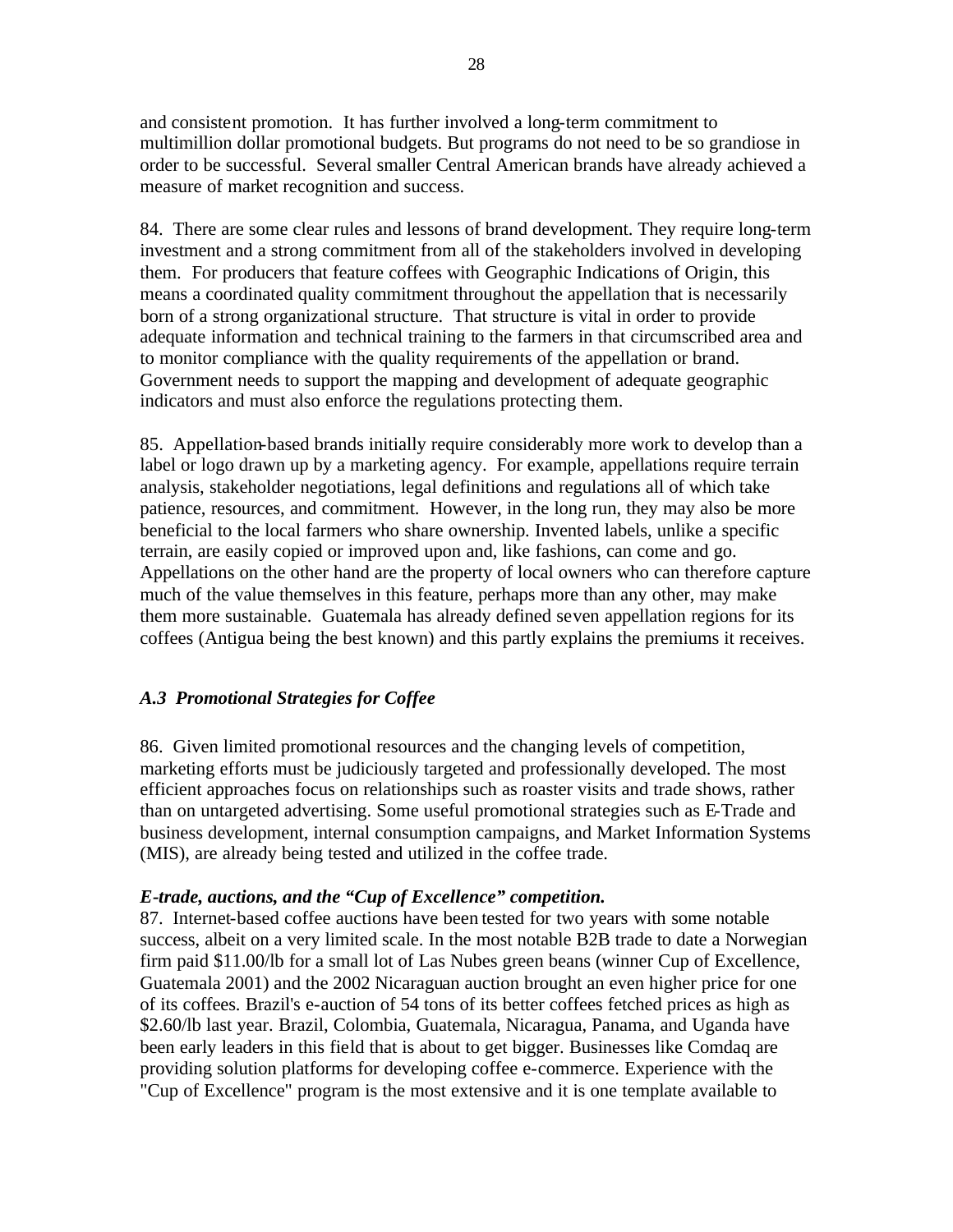and consistent promotion. It has further involved a long-term commitment to multimillion dollar promotional budgets. But programs do not need to be so grandiose in order to be successful. Several smaller Central American brands have already achieved a measure of market recognition and success.

84. There are some clear rules and lessons of brand development. They require long-term investment and a strong commitment from all of the stakeholders involved in developing them. For producers that feature coffees with Geographic Indications of Origin, this means a coordinated quality commitment throughout the appellation that is necessarily born of a strong organizational structure. That structure is vital in order to provide adequate information and technical training to the farmers in that circumscribed area and to monitor compliance with the quality requirements of the appellation or brand. Government needs to support the mapping and development of adequate geographic indicators and must also enforce the regulations protecting them.

85. Appellation-based brands initially require considerably more work to develop than a label or logo drawn up by a marketing agency. For example, appellations require terrain analysis, stakeholder negotiations, legal definitions and regulations all of which take patience, resources, and commitment. However, in the long run, they may also be more beneficial to the local farmers who share ownership. Invented labels, unlike a specific terrain, are easily copied or improved upon and, like fashions, can come and go. Appellations on the other hand are the property of local owners who can therefore capture much of the value themselves in this feature, perhaps more than any other, may make them more sustainable. Guatemala has already defined seven appellation regions for its coffees (Antigua being the best known) and this partly explains the premiums it receives.

### *A.3 Promotional Strategies for Coffee*

86. Given limited promotional resources and the changing levels of competition, marketing efforts must be judiciously targeted and professionally developed. The most efficient approaches focus on relationships such as roaster visits and trade shows, rather than on untargeted advertising. Some useful promotional strategies such as E-Trade and business development, internal consumption campaigns, and Market Information Systems (MIS), are already being tested and utilized in the coffee trade.

***E-trade, auctions, and the "Cup of Excellence" competition.***

87. Internet-based coffee auctions have been tested for two years with some notable success, albeit on a very limited scale. In the most notable B2B trade to date a Norwegian firm paid $11.00/lb for a small lot of Las Nubes green beans (winner Cup of Excellence, Guatemala 2001) and the 2002 Nicaraguan auction brought an even higher price for one of its coffees. Brazil's e-auction of 54 tons of its better coffees fetched prices as high as $2.60/lb last year. Brazil, Colombia, Guatemala, Nicaragua, Panama, and Uganda have been early leaders in this field that is about to get bigger. Businesses like Comdaq are providing solution platforms for developing coffee e-commerce. Experience with the "Cup of Excellence" program is the most extensive and it is one template available to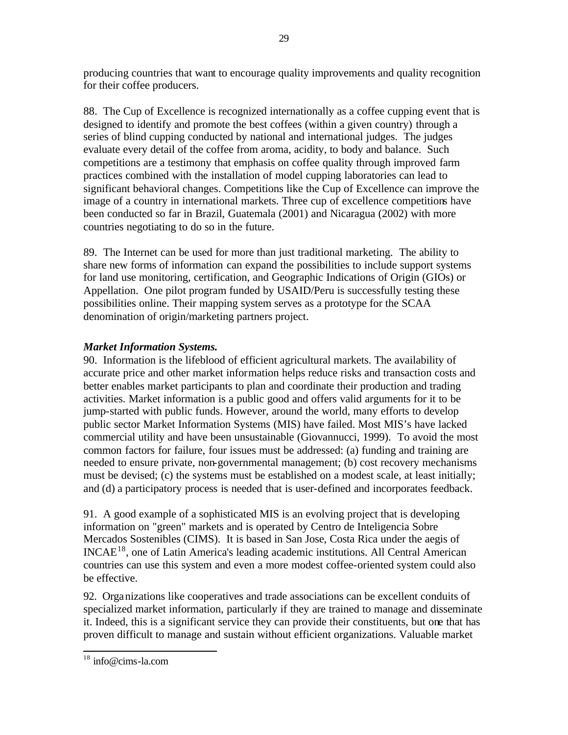producing countries that want to encourage quality improvements and quality recognition for their coffee producers.

88. The Cup of Excellence is recognized internationally as a coffee cupping event that is designed to identify and promote the best coffees (within a given country) through a series of blind cupping conducted by national and international judges. The judges evaluate every detail of the coffee from aroma, acidity, to body and balance. Such competitions are a testimony that emphasis on coffee quality through improved farm practices combined with the installation of model cupping laboratories can lead to significant behavioral changes. Competitions like the Cup of Excellence can improve the image of a country in international markets. Three cup of excellence competitions have been conducted so far in Brazil, Guatemala (2001) and Nicaragua (2002) with more countries negotiating to do so in the future.

89. The Internet can be used for more than just traditional marketing. The ability to share new forms of information can expand the possibilities to include support systems for land use monitoring, certification, and Geographic Indications of Origin (GIOs) or Appellation. One pilot program funded by USAID/Peru is successfully testing these possibilities online. Their mapping system serves as a prototype for the SCAA denomination of origin/marketing partners project.

***Market Information Systems.***

90. Information is the lifeblood of efficient agricultural markets. The availability of accurate price and other market information helps reduce risks and transaction costs and better enables market participants to plan and coordinate their production and trading activities. Market information is a public good and offers valid arguments for it to be jump-started with public funds. However, around the world, many efforts to develop public sector Market Information Systems (MIS) have failed. Most MIS's have lacked commercial utility and have been unsustainable (Giovannucci, 1999). To avoid the most common factors for failure, four issues must be addressed: (a) funding and training are needed to ensure private, non-governmental management; (b) cost recovery mechanisms must be devised; (c) the systems must be established on a modest scale, at least initially; and (d) a participatory process is needed that is user-defined and incorporates feedback.

91. A good example of a sophisticated MIS is an evolving project that is developing information on "green" markets and is operated by Centro de Inteligencia Sobre Mercados Sostenibles (CIMS). It is based in San Jose, Costa Rica under the aegis of INCAE[18], one of Latin America's leading academic institutions. All Central American countries can use this system and even a more modest coffee-oriented system could also be effective.

92. Organizations like cooperatives and trade associations can be excellent conduits of specialized market information, particularly if they are trained to manage and disseminate it. Indeed, this is a significant service they can provide their constituents, but one that has proven difficult to manage and sustain without efficient organizations. Valuable market

---

[18] info@cims-la.com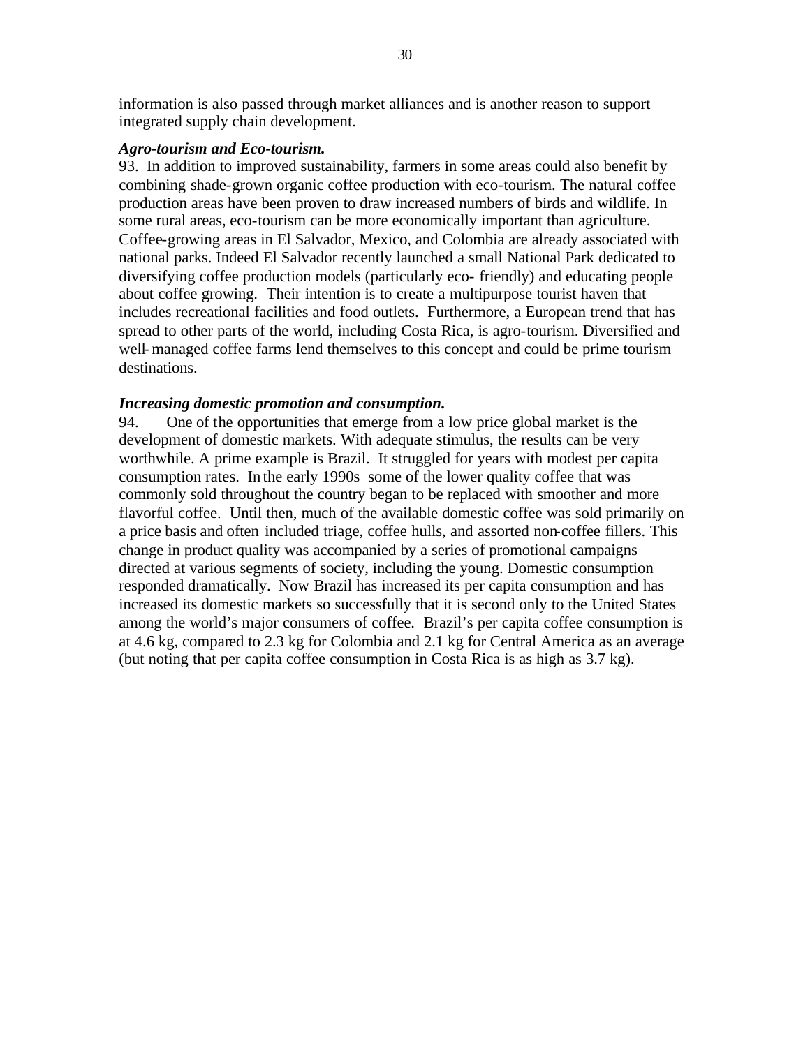information is also passed through market alliances and is another reason to support integrated supply chain development.

***Agro-tourism and Eco-tourism.***

93. In addition to improved sustainability, farmers in some areas could also benefit by combining shade-grown organic coffee production with eco-tourism. The natural coffee production areas have been proven to draw increased numbers of birds and wildlife. In some rural areas, eco-tourism can be more economically important than agriculture. Coffee-growing areas in El Salvador, Mexico, and Colombia are already associated with national parks. Indeed El Salvador recently launched a small National Park dedicated to diversifying coffee production models (particularly eco- friendly) and educating people about coffee growing. Their intention is to create a multipurpose tourist haven that includes recreational facilities and food outlets. Furthermore, a European trend that has spread to other parts of the world, including Costa Rica, is agro-tourism. Diversified and well-managed coffee farms lend themselves to this concept and could be prime tourism destinations.

***Increasing domestic promotion and consumption.***

94. One of the opportunities that emerge from a low price global market is the development of domestic markets. With adequate stimulus, the results can be very worthwhile. A prime example is Brazil. It struggled for years with modest per capita consumption rates. In the early 1990s some of the lower quality coffee that was commonly sold throughout the country began to be replaced with smoother and more flavorful coffee. Until then, much of the available domestic coffee was sold primarily on a price basis and often included triage, coffee hulls, and assorted non-coffee fillers. This change in product quality was accompanied by a series of promotional campaigns directed at various segments of society, including the young. Domestic consumption responded dramatically. Now Brazil has increased its per capita consumption and has increased its domestic markets so successfully that it is second only to the United States among the world's major consumers of coffee. Brazil's per capita coffee consumption is at 4.6 kg, compared to 2.3 kg for Colombia and 2.1 kg for Central America as an average (but noting that per capita coffee consumption in Costa Rica is as high as 3.7 kg).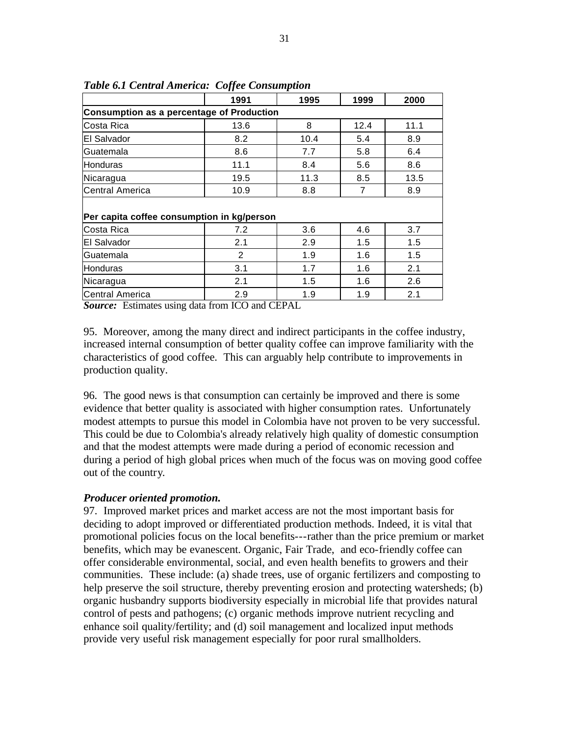***Table 6.1 Central America: Coffee Consumption***

| | 1991 | 1995 | 1999 | 2000 |
|---|---|---|---|---|
| **Consumption as a percentage of Production** | | | | |
| Costa Rica | 13.6 | 8 | 12.4 | 11.1 |
| El Salvador | 8.2 | 10.4 | 5.4 | 8.9 |
| Guatemala | 8.6 | 7.7 | 5.8 | 6.4 |
| Honduras | 11.1 | 8.4 | 5.6 | 8.6 |
| Nicaragua | 19.5 | 11.3 | 8.5 | 13.5 |
| Central America | 10.9 | 8.8 | 7 | 8.9 |
| **Per capita coffee consumption in kg/person** | | | | |
| Costa Rica | 7.2 | 3.6 | 4.6 | 3.7 |
| El Salvador | 2.1 | 2.9 | 1.5 | 1.5 |
| Guatemala | 2 | 1.9 | 1.6 | 1.5 |
| Honduras | 3.1 | 1.7 | 1.6 | 2.1 |
| Nicaragua | 2.1 | 1.5 | 1.6 | 2.6 |
| Central America | 2.9 | 1.9 | 1.9 | 2.1 |

***Source:*** Estimates using data from ICO and CEPAL

95. Moreover, among the many direct and indirect participants in the coffee industry, increased internal consumption of better quality coffee can improve familiarity with the characteristics of good coffee. This can arguably help contribute to improvements in production quality.

96. The good news is that consumption can certainly be improved and there is some evidence that better quality is associated with higher consumption rates. Unfortunately modest attempts to pursue this model in Colombia have not proven to be very successful. This could be due to Colombia's already relatively high quality of domestic consumption and that the modest attempts were made during a period of economic recession and during a period of high global prices when much of the focus was on moving good coffee out of the country.

***Producer oriented promotion.***

97. Improved market prices and market access are not the most important basis for deciding to adopt improved or differentiated production methods. Indeed, it is vital that promotional policies focus on the local benefits---rather than the price premium or market benefits, which may be evanescent. Organic, Fair Trade, and eco-friendly coffee can offer considerable environmental, social, and even health benefits to growers and their communities. These include: (a) shade trees, use of organic fertilizers and composting to help preserve the soil structure, thereby preventing erosion and protecting watersheds; (b) organic husbandry supports biodiversity especially in microbial life that provides natural control of pests and pathogens; (c) organic methods improve nutrient recycling and enhance soil quality/fertility; and (d) soil management and localized input methods provide very useful risk management especially for poor rural smallholders.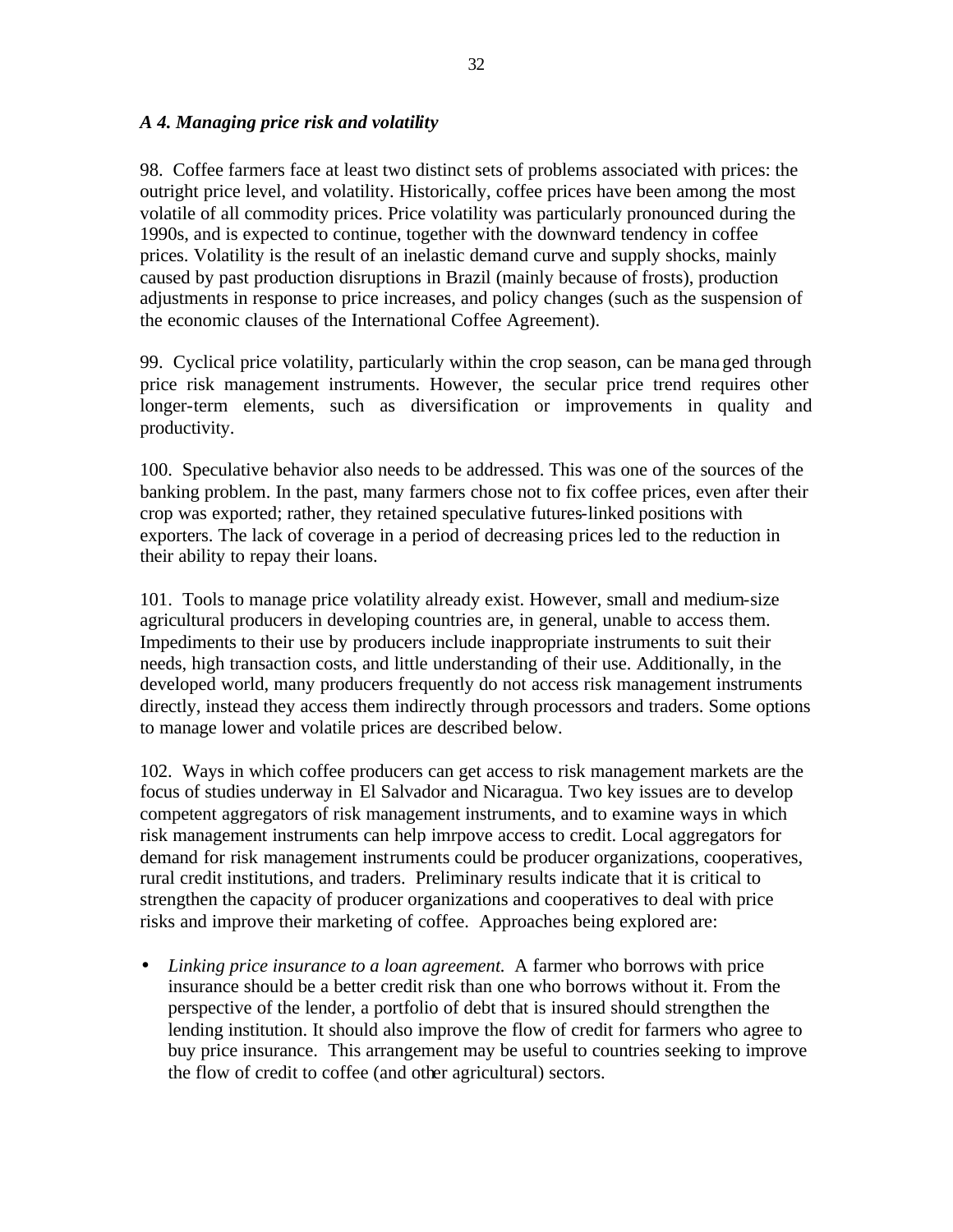### *A 4. Managing price risk and volatility*

98. Coffee farmers face at least two distinct sets of problems associated with prices: the outright price level, and volatility. Historically, coffee prices have been among the most volatile of all commodity prices. Price volatility was particularly pronounced during the 1990s, and is expected to continue, together with the downward tendency in coffee prices. Volatility is the result of an inelastic demand curve and supply shocks, mainly caused by past production disruptions in Brazil (mainly because of frosts), production adjustments in response to price increases, and policy changes (such as the suspension of the economic clauses of the International Coffee Agreement).

99. Cyclical price volatility, particularly within the crop season, can be managed through price risk management instruments. However, the secular price trend requires other longer-term elements, such as diversification or improvements in quality and productivity.

100. Speculative behavior also needs to be addressed. This was one of the sources of the banking problem. In the past, many farmers chose not to fix coffee prices, even after their crop was exported; rather, they retained speculative futures-linked positions with exporters. The lack of coverage in a period of decreasing prices led to the reduction in their ability to repay their loans.

101. Tools to manage price volatility already exist. However, small and medium-size agricultural producers in developing countries are, in general, unable to access them. Impediments to their use by producers include inappropriate instruments to suit their needs, high transaction costs, and little understanding of their use. Additionally, in the developed world, many producers frequently do not access risk management instruments directly, instead they access them indirectly through processors and traders. Some options to manage lower and volatile prices are described below.

102. Ways in which coffee producers can get access to risk management markets are the focus of studies underway in El Salvador and Nicaragua. Two key issues are to develop competent aggregators of risk management instruments, and to examine ways in which risk management instruments can help imrpove access to credit. Local aggregators for demand for risk management instruments could be producer organizations, cooperatives, rural credit institutions, and traders. Preliminary results indicate that it is critical to strengthen the capacity of producer organizations and cooperatives to deal with price risks and improve their marketing of coffee. Approaches being explored are:

- *Linking price insurance to a loan agreement.* A farmer who borrows with price insurance should be a better credit risk than one who borrows without it. From the perspective of the lender, a portfolio of debt that is insured should strengthen the lending institution. It should also improve the flow of credit for farmers who agree to buy price insurance. This arrangement may be useful to countries seeking to improve the flow of credit to coffee (and other agricultural) sectors.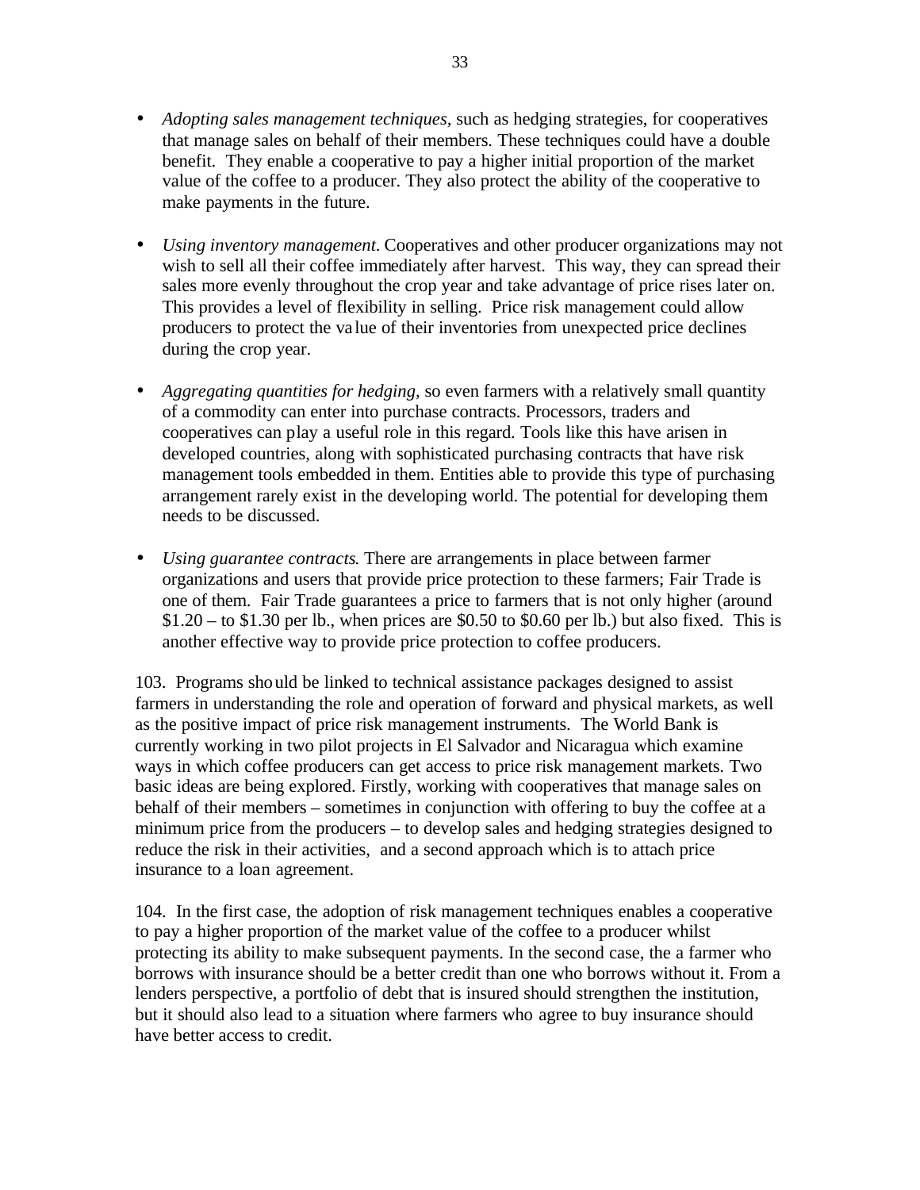- *Adopting sales management techniques,* such as hedging strategies, for cooperatives that manage sales on behalf of their members. These techniques could have a double benefit. They enable a cooperative to pay a higher initial proportion of the market value of the coffee to a producer. They also protect the ability of the cooperative to make payments in the future.

- *Using inventory management.* Cooperatives and other producer organizations may not wish to sell all their coffee immediately after harvest. This way, they can spread their sales more evenly throughout the crop year and take advantage of price rises later on. This provides a level of flexibility in selling. Price risk management could allow producers to protect the value of their inventories from unexpected price declines during the crop year.

- *Aggregating quantities for hedging,* so even farmers with a relatively small quantity of a commodity can enter into purchase contracts. Processors, traders and cooperatives can play a useful role in this regard. Tools like this have arisen in developed countries, along with sophisticated purchasing contracts that have risk management tools embedded in them. Entities able to provide this type of purchasing arrangement rarely exist in the developing world. The potential for developing them needs to be discussed.

- *Using guarantee contracts*. There are arrangements in place between farmer organizations and users that provide price protection to these farmers; Fair Trade is one of them. Fair Trade guarantees a price to farmers that is not only higher (around $1.20 – to $1.30 per lb., when prices are $0.50 to $0.60 per lb.) but also fixed. This is another effective way to provide price protection to coffee producers.

103. Programs should be linked to technical assistance packages designed to assist farmers in understanding the role and operation of forward and physical markets, as well as the positive impact of price risk management instruments. The World Bank is currently working in two pilot projects in El Salvador and Nicaragua which examine ways in which coffee producers can get access to price risk management markets. Two basic ideas are being explored. Firstly, working with cooperatives that manage sales on behalf of their members – sometimes in conjunction with offering to buy the coffee at a minimum price from the producers – to develop sales and hedging strategies designed to reduce the risk in their activities, and a second approach which is to attach price insurance to a loan agreement.

104. In the first case, the adoption of risk management techniques enables a cooperative to pay a higher proportion of the market value of the coffee to a producer whilst protecting its ability to make subsequent payments. In the second case, the a farmer who borrows with insurance should be a better credit than one who borrows without it. From a lenders perspective, a portfolio of debt that is insured should strengthen the institution, but it should also lead to a situation where farmers who agree to buy insurance should have better access to credit.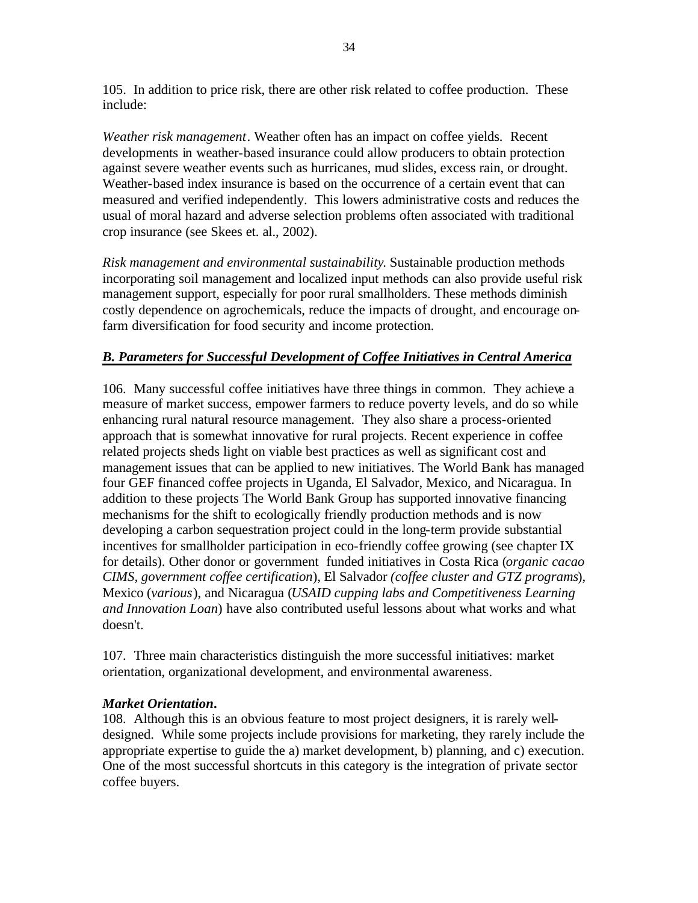105. In addition to price risk, there are other risk related to coffee production. These include:

*Weather risk management*. Weather often has an impact on coffee yields. Recent developments in weather-based insurance could allow producers to obtain protection against severe weather events such as hurricanes, mud slides, excess rain, or drought. Weather-based index insurance is based on the occurrence of a certain event that can measured and verified independently. This lowers administrative costs and reduces the usual of moral hazard and adverse selection problems often associated with traditional crop insurance (see Skees et. al., 2002).

*Risk management and environmental sustainability.* Sustainable production methods incorporating soil management and localized input methods can also provide useful risk management support, especially for poor rural smallholders. These methods diminish costly dependence on agrochemicals, reduce the impacts of drought, and encourage on-farm diversification for food security and income protection.

## *B. Parameters for Successful Development of Coffee Initiatives in Central America*

106. Many successful coffee initiatives have three things in common. They achieve a measure of market success, empower farmers to reduce poverty levels, and do so while enhancing rural natural resource management. They also share a process-oriented approach that is somewhat innovative for rural projects. Recent experience in coffee related projects sheds light on viable best practices as well as significant cost and management issues that can be applied to new initiatives. The World Bank has managed four GEF financed coffee projects in Uganda, El Salvador, Mexico, and Nicaragua. In addition to these projects The World Bank Group has supported innovative financing mechanisms for the shift to ecologically friendly production methods and is now developing a carbon sequestration project could in the long-term provide substantial incentives for smallholder participation in eco-friendly coffee growing (see chapter IX for details). Other donor or government funded initiatives in Costa Rica (*organic cacao CIMS, government coffee certification*), El Salvador *(coffee cluster and GTZ programs*), Mexico (*various*), and Nicaragua (*USAID cupping labs and Competitiveness Learning and Innovation Loan*) have also contributed useful lessons about what works and what doesn't.

107. Three main characteristics distinguish the more successful initiatives: market orientation, organizational development, and environmental awareness.

***Market Orientation.***

108. Although this is an obvious feature to most project designers, it is rarely well-designed. While some projects include provisions for marketing, they rarely include the appropriate expertise to guide the a) market development, b) planning, and c) execution. One of the most successful shortcuts in this category is the integration of private sector coffee buyers.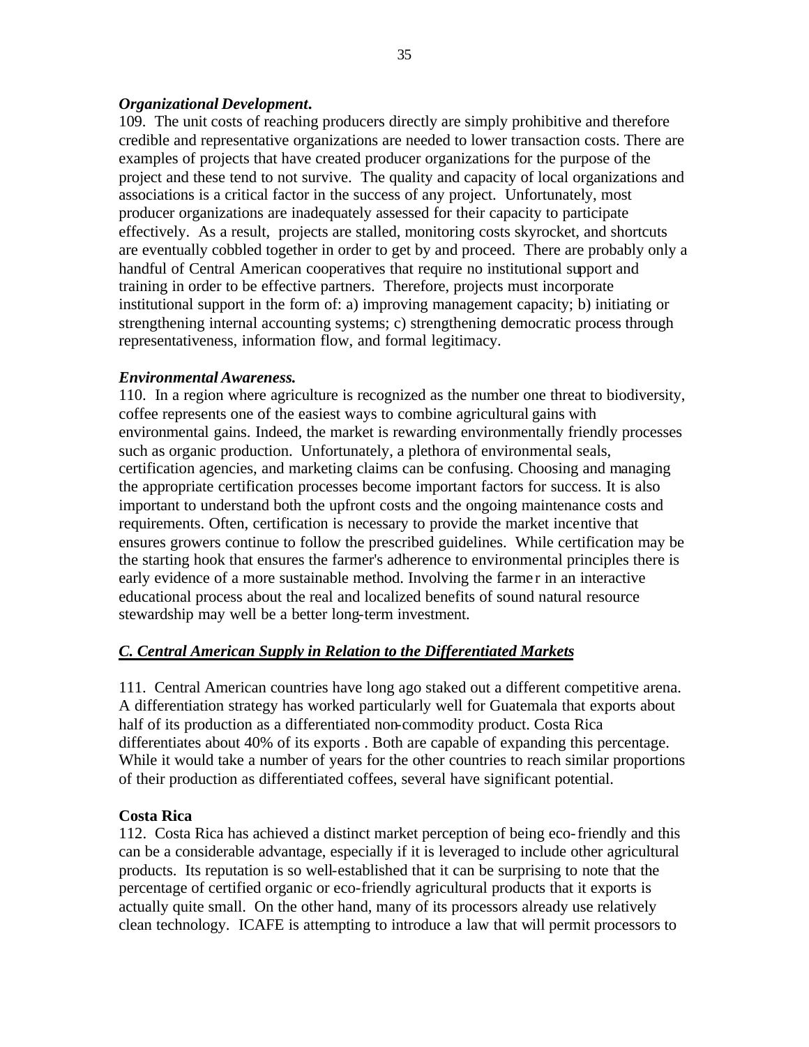***Organizational Development.***

109. The unit costs of reaching producers directly are simply prohibitive and therefore credible and representative organizations are needed to lower transaction costs. There are examples of projects that have created producer organizations for the purpose of the project and these tend to not survive. The quality and capacity of local organizations and associations is a critical factor in the success of any project. Unfortunately, most producer organizations are inadequately assessed for their capacity to participate effectively. As a result, projects are stalled, monitoring costs skyrocket, and shortcuts are eventually cobbled together in order to get by and proceed. There are probably only a handful of Central American cooperatives that require no institutional support and training in order to be effective partners. Therefore, projects must incorporate institutional support in the form of: a) improving management capacity; b) initiating or strengthening internal accounting systems; c) strengthening democratic process through representativeness, information flow, and formal legitimacy.

***Environmental Awareness.***

110. In a region where agriculture is recognized as the number one threat to biodiversity, coffee represents one of the easiest ways to combine agricultural gains with environmental gains. Indeed, the market is rewarding environmentally friendly processes such as organic production. Unfortunately, a plethora of environmental seals, certification agencies, and marketing claims can be confusing. Choosing and managing the appropriate certification processes become important factors for success. It is also important to understand both the upfront costs and the ongoing maintenance costs and requirements. Often, certification is necessary to provide the market incentive that ensures growers continue to follow the prescribed guidelines. While certification may be the starting hook that ensures the farmer's adherence to environmental principles there is early evidence of a more sustainable method. Involving the farmer in an interactive educational process about the real and localized benefits of sound natural resource stewardship may well be a better long-term investment.

## ***C. Central American Supply in Relation to the Differentiated Markets***

111. Central American countries have long ago staked out a different competitive arena. A differentiation strategy has worked particularly well for Guatemala that exports about half of its production as a differentiated non-commodity product. Costa Rica differentiates about 40% of its exports . Both are capable of expanding this percentage. While it would take a number of years for the other countries to reach similar proportions of their production as differentiated coffees, several have significant potential.

**Costa Rica**

112. Costa Rica has achieved a distinct market perception of being eco-friendly and this can be a considerable advantage, especially if it is leveraged to include other agricultural products. Its reputation is so well-established that it can be surprising to note that the percentage of certified organic or eco-friendly agricultural products that it exports is actually quite small. On the other hand, many of its processors already use relatively clean technology. ICAFE is attempting to introduce a law that will permit processors to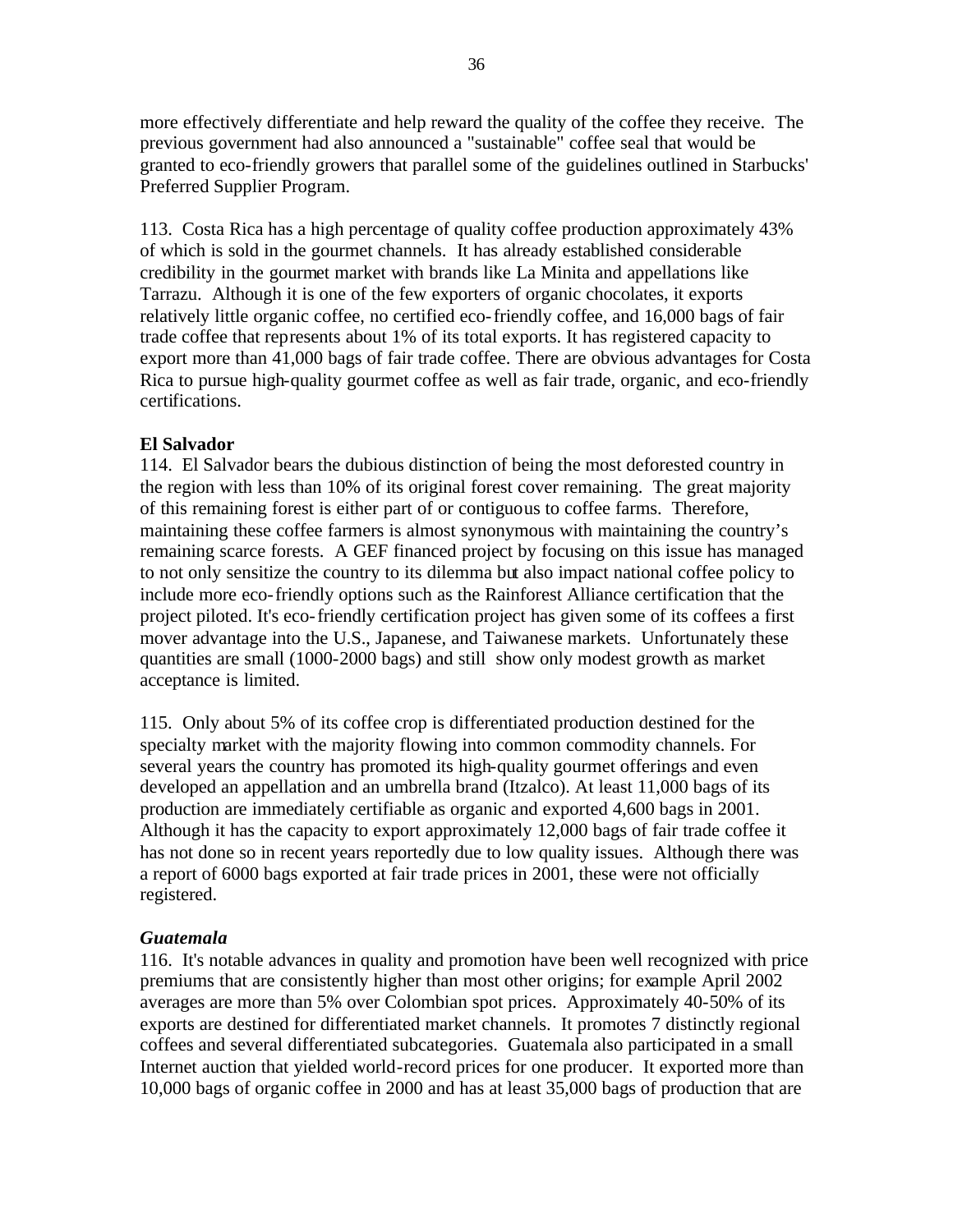more effectively differentiate and help reward the quality of the coffee they receive. The previous government had also announced a "sustainable" coffee seal that would be granted to eco-friendly growers that parallel some of the guidelines outlined in Starbucks' Preferred Supplier Program.

113. Costa Rica has a high percentage of quality coffee production approximately 43% of which is sold in the gourmet channels. It has already established considerable credibility in the gourmet market with brands like La Minita and appellations like Tarrazu. Although it is one of the few exporters of organic chocolates, it exports relatively little organic coffee, no certified eco-friendly coffee, and 16,000 bags of fair trade coffee that represents about 1% of its total exports. It has registered capacity to export more than 41,000 bags of fair trade coffee. There are obvious advantages for Costa Rica to pursue high-quality gourmet coffee as well as fair trade, organic, and eco-friendly certifications.

**El Salvador**

114. El Salvador bears the dubious distinction of being the most deforested country in the region with less than 10% of its original forest cover remaining. The great majority of this remaining forest is either part of or contiguous to coffee farms. Therefore, maintaining these coffee farmers is almost synonymous with maintaining the country's remaining scarce forests. A GEF financed project by focusing on this issue has managed to not only sensitize the country to its dilemma but also impact national coffee policy to include more eco-friendly options such as the Rainforest Alliance certification that the project piloted. It's eco-friendly certification project has given some of its coffees a first mover advantage into the U.S., Japanese, and Taiwanese markets. Unfortunately these quantities are small (1000-2000 bags) and still show only modest growth as market acceptance is limited.

115. Only about 5% of its coffee crop is differentiated production destined for the specialty market with the majority flowing into common commodity channels. For several years the country has promoted its high-quality gourmet offerings and even developed an appellation and an umbrella brand (Itzalco). At least 11,000 bags of its production are immediately certifiable as organic and exported 4,600 bags in 2001. Although it has the capacity to export approximately 12,000 bags of fair trade coffee it has not done so in recent years reportedly due to low quality issues. Although there was a report of 6000 bags exported at fair trade prices in 2001, these were not officially registered.

***Guatemala***

116. It's notable advances in quality and promotion have been well recognized with price premiums that are consistently higher than most other origins; for example April 2002 averages are more than 5% over Colombian spot prices. Approximately 40-50% of its exports are destined for differentiated market channels. It promotes 7 distinctly regional coffees and several differentiated subcategories. Guatemala also participated in a small Internet auction that yielded world-record prices for one producer. It exported more than 10,000 bags of organic coffee in 2000 and has at least 35,000 bags of production that are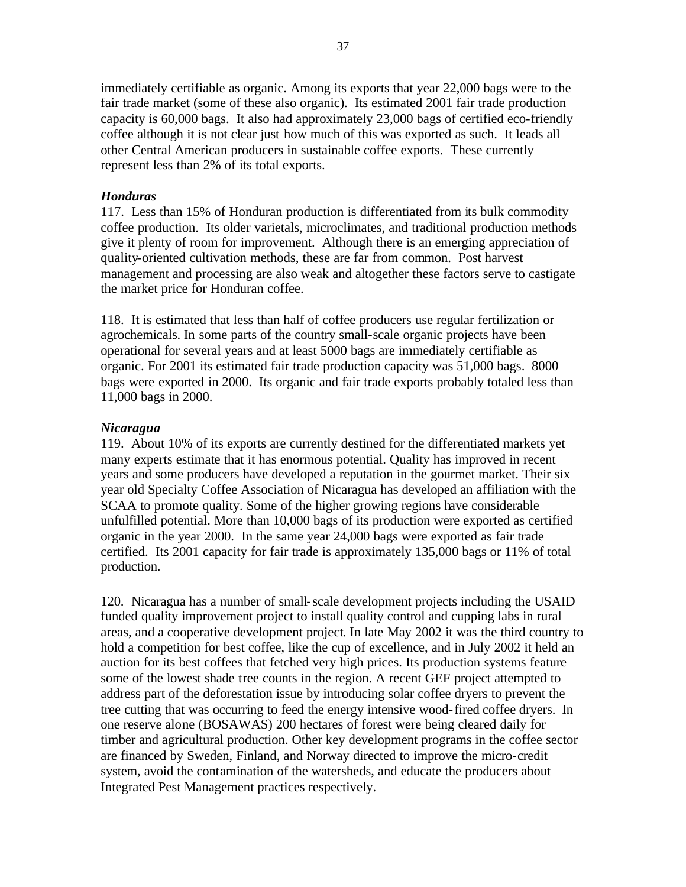immediately certifiable as organic. Among its exports that year 22,000 bags were to the fair trade market (some of these also organic). Its estimated 2001 fair trade production capacity is 60,000 bags. It also had approximately 23,000 bags of certified eco-friendly coffee although it is not clear just how much of this was exported as such. It leads all other Central American producers in sustainable coffee exports. These currently represent less than 2% of its total exports.

### *Honduras*

117. Less than 15% of Honduran production is differentiated from its bulk commodity coffee production. Its older varietals, microclimates, and traditional production methods give it plenty of room for improvement. Although there is an emerging appreciation of quality-oriented cultivation methods, these are far from common. Post harvest management and processing are also weak and altogether these factors serve to castigate the market price for Honduran coffee.

118. It is estimated that less than half of coffee producers use regular fertilization or agrochemicals. In some parts of the country small-scale organic projects have been operational for several years and at least 5000 bags are immediately certifiable as organic. For 2001 its estimated fair trade production capacity was 51,000 bags. 8000 bags were exported in 2000. Its organic and fair trade exports probably totaled less than 11,000 bags in 2000.

### *Nicaragua*

119. About 10% of its exports are currently destined for the differentiated markets yet many experts estimate that it has enormous potential. Quality has improved in recent years and some producers have developed a reputation in the gourmet market. Their six year old Specialty Coffee Association of Nicaragua has developed an affiliation with the SCAA to promote quality. Some of the higher growing regions have considerable unfulfilled potential. More than 10,000 bags of its production were exported as certified organic in the year 2000. In the same year 24,000 bags were exported as fair trade certified. Its 2001 capacity for fair trade is approximately 135,000 bags or 11% of total production.

120. Nicaragua has a number of small-scale development projects including the USAID funded quality improvement project to install quality control and cupping labs in rural areas, and a cooperative development project. In late May 2002 it was the third country to hold a competition for best coffee, like the cup of excellence, and in July 2002 it held an auction for its best coffees that fetched very high prices. Its production systems feature some of the lowest shade tree counts in the region. A recent GEF project attempted to address part of the deforestation issue by introducing solar coffee dryers to prevent the tree cutting that was occurring to feed the energy intensive wood-fired coffee dryers. In one reserve alone (BOSAWAS) 200 hectares of forest were being cleared daily for timber and agricultural production. Other key development programs in the coffee sector are financed by Sweden, Finland, and Norway directed to improve the micro-credit system, avoid the contamination of the watersheds, and educate the producers about Integrated Pest Management practices respectively.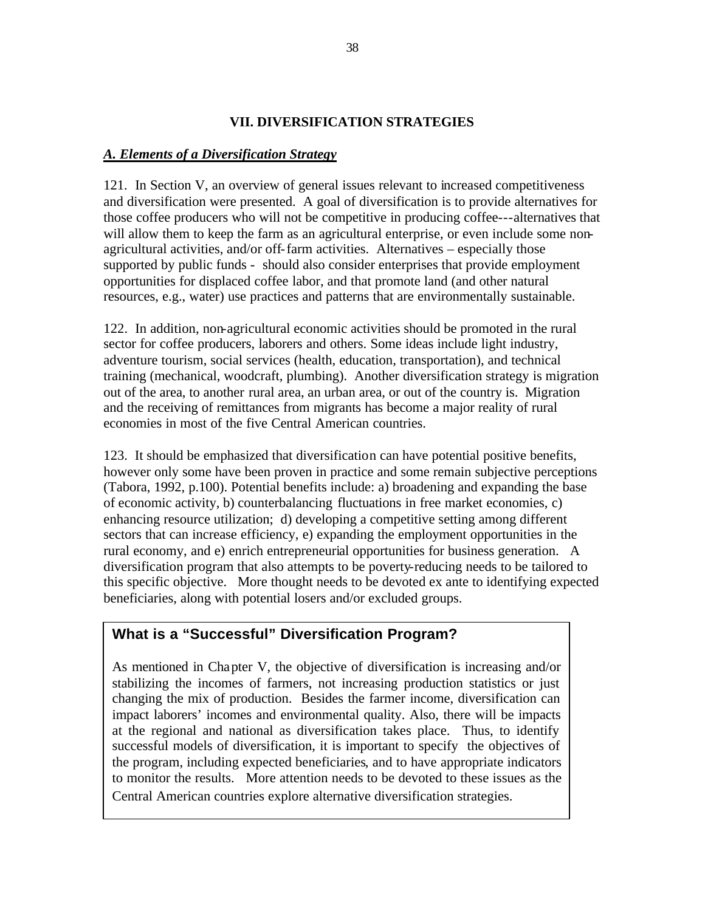## VII. DIVERSIFICATION STRATEGIES

### *A. Elements of a Diversification Strategy*

121. In Section V, an overview of general issues relevant to increased competitiveness and diversification were presented. A goal of diversification is to provide alternatives for those coffee producers who will not be competitive in producing coffee---alternatives that will allow them to keep the farm as an agricultural enterprise, or even include some non-agricultural activities, and/or off-farm activities. Alternatives – especially those supported by public funds - should also consider enterprises that provide employment opportunities for displaced coffee labor, and that promote land (and other natural resources, e.g., water) use practices and patterns that are environmentally sustainable.

122. In addition, non-agricultural economic activities should be promoted in the rural sector for coffee producers, laborers and others. Some ideas include light industry, adventure tourism, social services (health, education, transportation), and technical training (mechanical, woodcraft, plumbing). Another diversification strategy is migration out of the area, to another rural area, an urban area, or out of the country is. Migration and the receiving of remittances from migrants has become a major reality of rural economies in most of the five Central American countries.

123. It should be emphasized that diversification can have potential positive benefits, however only some have been proven in practice and some remain subjective perceptions (Tabora, 1992, p.100). Potential benefits include: a) broadening and expanding the base of economic activity, b) counterbalancing fluctuations in free market economies, c) enhancing resource utilization; d) developing a competitive setting among different sectors that can increase efficiency, e) expanding the employment opportunities in the rural economy, and e) enrich entrepreneurial opportunities for business generation. A diversification program that also attempts to be poverty-reducing needs to be tailored to this specific objective. More thought needs to be devoted ex ante to identifying expected beneficiaries, along with potential losers and/or excluded groups.

**What is a "Successful" Diversification Program?**

As mentioned in Chapter V, the objective of diversification is increasing and/or stabilizing the incomes of farmers, not increasing production statistics or just changing the mix of production. Besides the farmer income, diversification can impact laborers' incomes and environmental quality. Also, there will be impacts at the regional and national as diversification takes place. Thus, to identify successful models of diversification, it is important to specify the objectives of the program, including expected beneficiaries, and to have appropriate indicators to monitor the results. More attention needs to be devoted to these issues as the Central American countries explore alternative diversification strategies.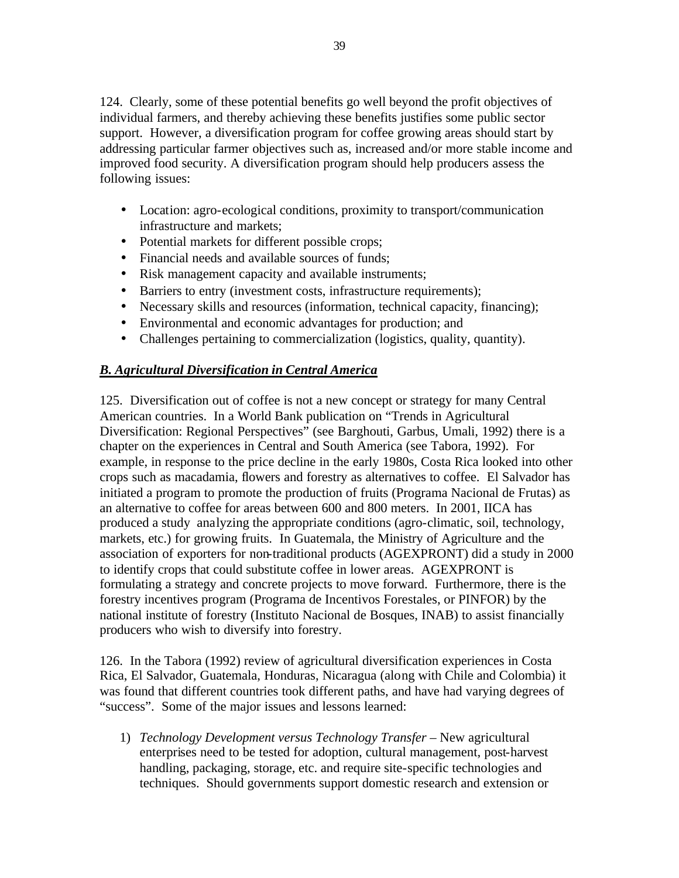124. Clearly, some of these potential benefits go well beyond the profit objectives of individual farmers, and thereby achieving these benefits justifies some public sector support. However, a diversification program for coffee growing areas should start by addressing particular farmer objectives such as, increased and/or more stable income and improved food security. A diversification program should help producers assess the following issues:

- Location: agro-ecological conditions, proximity to transport/communication infrastructure and markets;
- Potential markets for different possible crops;
- Financial needs and available sources of funds;
- Risk management capacity and available instruments;
- Barriers to entry (investment costs, infrastructure requirements);
- Necessary skills and resources (information, technical capacity, financing);
- Environmental and economic advantages for production; and
- Challenges pertaining to commercialization (logistics, quality, quantity).

## ***B. Agricultural Diversification in Central America***

125. Diversification out of coffee is not a new concept or strategy for many Central American countries. In a World Bank publication on "Trends in Agricultural Diversification: Regional Perspectives" (see Barghouti, Garbus, Umali, 1992) there is a chapter on the experiences in Central and South America (see Tabora, 1992). For example, in response to the price decline in the early 1980s, Costa Rica looked into other crops such as macadamia, flowers and forestry as alternatives to coffee. El Salvador has initiated a program to promote the production of fruits (Programa Nacional de Frutas) as an alternative to coffee for areas between 600 and 800 meters. In 2001, IICA has produced a study analyzing the appropriate conditions (agro-climatic, soil, technology, markets, etc.) for growing fruits. In Guatemala, the Ministry of Agriculture and the association of exporters for non-traditional products (AGEXPRONT) did a study in 2000 to identify crops that could substitute coffee in lower areas. AGEXPRONT is formulating a strategy and concrete projects to move forward. Furthermore, there is the forestry incentives program (Programa de Incentivos Forestales, or PINFOR) by the national institute of forestry (Instituto Nacional de Bosques, INAB) to assist financially producers who wish to diversify into forestry.

126. In the Tabora (1992) review of agricultural diversification experiences in Costa Rica, El Salvador, Guatemala, Honduras, Nicaragua (along with Chile and Colombia) it was found that different countries took different paths, and have had varying degrees of "success". Some of the major issues and lessons learned:

1) *Technology Development versus Technology Transfer* – New agricultural enterprises need to be tested for adoption, cultural management, post-harvest handling, packaging, storage, etc. and require site-specific technologies and techniques. Should governments support domestic research and extension or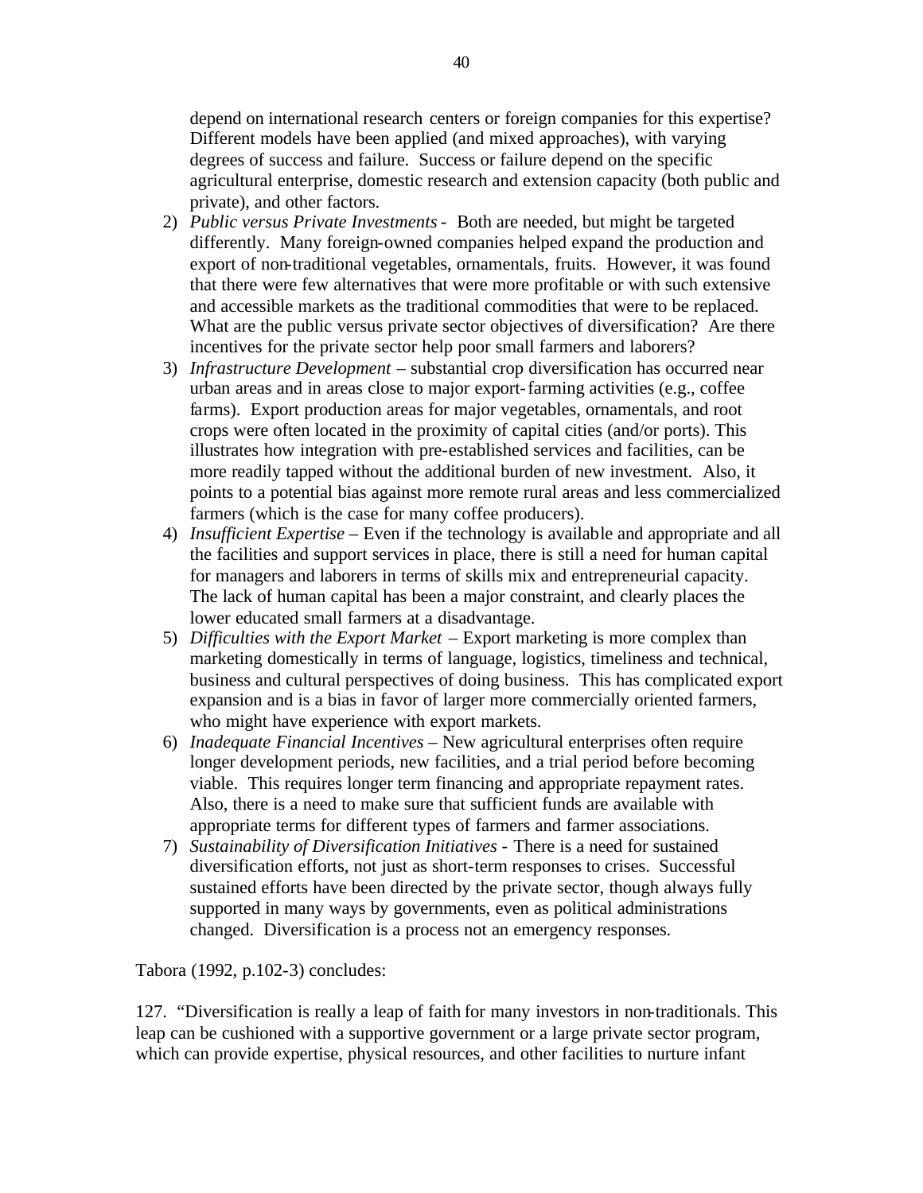depend on international research centers or foreign companies for this expertise? Different models have been applied (and mixed approaches), with varying degrees of success and failure. Success or failure depend on the specific agricultural enterprise, domestic research and extension capacity (both public and private), and other factors.

2) *Public versus Private Investments* - Both are needed, but might be targeted differently. Many foreign-owned companies helped expand the production and export of non-traditional vegetables, ornamentals, fruits. However, it was found that there were few alternatives that were more profitable or with such extensive and accessible markets as the traditional commodities that were to be replaced. What are the public versus private sector objectives of diversification? Are there incentives for the private sector help poor small farmers and laborers?
3) *Infrastructure Development* – substantial crop diversification has occurred near urban areas and in areas close to major export-farming activities (e.g., coffee farms). Export production areas for major vegetables, ornamentals, and root crops were often located in the proximity of capital cities (and/or ports). This illustrates how integration with pre-established services and facilities, can be more readily tapped without the additional burden of new investment. Also, it points to a potential bias against more remote rural areas and less commercialized farmers (which is the case for many coffee producers).
4) *Insufficient Expertise* – Even if the technology is available and appropriate and all the facilities and support services in place, there is still a need for human capital for managers and laborers in terms of skills mix and entrepreneurial capacity. The lack of human capital has been a major constraint, and clearly places the lower educated small farmers at a disadvantage.
5) *Difficulties with the Export Market* – Export marketing is more complex than marketing domestically in terms of language, logistics, timeliness and technical, business and cultural perspectives of doing business. This has complicated export expansion and is a bias in favor of larger more commercially oriented farmers, who might have experience with export markets.
6) *Inadequate Financial Incentives* – New agricultural enterprises often require longer development periods, new facilities, and a trial period before becoming viable. This requires longer term financing and appropriate repayment rates. Also, there is a need to make sure that sufficient funds are available with appropriate terms for different types of farmers and farmer associations.
7) *Sustainability of Diversification Initiatives* - There is a need for sustained diversification efforts, not just as short-term responses to crises. Successful sustained efforts have been directed by the private sector, though always fully supported in many ways by governments, even as political administrations changed. Diversification is a process not an emergency responses.

Tabora (1992, p.102-3) concludes:

127. "Diversification is really a leap of faith for many investors in non-traditionals. This leap can be cushioned with a supportive government or a large private sector program, which can provide expertise, physical resources, and other facilities to nurture infant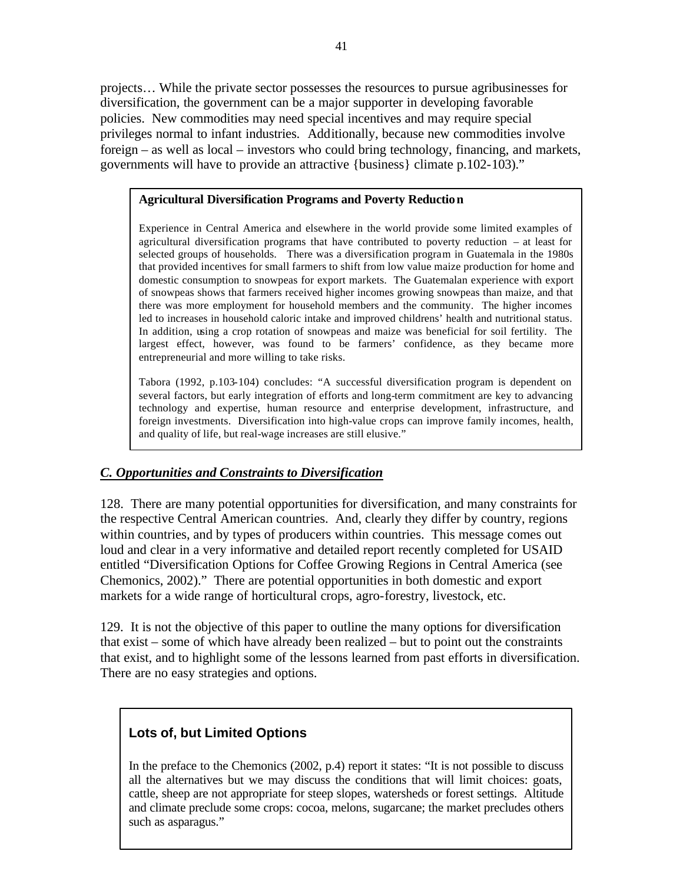projects… While the private sector possesses the resources to pursue agribusinesses for diversification, the government can be a major supporter in developing favorable policies. New commodities may need special incentives and may require special privileges normal to infant industries. Additionally, because new commodities involve foreign – as well as local – investors who could bring technology, financing, and markets, governments will have to provide an attractive {business} climate p.102-103)."

> **Agricultural Diversification Programs and Poverty Reduction**
>
> Experience in Central America and elsewhere in the world provide some limited examples of agricultural diversification programs that have contributed to poverty reduction – at least for selected groups of households. There was a diversification program in Guatemala in the 1980s that provided incentives for small farmers to shift from low value maize production for home and domestic consumption to snowpeas for export markets. The Guatemalan experience with export of snowpeas shows that farmers received higher incomes growing snowpeas than maize, and that there was more employment for household members and the community. The higher incomes led to increases in household caloric intake and improved childrens' health and nutritional status. In addition, using a crop rotation of snowpeas and maize was beneficial for soil fertility. The largest effect, however, was found to be farmers' confidence, as they became more entrepreneurial and more willing to take risks.
>
> Tabora (1992, p.103-104) concludes: "A successful diversification program is dependent on several factors, but early integration of efforts and long-term commitment are key to advancing technology and expertise, human resource and enterprise development, infrastructure, and foreign investments. Diversification into high-value crops can improve family incomes, health, and quality of life, but real-wage increases are still elusive."

### ***C. Opportunities and Constraints to Diversification***

128. There are many potential opportunities for diversification, and many constraints for the respective Central American countries. And, clearly they differ by country, regions within countries, and by types of producers within countries. This message comes out loud and clear in a very informative and detailed report recently completed for USAID entitled "Diversification Options for Coffee Growing Regions in Central America (see Chemonics, 2002)." There are potential opportunities in both domestic and export markets for a wide range of horticultural crops, agro-forestry, livestock, etc.

129. It is not the objective of this paper to outline the many options for diversification that exist – some of which have already been realized – but to point out the constraints that exist, and to highlight some of the lessons learned from past efforts in diversification. There are no easy strategies and options.

> **Lots of, but Limited Options**
>
> In the preface to the Chemonics (2002, p.4) report it states: "It is not possible to discuss all the alternatives but we may discuss the conditions that will limit choices: goats, cattle, sheep are not appropriate for steep slopes, watersheds or forest settings. Altitude and climate preclude some crops: cocoa, melons, sugarcane; the market precludes others such as asparagus."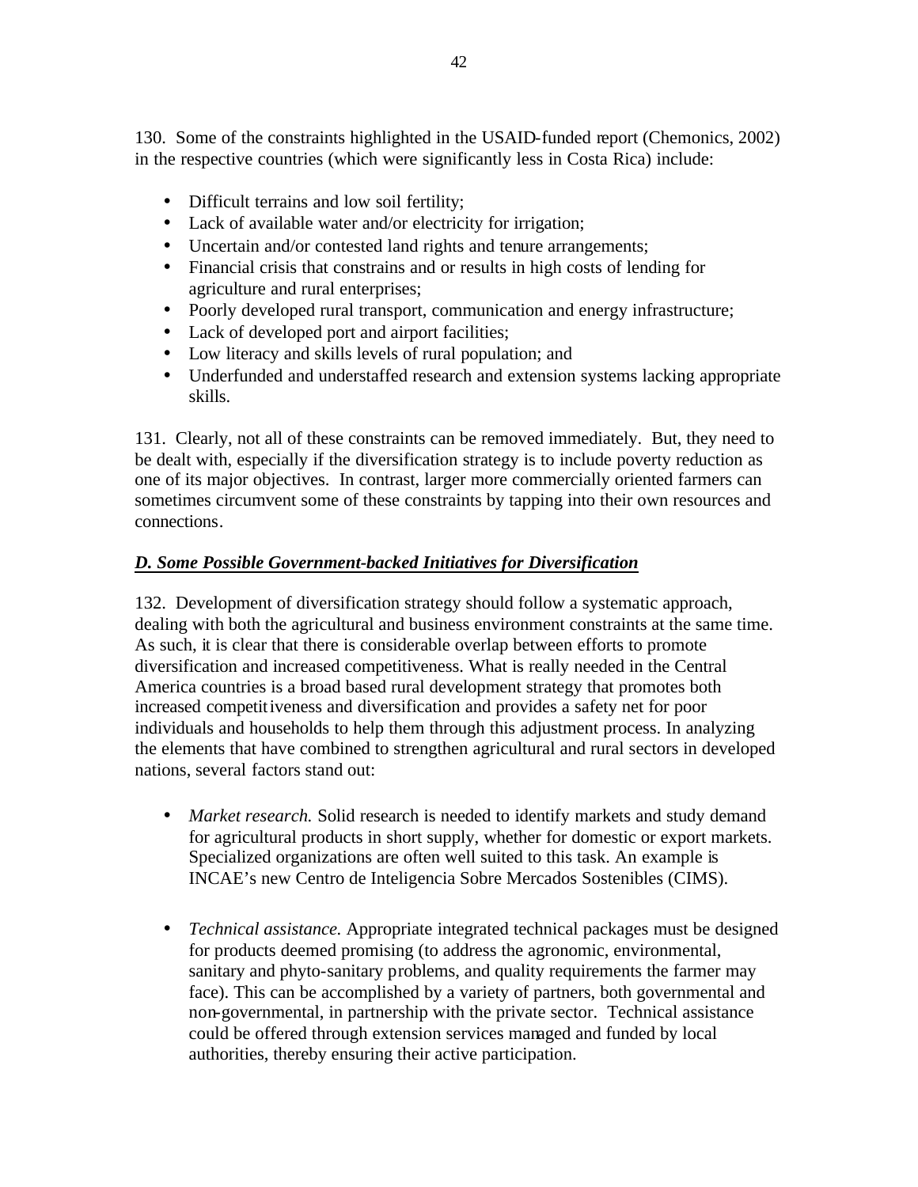130. Some of the constraints highlighted in the USAID-funded report (Chemonics, 2002) in the respective countries (which were significantly less in Costa Rica) include:

- Difficult terrains and low soil fertility;
- Lack of available water and/or electricity for irrigation;
- Uncertain and/or contested land rights and tenure arrangements;
- Financial crisis that constrains and or results in high costs of lending for agriculture and rural enterprises;
- Poorly developed rural transport, communication and energy infrastructure;
- Lack of developed port and airport facilities;
- Low literacy and skills levels of rural population; and
- Underfunded and understaffed research and extension systems lacking appropriate skills.

131. Clearly, not all of these constraints can be removed immediately. But, they need to be dealt with, especially if the diversification strategy is to include poverty reduction as one of its major objectives. In contrast, larger more commercially oriented farmers can sometimes circumvent some of these constraints by tapping into their own resources and connections.

### ***D. Some Possible Government-backed Initiatives for Diversification***

132. Development of diversification strategy should follow a systematic approach, dealing with both the agricultural and business environment constraints at the same time. As such, it is clear that there is considerable overlap between efforts to promote diversification and increased competitiveness. What is really needed in the Central America countries is a broad based rural development strategy that promotes both increased competitiveness and diversification and provides a safety net for poor individuals and households to help them through this adjustment process. In analyzing the elements that have combined to strengthen agricultural and rural sectors in developed nations, several factors stand out:

- *Market research.* Solid research is needed to identify markets and study demand for agricultural products in short supply, whether for domestic or export markets. Specialized organizations are often well suited to this task. An example is INCAE's new Centro de Inteligencia Sobre Mercados Sostenibles (CIMS).

- *Technical assistance.* Appropriate integrated technical packages must be designed for products deemed promising (to address the agronomic, environmental, sanitary and phyto-sanitary problems, and quality requirements the farmer may face). This can be accomplished by a variety of partners, both governmental and non-governmental, in partnership with the private sector. Technical assistance could be offered through extension services managed and funded by local authorities, thereby ensuring their active participation.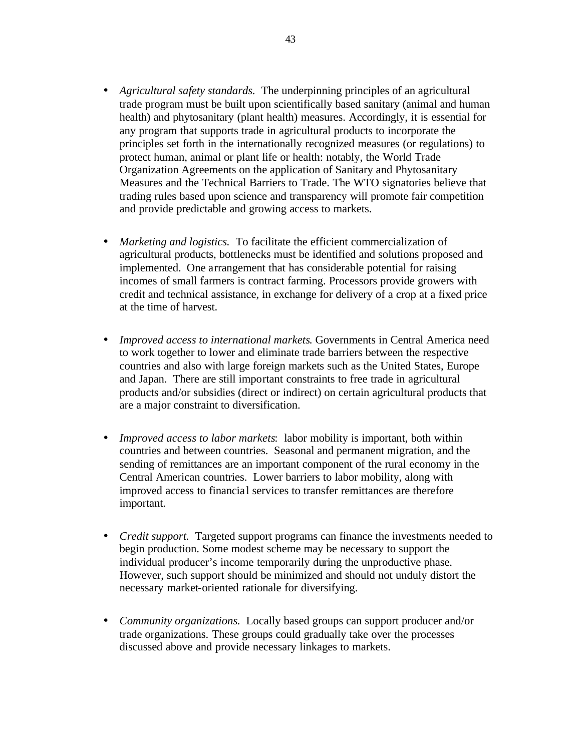- *Agricultural safety standards.* The underpinning principles of an agricultural trade program must be built upon scientifically based sanitary (animal and human health) and phytosanitary (plant health) measures. Accordingly, it is essential for any program that supports trade in agricultural products to incorporate the principles set forth in the internationally recognized measures (or regulations) to protect human, animal or plant life or health: notably, the World Trade Organization Agreements on the application of Sanitary and Phytosanitary Measures and the Technical Barriers to Trade. The WTO signatories believe that trading rules based upon science and transparency will promote fair competition and provide predictable and growing access to markets.

- *Marketing and logistics.* To facilitate the efficient commercialization of agricultural products, bottlenecks must be identified and solutions proposed and implemented. One arrangement that has considerable potential for raising incomes of small farmers is contract farming. Processors provide growers with credit and technical assistance, in exchange for delivery of a crop at a fixed price at the time of harvest.

- *Improved access to international markets*. Governments in Central America need to work together to lower and eliminate trade barriers between the respective countries and also with large foreign markets such as the United States, Europe and Japan. There are still important constraints to free trade in agricultural products and/or subsidies (direct or indirect) on certain agricultural products that are a major constraint to diversification.

- *Improved access to labor markets*: labor mobility is important, both within countries and between countries. Seasonal and permanent migration, and the sending of remittances are an important component of the rural economy in the Central American countries. Lower barriers to labor mobility, along with improved access to financial services to transfer remittances are therefore important.

- *Credit support.* Targeted support programs can finance the investments needed to begin production. Some modest scheme may be necessary to support the individual producer's income temporarily during the unproductive phase. However, such support should be minimized and should not unduly distort the necessary market-oriented rationale for diversifying.

- *Community organizations.* Locally based groups can support producer and/or trade organizations. These groups could gradually take over the processes discussed above and provide necessary linkages to markets.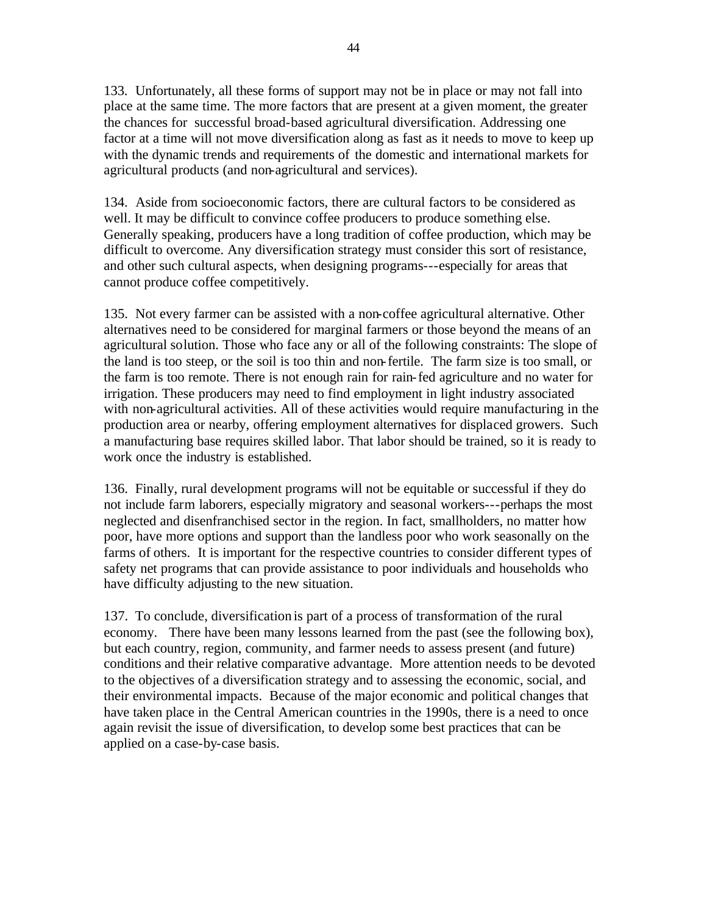133. Unfortunately, all these forms of support may not be in place or may not fall into place at the same time. The more factors that are present at a given moment, the greater the chances for successful broad-based agricultural diversification. Addressing one factor at a time will not move diversification along as fast as it needs to move to keep up with the dynamic trends and requirements of the domestic and international markets for agricultural products (and non-agricultural and services).

134. Aside from socioeconomic factors, there are cultural factors to be considered as well. It may be difficult to convince coffee producers to produce something else. Generally speaking, producers have a long tradition of coffee production, which may be difficult to overcome. Any diversification strategy must consider this sort of resistance, and other such cultural aspects, when designing programs---especially for areas that cannot produce coffee competitively.

135. Not every farmer can be assisted with a non-coffee agricultural alternative. Other alternatives need to be considered for marginal farmers or those beyond the means of an agricultural solution. Those who face any or all of the following constraints: The slope of the land is too steep, or the soil is too thin and non-fertile. The farm size is too small, or the farm is too remote. There is not enough rain for rain-fed agriculture and no water for irrigation. These producers may need to find employment in light industry associated with non-agricultural activities. All of these activities would require manufacturing in the production area or nearby, offering employment alternatives for displaced growers. Such a manufacturing base requires skilled labor. That labor should be trained, so it is ready to work once the industry is established.

136. Finally, rural development programs will not be equitable or successful if they do not include farm laborers, especially migratory and seasonal workers---perhaps the most neglected and disenfranchised sector in the region. In fact, smallholders, no matter how poor, have more options and support than the landless poor who work seasonally on the farms of others. It is important for the respective countries to consider different types of safety net programs that can provide assistance to poor individuals and households who have difficulty adjusting to the new situation.

137. To conclude, diversification is part of a process of transformation of the rural economy. There have been many lessons learned from the past (see the following box), but each country, region, community, and farmer needs to assess present (and future) conditions and their relative comparative advantage. More attention needs to be devoted to the objectives of a diversification strategy and to assessing the economic, social, and their environmental impacts. Because of the major economic and political changes that have taken place in the Central American countries in the 1990s, there is a need to once again revisit the issue of diversification, to develop some best practices that can be applied on a case-by-case basis.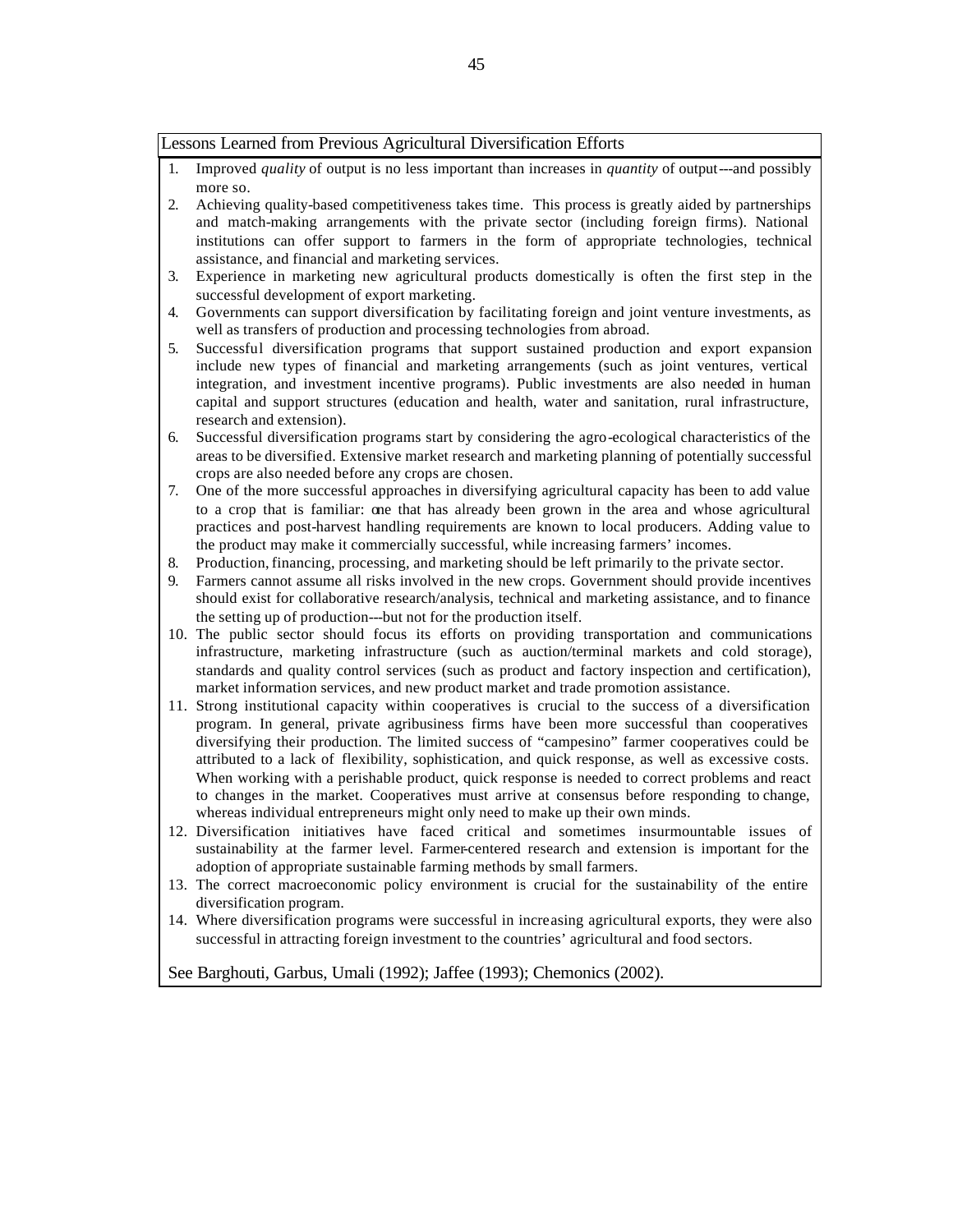## Lessons Learned from Previous Agricultural Diversification Efforts

1. Improved *quality* of output is no less important than increases in *quantity* of output---and possibly more so.
2. Achieving quality-based competitiveness takes time. This process is greatly aided by partnerships and match-making arrangements with the private sector (including foreign firms). National institutions can offer support to farmers in the form of appropriate technologies, technical assistance, and financial and marketing services.
3. Experience in marketing new agricultural products domestically is often the first step in the successful development of export marketing.
4. Governments can support diversification by facilitating foreign and joint venture investments, as well as transfers of production and processing technologies from abroad.
5. Successful diversification programs that support sustained production and export expansion include new types of financial and marketing arrangements (such as joint ventures, vertical integration, and investment incentive programs). Public investments are also needed in human capital and support structures (education and health, water and sanitation, rural infrastructure, research and extension).
6. Successful diversification programs start by considering the agro-ecological characteristics of the areas to be diversified. Extensive market research and marketing planning of potentially successful crops are also needed before any crops are chosen.
7. One of the more successful approaches in diversifying agricultural capacity has been to add value to a crop that is familiar: one that has already been grown in the area and whose agricultural practices and post-harvest handling requirements are known to local producers. Adding value to the product may make it commercially successful, while increasing farmers' incomes.
8. Production, financing, processing, and marketing should be left primarily to the private sector.
9. Farmers cannot assume all risks involved in the new crops. Government should provide incentives should exist for collaborative research/analysis, technical and marketing assistance, and to finance the setting up of production---but not for the production itself.
10. The public sector should focus its efforts on providing transportation and communications infrastructure, marketing infrastructure (such as auction/terminal markets and cold storage), standards and quality control services (such as product and factory inspection and certification), market information services, and new product market and trade promotion assistance.
11. Strong institutional capacity within cooperatives is crucial to the success of a diversification program. In general, private agribusiness firms have been more successful than cooperatives diversifying their production. The limited success of "campesino" farmer cooperatives could be attributed to a lack of flexibility, sophistication, and quick response, as well as excessive costs. When working with a perishable product, quick response is needed to correct problems and react to changes in the market. Cooperatives must arrive at consensus before responding to change, whereas individual entrepreneurs might only need to make up their own minds.
12. Diversification initiatives have faced critical and sometimes insurmountable issues of sustainability at the farmer level. Farmer-centered research and extension is important for the adoption of appropriate sustainable farming methods by small farmers.
13. The correct macroeconomic policy environment is crucial for the sustainability of the entire diversification program.
14. Where diversification programs were successful in increasing agricultural exports, they were also successful in attracting foreign investment to the countries' agricultural and food sectors.

See Barghouti, Garbus, Umali (1992); Jaffee (1993); Chemonics (2002).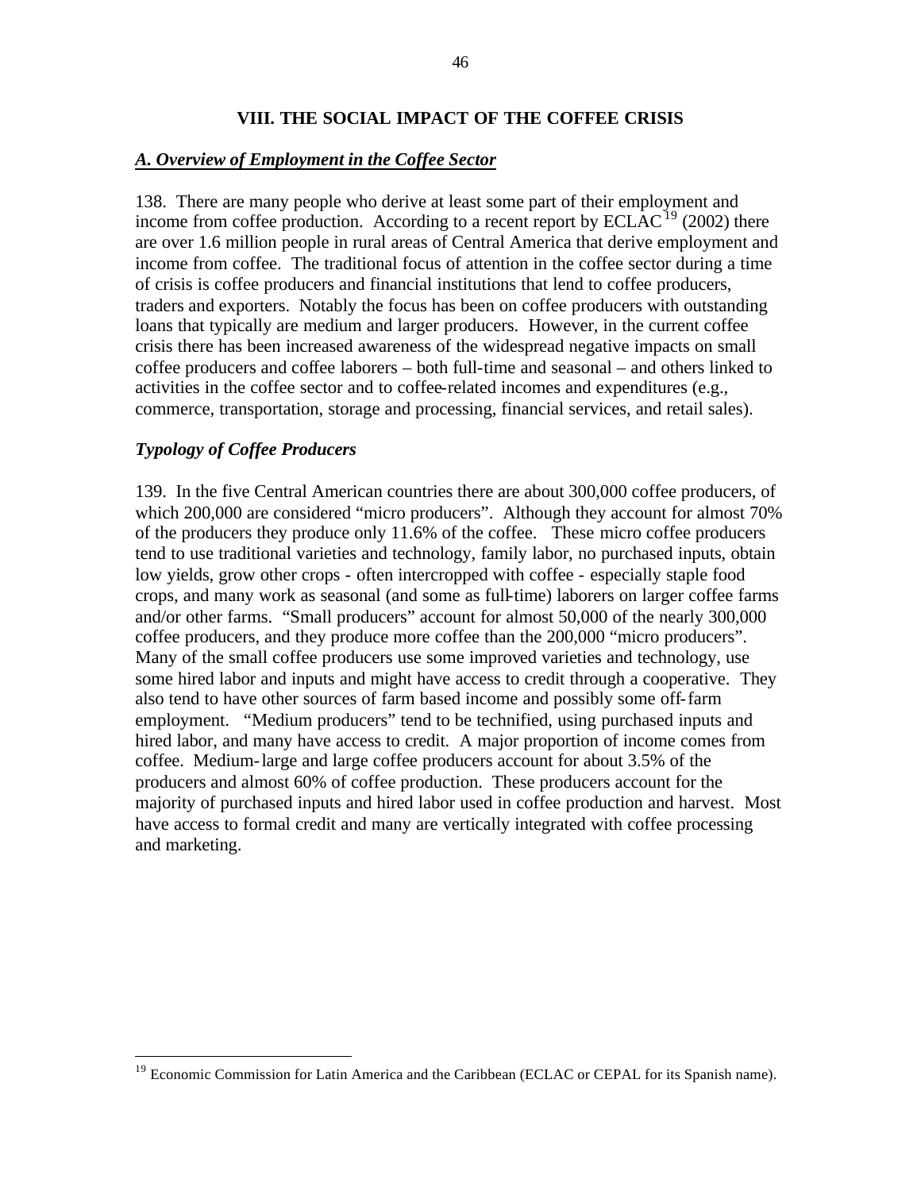## VIII. THE SOCIAL IMPACT OF THE COFFEE CRISIS

### *A. Overview of Employment in the Coffee Sector*

138. There are many people who derive at least some part of their employment and income from coffee production. According to a recent report by ECLAC[19] (2002) there are over 1.6 million people in rural areas of Central America that derive employment and income from coffee. The traditional focus of attention in the coffee sector during a time of crisis is coffee producers and financial institutions that lend to coffee producers, traders and exporters. Notably the focus has been on coffee producers with outstanding loans that typically are medium and larger producers. However, in the current coffee crisis there has been increased awareness of the widespread negative impacts on small coffee producers and coffee laborers – both full-time and seasonal – and others linked to activities in the coffee sector and to coffee-related incomes and expenditures (e.g., commerce, transportation, storage and processing, financial services, and retail sales).

### *Typology of Coffee Producers*

139. In the five Central American countries there are about 300,000 coffee producers, of which 200,000 are considered "micro producers". Although they account for almost 70% of the producers they produce only 11.6% of the coffee. These micro coffee producers tend to use traditional varieties and technology, family labor, no purchased inputs, obtain low yields, grow other crops - often intercropped with coffee - especially staple food crops, and many work as seasonal (and some as full-time) laborers on larger coffee farms and/or other farms. "Small producers" account for almost 50,000 of the nearly 300,000 coffee producers, and they produce more coffee than the 200,000 "micro producers". Many of the small coffee producers use some improved varieties and technology, use some hired labor and inputs and might have access to credit through a cooperative. They also tend to have other sources of farm based income and possibly some off-farm employment. "Medium producers" tend to be technified, using purchased inputs and hired labor, and many have access to credit. A major proportion of income comes from coffee. Medium-large and large coffee producers account for about 3.5% of the producers and almost 60% of coffee production. These producers account for the majority of purchased inputs and hired labor used in coffee production and harvest. Most have access to formal credit and many are vertically integrated with coffee processing and marketing.

---

[19] Economic Commission for Latin America and the Caribbean (ECLAC or CEPAL for its Spanish name).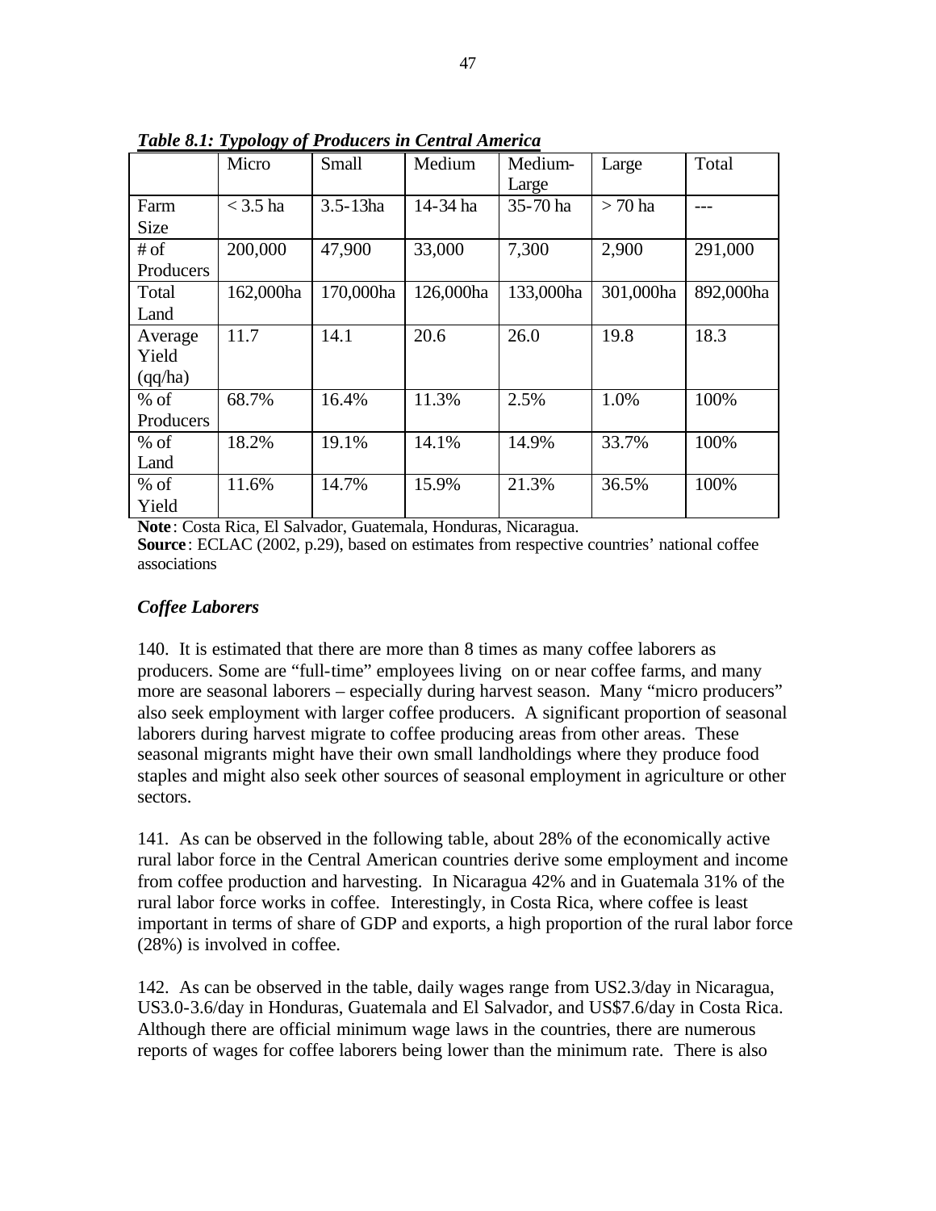***Table 8.1: Typology of Producers in Central America***

| | Micro | Small | Medium | Medium-Large | Large | Total |
|---|---|---|---|---|---|---|
| Farm Size | < 3.5 ha | 3.5-13ha | 14-34 ha | 35-70 ha | > 70 ha | --- |
| # of Producers | 200,000 | 47,900 | 33,000 | 7,300 | 2,900 | 291,000 |
| Total Land | 162,000ha | 170,000ha | 126,000ha | 133,000ha | 301,000ha | 892,000ha |
| Average Yield (qq/ha) | 11.7 | 14.1 | 20.6 | 26.0 | 19.8 | 18.3 |
| % of Producers | 68.7% | 16.4% | 11.3% | 2.5% | 1.0% | 100% |
| % of Land | 18.2% | 19.1% | 14.1% | 14.9% | 33.7% | 100% |
| % of Yield | 11.6% | 14.7% | 15.9% | 21.3% | 36.5% | 100% |

**Note**: Costa Rica, El Salvador, Guatemala, Honduras, Nicaragua.
**Source**: ECLAC (2002, p.29), based on estimates from respective countries' national coffee associations

### *Coffee Laborers*

140. It is estimated that there are more than 8 times as many coffee laborers as producers. Some are "full-time" employees living on or near coffee farms, and many more are seasonal laborers – especially during harvest season. Many "micro producers" also seek employment with larger coffee producers. A significant proportion of seasonal laborers during harvest migrate to coffee producing areas from other areas. These seasonal migrants might have their own small landholdings where they produce food staples and might also seek other sources of seasonal employment in agriculture or other sectors.

141. As can be observed in the following table, about 28% of the economically active rural labor force in the Central American countries derive some employment and income from coffee production and harvesting. In Nicaragua 42% and in Guatemala 31% of the rural labor force works in coffee. Interestingly, in Costa Rica, where coffee is least important in terms of share of GDP and exports, a high proportion of the rural labor force (28%) is involved in coffee.

142. As can be observed in the table, daily wages range from US2.3/day in Nicaragua, US3.0-3.6/day in Honduras, Guatemala and El Salvador, and US$7.6/day in Costa Rica. Although there are official minimum wage laws in the countries, there are numerous reports of wages for coffee laborers being lower than the minimum rate. There is also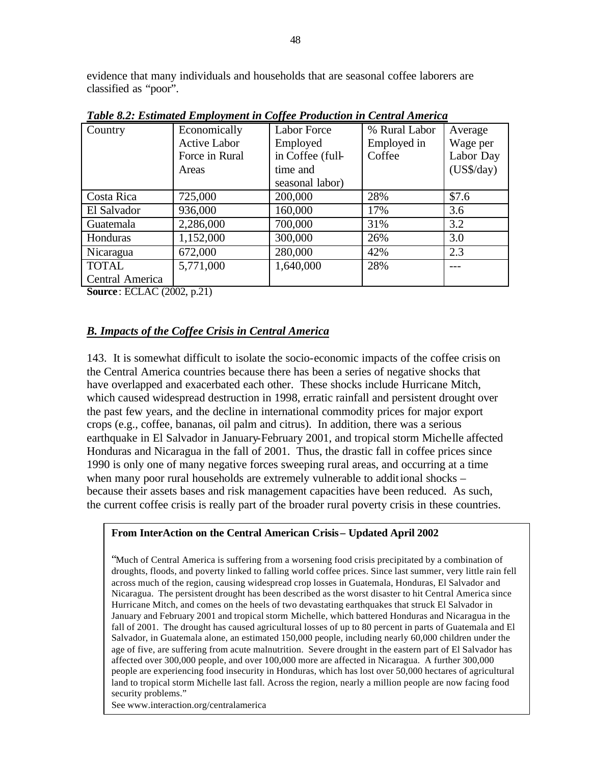evidence that many individuals and households that are seasonal coffee laborers are classified as "poor".

***Table 8.2: Estimated Employment in Coffee Production in Central America***

| Country | Economically Active Labor Force in Rural Areas | Labor Force Employed in Coffee (full-time and seasonal labor) | % Rural Labor Employed in Coffee | Average Wage per Labor Day (US$/day) |
|---|---|---|---|---|
| Costa Rica | 725,000 | 200,000 | 28% | $7.6 |
| El Salvador | 936,000 | 160,000 | 17% | 3.6 |
| Guatemala | 2,286,000 | 700,000 | 31% | 3.2 |
| Honduras | 1,152,000 | 300,000 | 26% | 3.0 |
| Nicaragua | 672,000 | 280,000 | 42% | 2.3 |
| TOTAL Central America | 5,771,000 | 1,640,000 | 28% | --- |

**Source**: ECLAC (2002, p.21)

## *B. Impacts of the Coffee Crisis in Central America*

143. It is somewhat difficult to isolate the socio-economic impacts of the coffee crisis on the Central America countries because there has been a series of negative shocks that have overlapped and exacerbated each other. These shocks include Hurricane Mitch, which caused widespread destruction in 1998, erratic rainfall and persistent drought over the past few years, and the decline in international commodity prices for major export crops (e.g., coffee, bananas, oil palm and citrus). In addition, there was a serious earthquake in El Salvador in January-February 2001, and tropical storm Michelle affected Honduras and Nicaragua in the fall of 2001. Thus, the drastic fall in coffee prices since 1990 is only one of many negative forces sweeping rural areas, and occurring at a time when many poor rural households are extremely vulnerable to additional shocks – because their assets bases and risk management capacities have been reduced. As such, the current coffee crisis is really part of the broader rural poverty crisis in these countries.

**From InterAction on the Central American Crisis – Updated April 2002**

"Much of Central America is suffering from a worsening food crisis precipitated by a combination of droughts, floods, and poverty linked to falling world coffee prices. Since last summer, very little rain fell across much of the region, causing widespread crop losses in Guatemala, Honduras, El Salvador and Nicaragua. The persistent drought has been described as the worst disaster to hit Central America since Hurricane Mitch, and comes on the heels of two devastating earthquakes that struck El Salvador in January and February 2001 and tropical storm Michelle, which battered Honduras and Nicaragua in the fall of 2001. The drought has caused agricultural losses of up to 80 percent in parts of Guatemala and El Salvador, in Guatemala alone, an estimated 150,000 people, including nearly 60,000 children under the age of five, are suffering from acute malnutrition. Severe drought in the eastern part of El Salvador has affected over 300,000 people, and over 100,000 more are affected in Nicaragua. A further 300,000 people are experiencing food insecurity in Honduras, which has lost over 50,000 hectares of agricultural land to tropical storm Michelle last fall. Across the region, nearly a million people are now facing food security problems."

See www.interaction.org/centralamerica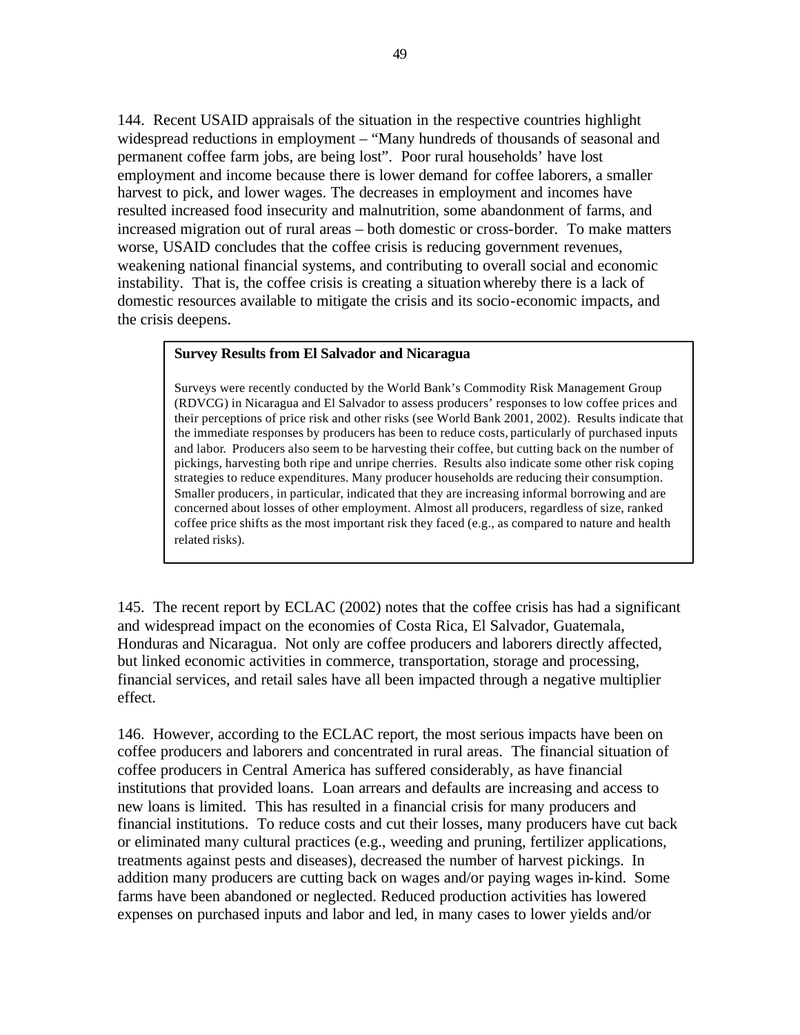144. Recent USAID appraisals of the situation in the respective countries highlight widespread reductions in employment – "Many hundreds of thousands of seasonal and permanent coffee farm jobs, are being lost". Poor rural households' have lost employment and income because there is lower demand for coffee laborers, a smaller harvest to pick, and lower wages. The decreases in employment and incomes have resulted increased food insecurity and malnutrition, some abandonment of farms, and increased migration out of rural areas – both domestic or cross-border. To make matters worse, USAID concludes that the coffee crisis is reducing government revenues, weakening national financial systems, and contributing to overall social and economic instability. That is, the coffee crisis is creating a situation whereby there is a lack of domestic resources available to mitigate the crisis and its socio-economic impacts, and the crisis deepens.

> **Survey Results from El Salvador and Nicaragua**
>
> Surveys were recently conducted by the World Bank's Commodity Risk Management Group (RDVCG) in Nicaragua and El Salvador to assess producers' responses to low coffee prices and their perceptions of price risk and other risks (see World Bank 2001, 2002). Results indicate that the immediate responses by producers has been to reduce costs, particularly of purchased inputs and labor. Producers also seem to be harvesting their coffee, but cutting back on the number of pickings, harvesting both ripe and unripe cherries. Results also indicate some other risk coping strategies to reduce expenditures. Many producer households are reducing their consumption. Smaller producers, in particular, indicated that they are increasing informal borrowing and are concerned about losses of other employment. Almost all producers, regardless of size, ranked coffee price shifts as the most important risk they faced (e.g., as compared to nature and health related risks).

145. The recent report by ECLAC (2002) notes that the coffee crisis has had a significant and widespread impact on the economies of Costa Rica, El Salvador, Guatemala, Honduras and Nicaragua. Not only are coffee producers and laborers directly affected, but linked economic activities in commerce, transportation, storage and processing, financial services, and retail sales have all been impacted through a negative multiplier effect.

146. However, according to the ECLAC report, the most serious impacts have been on coffee producers and laborers and concentrated in rural areas. The financial situation of coffee producers in Central America has suffered considerably, as have financial institutions that provided loans. Loan arrears and defaults are increasing and access to new loans is limited. This has resulted in a financial crisis for many producers and financial institutions. To reduce costs and cut their losses, many producers have cut back or eliminated many cultural practices (e.g., weeding and pruning, fertilizer applications, treatments against pests and diseases), decreased the number of harvest pickings. In addition many producers are cutting back on wages and/or paying wages in-kind. Some farms have been abandoned or neglected. Reduced production activities has lowered expenses on purchased inputs and labor and led, in many cases to lower yields and/or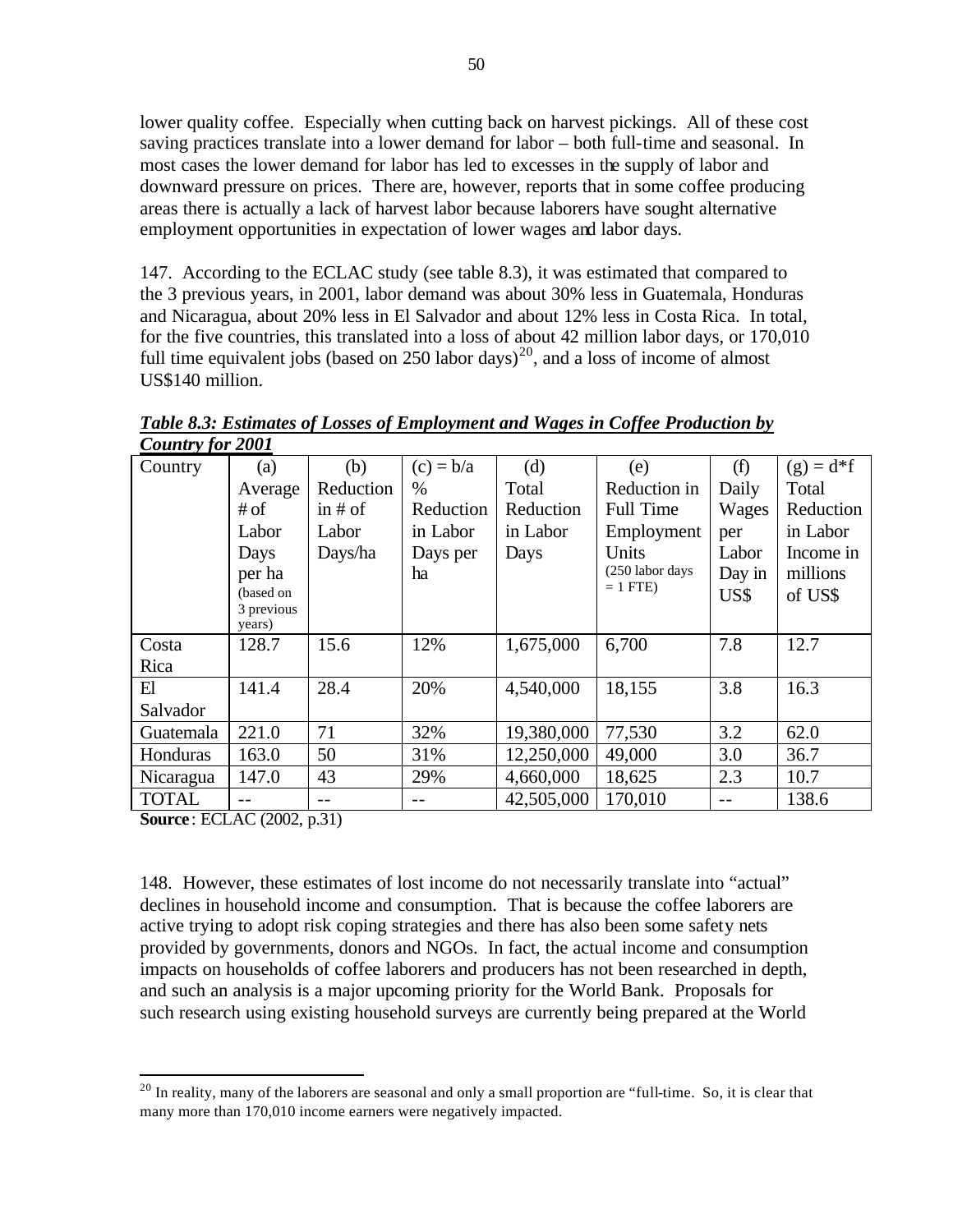lower quality coffee. Especially when cutting back on harvest pickings. All of these cost saving practices translate into a lower demand for labor – both full-time and seasonal. In most cases the lower demand for labor has led to excesses in the supply of labor and downward pressure on prices. There are, however, reports that in some coffee producing areas there is actually a lack of harvest labor because laborers have sought alternative employment opportunities in expectation of lower wages and labor days.

147. According to the ECLAC study (see table 8.3), it was estimated that compared to the 3 previous years, in 2001, labor demand was about 30% less in Guatemala, Honduras and Nicaragua, about 20% less in El Salvador and about 12% less in Costa Rica. In total, for the five countries, this translated into a loss of about 42 million labor days, or 170,010 full time equivalent jobs (based on 250 labor days)[20], and a loss of income of almost US$140 million.

***Table 8.3: Estimates of Losses of Employment and Wages in Coffee Production by Country for 2001***

| Country | (a) Average # of Labor Days per ha (based on 3 previous years) | (b) Reduction in # of Labor Days/ha | (c) = b/a % Reduction in Labor Days per ha | (d) Total Reduction in Labor Days | (e) Reduction in Full Time Employment Units (250 labor days = 1 FTE) | (f) Daily Wages per Labor Day in US$ | (g) = d*f Total Reduction in Labor Income in millions of US$ |
|---|---|---|---|---|---|---|---|
| Costa Rica | 128.7 | 15.6 | 12% | 1,675,000 | 6,700 | 7.8 | 12.7 |
| El Salvador | 141.4 | 28.4 | 20% | 4,540,000 | 18,155 | 3.8 | 16.3 |
| Guatemala | 221.0 | 71 | 32% | 19,380,000 | 77,530 | 3.2 | 62.0 |
| Honduras | 163.0 | 50 | 31% | 12,250,000 | 49,000 | 3.0 | 36.7 |
| Nicaragua | 147.0 | 43 | 29% | 4,660,000 | 18,625 | 2.3 | 10.7 |
| TOTAL | -- | -- | -- | 42,505,000 | 170,010 | -- | 138.6 |

**Source**: ECLAC (2002, p.31)

148. However, these estimates of lost income do not necessarily translate into "actual" declines in household income and consumption. That is because the coffee laborers are active trying to adopt risk coping strategies and there has also been some safety nets provided by governments, donors and NGOs. In fact, the actual income and consumption impacts on households of coffee laborers and producers has not been researched in depth, and such an analysis is a major upcoming priority for the World Bank. Proposals for such research using existing household surveys are currently being prepared at the World

[20] In reality, many of the laborers are seasonal and only a small proportion are "full-time. So, it is clear that many more than 170,010 income earners were negatively impacted.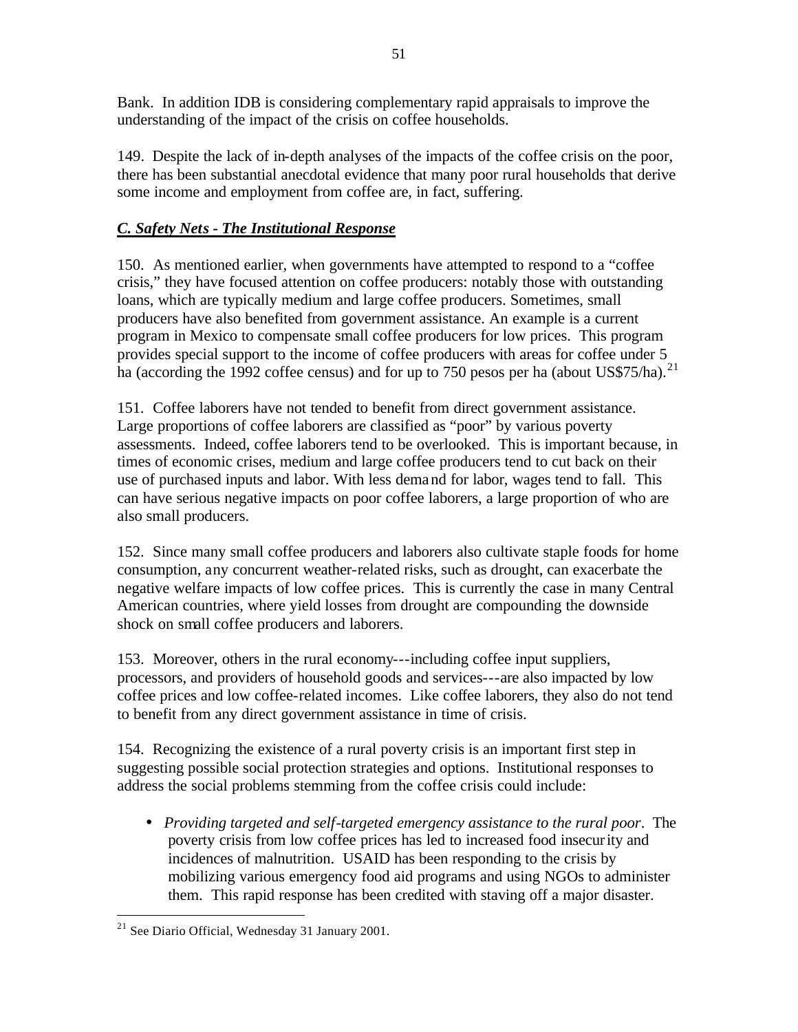Bank. In addition IDB is considering complementary rapid appraisals to improve the understanding of the impact of the crisis on coffee households.

149. Despite the lack of in-depth analyses of the impacts of the coffee crisis on the poor, there has been substantial anecdotal evidence that many poor rural households that derive some income and employment from coffee are, in fact, suffering.

## *C. Safety Nets - The Institutional Response*

150. As mentioned earlier, when governments have attempted to respond to a "coffee crisis," they have focused attention on coffee producers: notably those with outstanding loans, which are typically medium and large coffee producers. Sometimes, small producers have also benefited from government assistance. An example is a current program in Mexico to compensate small coffee producers for low prices. This program provides special support to the income of coffee producers with areas for coffee under 5 ha (according the 1992 coffee census) and for up to 750 pesos per ha (about US$75/ha).[21]

151. Coffee laborers have not tended to benefit from direct government assistance. Large proportions of coffee laborers are classified as "poor" by various poverty assessments. Indeed, coffee laborers tend to be overlooked. This is important because, in times of economic crises, medium and large coffee producers tend to cut back on their use of purchased inputs and labor. With less demand for labor, wages tend to fall. This can have serious negative impacts on poor coffee laborers, a large proportion of who are also small producers.

152. Since many small coffee producers and laborers also cultivate staple foods for home consumption, any concurrent weather-related risks, such as drought, can exacerbate the negative welfare impacts of low coffee prices. This is currently the case in many Central American countries, where yield losses from drought are compounding the downside shock on small coffee producers and laborers.

153. Moreover, others in the rural economy---including coffee input suppliers, processors, and providers of household goods and services---are also impacted by low coffee prices and low coffee-related incomes. Like coffee laborers, they also do not tend to benefit from any direct government assistance in time of crisis.

154. Recognizing the existence of a rural poverty crisis is an important first step in suggesting possible social protection strategies and options. Institutional responses to address the social problems stemming from the coffee crisis could include:

- *Providing targeted and self-targeted emergency assistance to the rural poor*. The poverty crisis from low coffee prices has led to increased food insecurity and incidences of malnutrition. USAID has been responding to the crisis by mobilizing various emergency food aid programs and using NGOs to administer them. This rapid response has been credited with staving off a major disaster.

---

[21] See Diario Official, Wednesday 31 January 2001.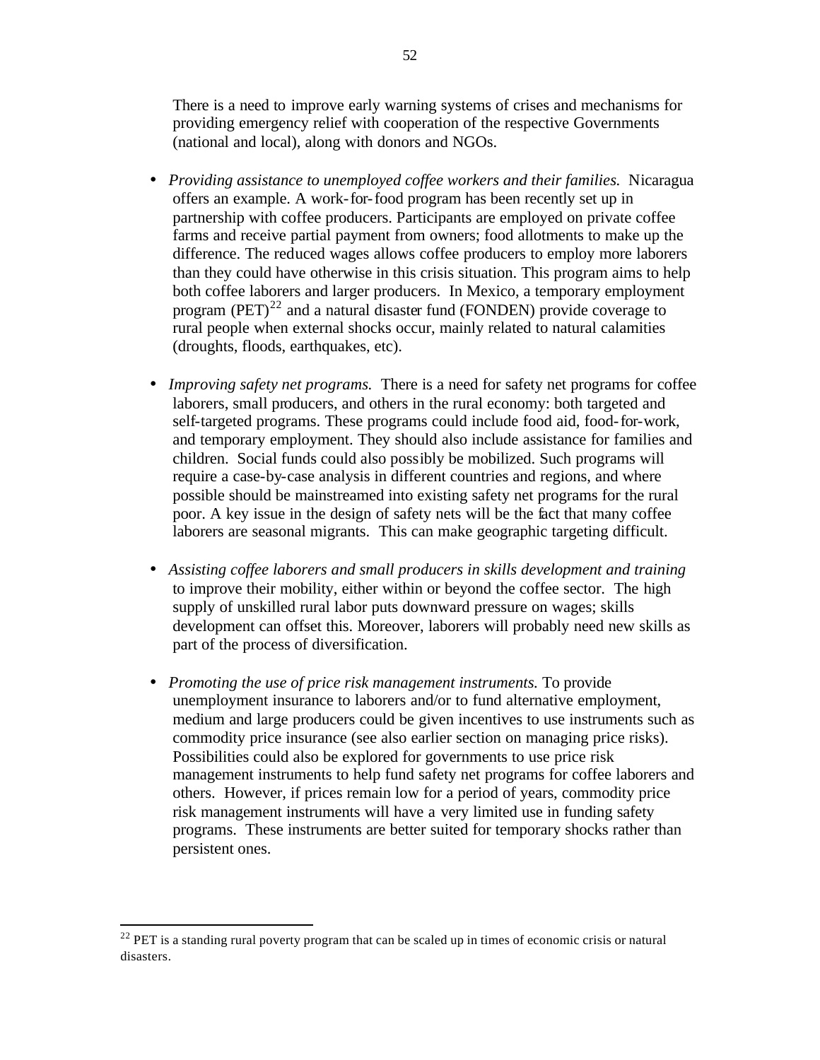There is a need to improve early warning systems of crises and mechanisms for providing emergency relief with cooperation of the respective Governments (national and local), along with donors and NGOs.

- *Providing assistance to unemployed coffee workers and their families.* Nicaragua offers an example. A work-for-food program has been recently set up in partnership with coffee producers. Participants are employed on private coffee farms and receive partial payment from owners; food allotments to make up the difference. The reduced wages allows coffee producers to employ more laborers than they could have otherwise in this crisis situation. This program aims to help both coffee laborers and larger producers. In Mexico, a temporary employment program (PET)[22] and a natural disaster fund (FONDEN) provide coverage to rural people when external shocks occur, mainly related to natural calamities (droughts, floods, earthquakes, etc).

- *Improving safety net programs.* There is a need for safety net programs for coffee laborers, small producers, and others in the rural economy: both targeted and self-targeted programs. These programs could include food aid, food-for-work, and temporary employment. They should also include assistance for families and children. Social funds could also possibly be mobilized. Such programs will require a case-by-case analysis in different countries and regions, and where possible should be mainstreamed into existing safety net programs for the rural poor. A key issue in the design of safety nets will be the fact that many coffee laborers are seasonal migrants. This can make geographic targeting difficult.

- *Assisting coffee laborers and small producers in skills development and training* to improve their mobility, either within or beyond the coffee sector. The high supply of unskilled rural labor puts downward pressure on wages; skills development can offset this. Moreover, laborers will probably need new skills as part of the process of diversification.

- *Promoting the use of price risk management instruments.* To provide unemployment insurance to laborers and/or to fund alternative employment, medium and large producers could be given incentives to use instruments such as commodity price insurance (see also earlier section on managing price risks). Possibilities could also be explored for governments to use price risk management instruments to help fund safety net programs for coffee laborers and others. However, if prices remain low for a period of years, commodity price risk management instruments will have a very limited use in funding safety programs. These instruments are better suited for temporary shocks rather than persistent ones.

---

[22] PET is a standing rural poverty program that can be scaled up in times of economic crisis or natural disasters.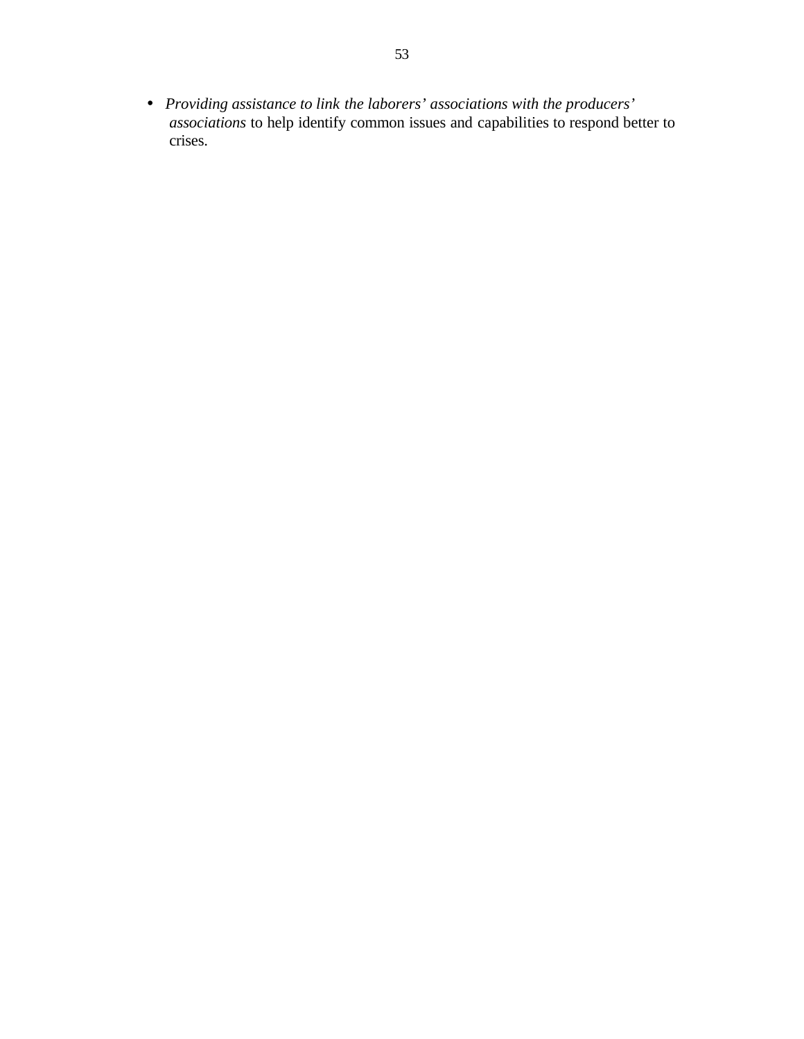- *Providing assistance to link the laborers' associations with the producers' associations* to help identify common issues and capabilities to respond better to crises.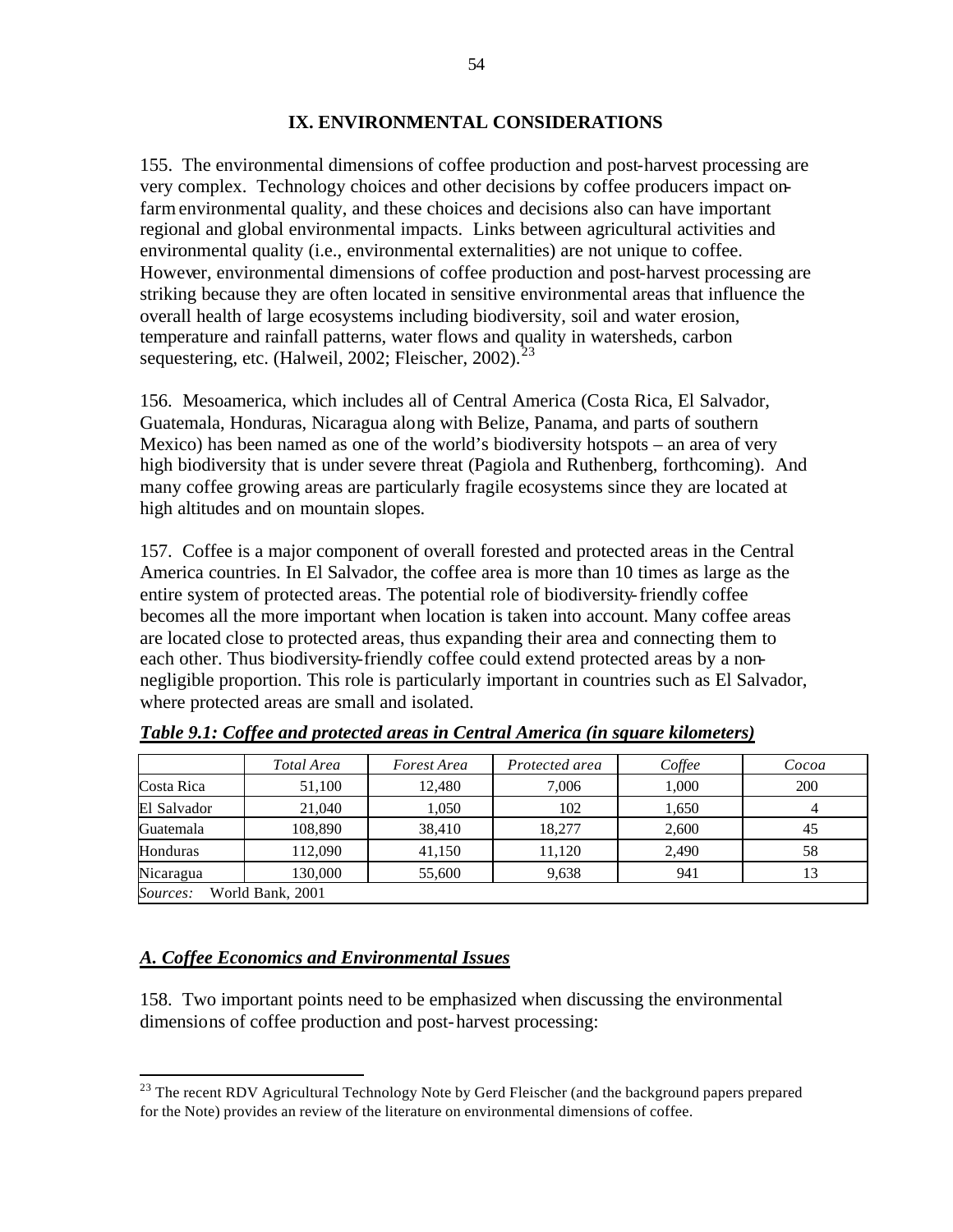## IX. ENVIRONMENTAL CONSIDERATIONS

155. The environmental dimensions of coffee production and post-harvest processing are very complex. Technology choices and other decisions by coffee producers impact on-farm environmental quality, and these choices and decisions also can have important regional and global environmental impacts. Links between agricultural activities and environmental quality (i.e., environmental externalities) are not unique to coffee. However, environmental dimensions of coffee production and post-harvest processing are striking because they are often located in sensitive environmental areas that influence the overall health of large ecosystems including biodiversity, soil and water erosion, temperature and rainfall patterns, water flows and quality in watersheds, carbon sequestering, etc. (Halweil, 2002; Fleischer, 2002).[23]

156. Mesoamerica, which includes all of Central America (Costa Rica, El Salvador, Guatemala, Honduras, Nicaragua along with Belize, Panama, and parts of southern Mexico) has been named as one of the world's biodiversity hotspots – an area of very high biodiversity that is under severe threat (Pagiola and Ruthenberg, forthcoming). And many coffee growing areas are particularly fragile ecosystems since they are located at high altitudes and on mountain slopes.

157. Coffee is a major component of overall forested and protected areas in the Central America countries. In El Salvador, the coffee area is more than 10 times as large as the entire system of protected areas. The potential role of biodiversity-friendly coffee becomes all the more important when location is taken into account. Many coffee areas are located close to protected areas, thus expanding their area and connecting them to each other. Thus biodiversity-friendly coffee could extend protected areas by a non-negligible proportion. This role is particularly important in countries such as El Salvador, where protected areas are small and isolated.

***Table 9.1: Coffee and protected areas in Central America (in square kilometers)***

| | *Total Area* | *Forest Area* | *Protected area* | *Coffee* | *Cocoa* |
|---|---|---|---|---|---|
| Costa Rica | 51,100 | 12,480 | 7,006 | 1,000 | 200 |
| El Salvador | 21,040 | 1,050 | 102 | 1,650 | 4 |
| Guatemala | 108,890 | 38,410 | 18,277 | 2,600 | 45 |
| Honduras | 112,090 | 41,150 | 11,120 | 2,490 | 58 |
| Nicaragua | 130,000 | 55,600 | 9,638 | 941 | 13 |
| *Sources:* World Bank, 2001 | | | | | |

### *A. Coffee Economics and Environmental Issues*

158. Two important points need to be emphasized when discussing the environmental dimensions of coffee production and post-harvest processing:

[23] The recent RDV Agricultural Technology Note by Gerd Fleischer (and the background papers prepared for the Note) provides an review of the literature on environmental dimensions of coffee.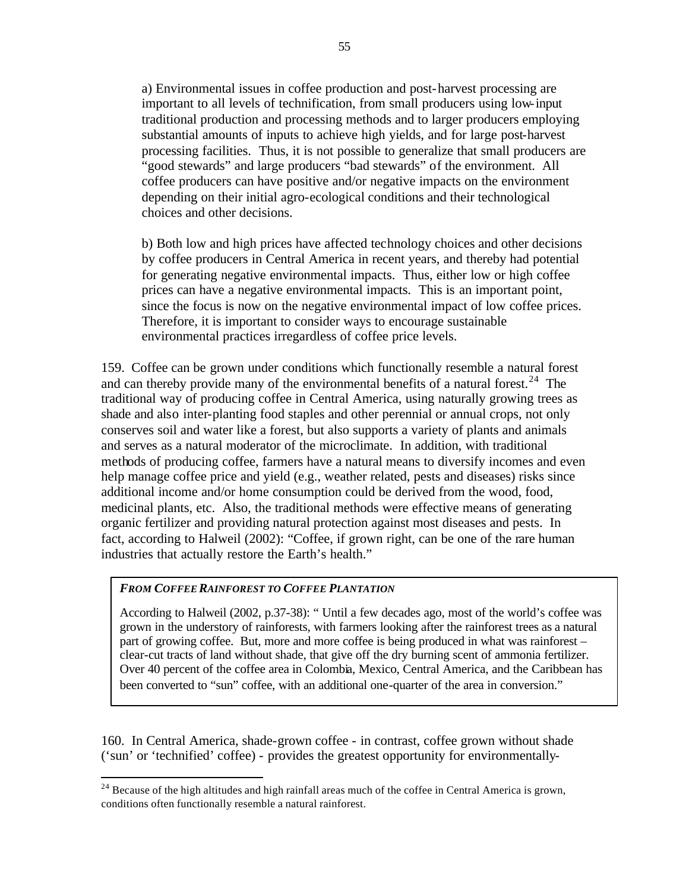a) Environmental issues in coffee production and post-harvest processing are important to all levels of technification, from small producers using low-input traditional production and processing methods and to larger producers employing substantial amounts of inputs to achieve high yields, and for large post-harvest processing facilities. Thus, it is not possible to generalize that small producers are "good stewards" and large producers "bad stewards" of the environment. All coffee producers can have positive and/or negative impacts on the environment depending on their initial agro-ecological conditions and their technological choices and other decisions.

b) Both low and high prices have affected technology choices and other decisions by coffee producers in Central America in recent years, and thereby had potential for generating negative environmental impacts. Thus, either low or high coffee prices can have a negative environmental impacts. This is an important point, since the focus is now on the negative environmental impact of low coffee prices. Therefore, it is important to consider ways to encourage sustainable environmental practices irregardless of coffee price levels.

159. Coffee can be grown under conditions which functionally resemble a natural forest and can thereby provide many of the environmental benefits of a natural forest.[24] The traditional way of producing coffee in Central America, using naturally growing trees as shade and also inter-planting food staples and other perennial or annual crops, not only conserves soil and water like a forest, but also supports a variety of plants and animals and serves as a natural moderator of the microclimate. In addition, with traditional methods of producing coffee, farmers have a natural means to diversify incomes and even help manage coffee price and yield (e.g., weather related, pests and diseases) risks since additional income and/or home consumption could be derived from the wood, food, medicinal plants, etc. Also, the traditional methods were effective means of generating organic fertilizer and providing natural protection against most diseases and pests. In fact, according to Halweil (2002): "Coffee, if grown right, can be one of the rare human industries that actually restore the Earth's health."

***FROM COFFEE RAINFOREST TO COFFEE PLANTATION***

According to Halweil (2002, p.37-38): " Until a few decades ago, most of the world's coffee was grown in the understory of rainforests, with farmers looking after the rainforest trees as a natural part of growing coffee. But, more and more coffee is being produced in what was rainforest – clear-cut tracts of land without shade, that give off the dry burning scent of ammonia fertilizer. Over 40 percent of the coffee area in Colombia, Mexico, Central America, and the Caribbean has been converted to "sun" coffee, with an additional one-quarter of the area in conversion."

160. In Central America, shade-grown coffee - in contrast, coffee grown without shade ('sun' or 'technified' coffee) - provides the greatest opportunity for environmentally-

[24] Because of the high altitudes and high rainfall areas much of the coffee in Central America is grown, conditions often functionally resemble a natural rainforest.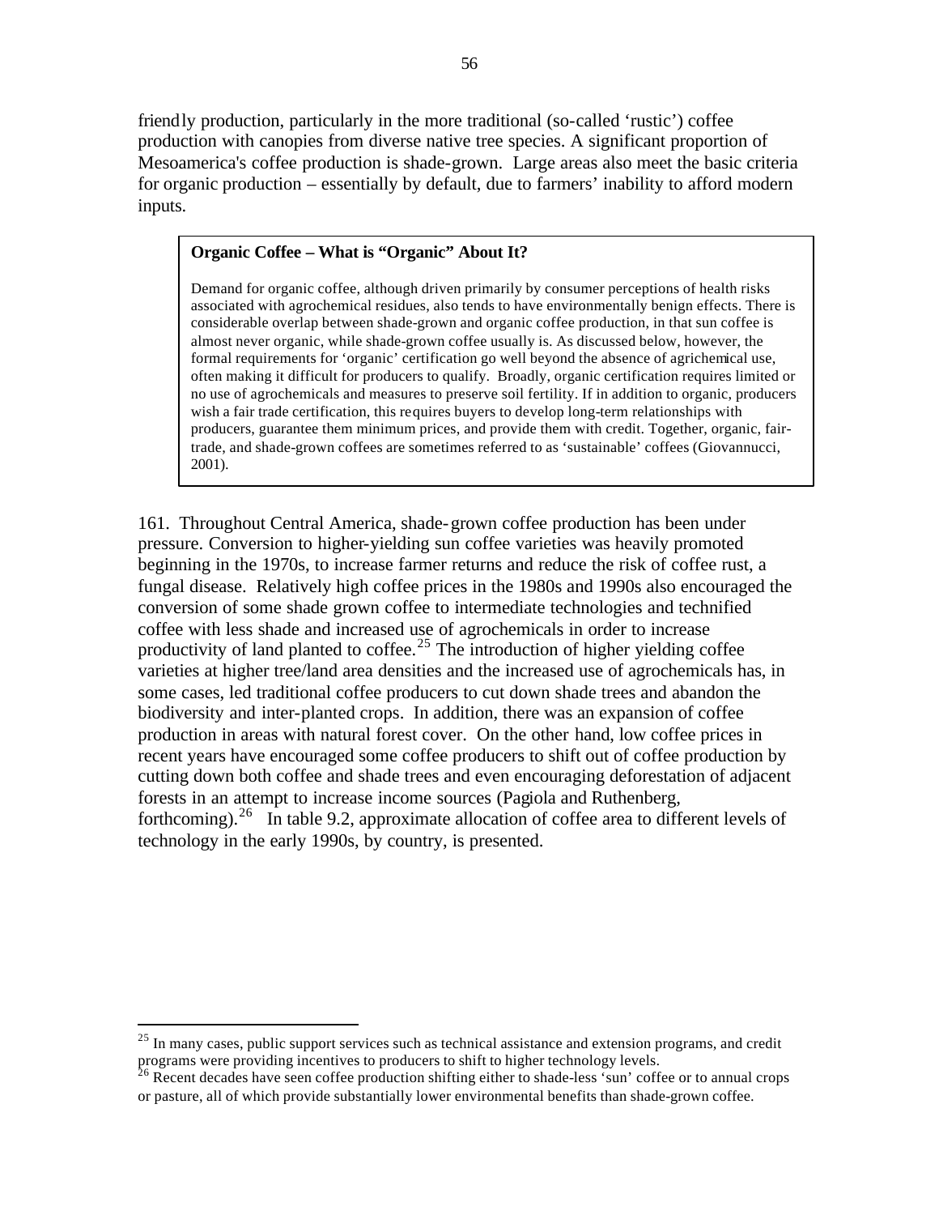friendly production, particularly in the more traditional (so-called 'rustic') coffee production with canopies from diverse native tree species. A significant proportion of Mesoamerica's coffee production is shade-grown. Large areas also meet the basic criteria for organic production – essentially by default, due to farmers' inability to afford modern inputs.

> **Organic Coffee – What is "Organic" About It?**
>
> Demand for organic coffee, although driven primarily by consumer perceptions of health risks associated with agrochemical residues, also tends to have environmentally benign effects. There is considerable overlap between shade-grown and organic coffee production, in that sun coffee is almost never organic, while shade-grown coffee usually is. As discussed below, however, the formal requirements for 'organic' certification go well beyond the absence of agrichemical use, often making it difficult for producers to qualify. Broadly, organic certification requires limited or no use of agrochemicals and measures to preserve soil fertility. If in addition to organic, producers wish a fair trade certification, this requires buyers to develop long-term relationships with producers, guarantee them minimum prices, and provide them with credit. Together, organic, fair-trade, and shade-grown coffees are sometimes referred to as 'sustainable' coffees (Giovannucci, 2001).

161. Throughout Central America, shade-grown coffee production has been under pressure. Conversion to higher-yielding sun coffee varieties was heavily promoted beginning in the 1970s, to increase farmer returns and reduce the risk of coffee rust, a fungal disease. Relatively high coffee prices in the 1980s and 1990s also encouraged the conversion of some shade grown coffee to intermediate technologies and technified coffee with less shade and increased use of agrochemicals in order to increase productivity of land planted to coffee.[25] The introduction of higher yielding coffee varieties at higher tree/land area densities and the increased use of agrochemicals has, in some cases, led traditional coffee producers to cut down shade trees and abandon the biodiversity and inter-planted crops. In addition, there was an expansion of coffee production in areas with natural forest cover. On the other hand, low coffee prices in recent years have encouraged some coffee producers to shift out of coffee production by cutting down both coffee and shade trees and even encouraging deforestation of adjacent forests in an attempt to increase income sources (Pagiola and Ruthenberg, forthcoming).[26] In table 9.2, approximate allocation of coffee area to different levels of technology in the early 1990s, by country, is presented.

---

[25] In many cases, public support services such as technical assistance and extension programs, and credit programs were providing incentives to producers to shift to higher technology levels.

[26] Recent decades have seen coffee production shifting either to shade-less 'sun' coffee or to annual crops or pasture, all of which provide substantially lower environmental benefits than shade-grown coffee.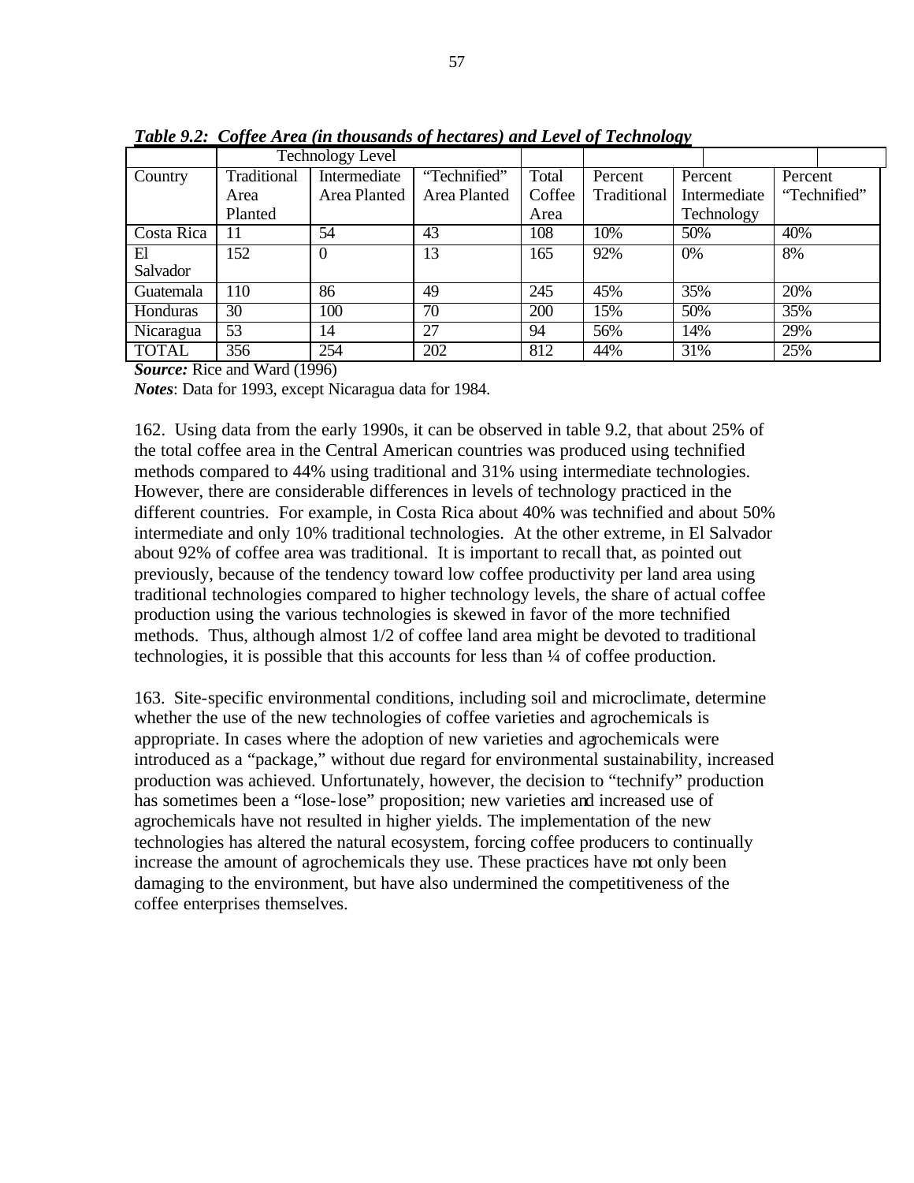***Table 9.2: Coffee Area (in thousands of hectares) and Level of Technology***

| | Technology Level | | | | | | |
|---|---|---|---|---|---|---|---|
| Country | Traditional Area Planted | Intermediate Area Planted | "Technified" Area Planted | Total Coffee Area | Percent Traditional | Percent Intermediate Technology | Percent "Technified" |
| Costa Rica | 11 | 54 | 43 | 108 | 10% | 50% | 40% |
| El Salvador | 152 | 0 | 13 | 165 | 92% | 0% | 8% |
| Guatemala | 110 | 86 | 49 | 245 | 45% | 35% | 20% |
| Honduras | 30 | 100 | 70 | 200 | 15% | 50% | 35% |
| Nicaragua | 53 | 14 | 27 | 94 | 56% | 14% | 29% |
| TOTAL | 356 | 254 | 202 | 812 | 44% | 31% | 25% |

***Source:*** Rice and Ward (1996)

***Notes***: Data for 1993, except Nicaragua data for 1984.

162. Using data from the early 1990s, it can be observed in table 9.2, that about 25% of the total coffee area in the Central American countries was produced using technified methods compared to 44% using traditional and 31% using intermediate technologies. However, there are considerable differences in levels of technology practiced in the different countries. For example, in Costa Rica about 40% was technified and about 50% intermediate and only 10% traditional technologies. At the other extreme, in El Salvador about 92% of coffee area was traditional. It is important to recall that, as pointed out previously, because of the tendency toward low coffee productivity per land area using traditional technologies compared to higher technology levels, the share of actual coffee production using the various technologies is skewed in favor of the more technified methods. Thus, although almost 1/2 of coffee land area might be devoted to traditional technologies, it is possible that this accounts for less than ¼ of coffee production.

163. Site-specific environmental conditions, including soil and microclimate, determine whether the use of the new technologies of coffee varieties and agrochemicals is appropriate. In cases where the adoption of new varieties and agrochemicals were introduced as a "package," without due regard for environmental sustainability, increased production was achieved. Unfortunately, however, the decision to "technify" production has sometimes been a "lose-lose" proposition; new varieties and increased use of agrochemicals have not resulted in higher yields. The implementation of the new technologies has altered the natural ecosystem, forcing coffee producers to continually increase the amount of agrochemicals they use. These practices have not only been damaging to the environment, but have also undermined the competitiveness of the coffee enterprises themselves.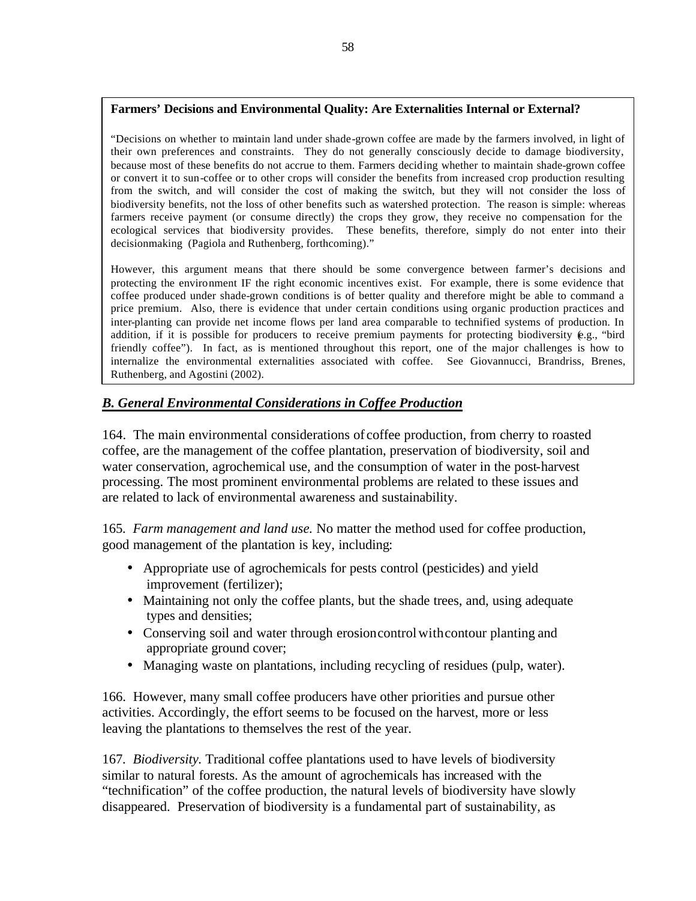**Farmers' Decisions and Environmental Quality: Are Externalities Internal or External?**

"Decisions on whether to maintain land under shade-grown coffee are made by the farmers involved, in light of their own preferences and constraints. They do not generally consciously decide to damage biodiversity, because most of these benefits do not accrue to them. Farmers deciding whether to maintain shade-grown coffee or convert it to sun-coffee or to other crops will consider the benefits from increased crop production resulting from the switch, and will consider the cost of making the switch, but they will not consider the loss of biodiversity benefits, not the loss of other benefits such as watershed protection. The reason is simple: whereas farmers receive payment (or consume directly) the crops they grow, they receive no compensation for the ecological services that biodiversity provides. These benefits, therefore, simply do not enter into their decisionmaking (Pagiola and Ruthenberg, forthcoming)."

However, this argument means that there should be some convergence between farmer's decisions and protecting the environment IF the right economic incentives exist. For example, there is some evidence that coffee produced under shade-grown conditions is of better quality and therefore might be able to command a price premium. Also, there is evidence that under certain conditions using organic production practices and inter-planting can provide net income flows per land area comparable to technified systems of production. In addition, if it is possible for producers to receive premium payments for protecting biodiversity (e.g., "bird friendly coffee"). In fact, as is mentioned throughout this report, one of the major challenges is how to internalize the environmental externalities associated with coffee. See Giovannucci, Brandriss, Brenes, Ruthenberg, and Agostini (2002).

## *B. General Environmental Considerations in Coffee Production*

164. The main environmental considerations of coffee production, from cherry to roasted coffee, are the management of the coffee plantation, preservation of biodiversity, soil and water conservation, agrochemical use, and the consumption of water in the post-harvest processing. The most prominent environmental problems are related to these issues and are related to lack of environmental awareness and sustainability.

165. *Farm management and land use.* No matter the method used for coffee production, good management of the plantation is key, including:

- Appropriate use of agrochemicals for pests control (pesticides) and yield improvement (fertilizer);
- Maintaining not only the coffee plants, but the shade trees, and, using adequate types and densities;
- Conserving soil and water through erosion control with contour planting and appropriate ground cover;
- Managing waste on plantations, including recycling of residues (pulp, water).

166. However, many small coffee producers have other priorities and pursue other activities. Accordingly, the effort seems to be focused on the harvest, more or less leaving the plantations to themselves the rest of the year.

167. *Biodiversity.* Traditional coffee plantations used to have levels of biodiversity similar to natural forests. As the amount of agrochemicals has increased with the "technification" of the coffee production, the natural levels of biodiversity have slowly disappeared. Preservation of biodiversity is a fundamental part of sustainability, as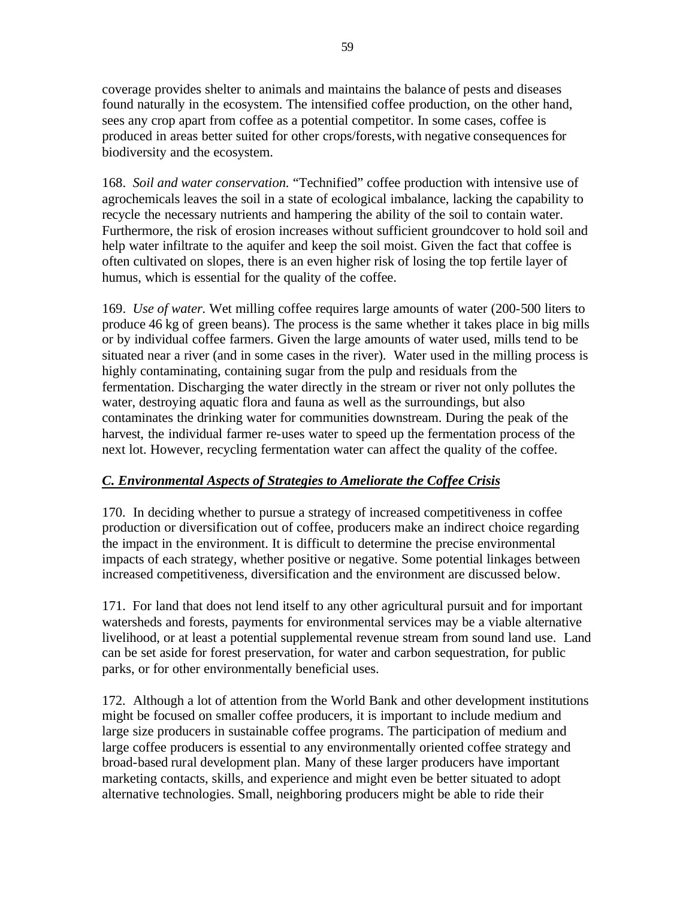coverage provides shelter to animals and maintains the balance of pests and diseases found naturally in the ecosystem. The intensified coffee production, on the other hand, sees any crop apart from coffee as a potential competitor. In some cases, coffee is produced in areas better suited for other crops/forests, with negative consequences for biodiversity and the ecosystem.

168. *Soil and water conservation.* "Technified" coffee production with intensive use of agrochemicals leaves the soil in a state of ecological imbalance, lacking the capability to recycle the necessary nutrients and hampering the ability of the soil to contain water. Furthermore, the risk of erosion increases without sufficient groundcover to hold soil and help water infiltrate to the aquifer and keep the soil moist. Given the fact that coffee is often cultivated on slopes, there is an even higher risk of losing the top fertile layer of humus, which is essential for the quality of the coffee.

169. *Use of water.* Wet milling coffee requires large amounts of water (200-500 liters to produce 46 kg of green beans). The process is the same whether it takes place in big mills or by individual coffee farmers. Given the large amounts of water used, mills tend to be situated near a river (and in some cases in the river). Water used in the milling process is highly contaminating, containing sugar from the pulp and residuals from the fermentation. Discharging the water directly in the stream or river not only pollutes the water, destroying aquatic flora and fauna as well as the surroundings, but also contaminates the drinking water for communities downstream. During the peak of the harvest, the individual farmer re-uses water to speed up the fermentation process of the next lot. However, recycling fermentation water can affect the quality of the coffee.

## *C. Environmental Aspects of Strategies to Ameliorate the Coffee Crisis*

170. In deciding whether to pursue a strategy of increased competitiveness in coffee production or diversification out of coffee, producers make an indirect choice regarding the impact in the environment. It is difficult to determine the precise environmental impacts of each strategy, whether positive or negative. Some potential linkages between increased competitiveness, diversification and the environment are discussed below.

171. For land that does not lend itself to any other agricultural pursuit and for important watersheds and forests, payments for environmental services may be a viable alternative livelihood, or at least a potential supplemental revenue stream from sound land use. Land can be set aside for forest preservation, for water and carbon sequestration, for public parks, or for other environmentally beneficial uses.

172. Although a lot of attention from the World Bank and other development institutions might be focused on smaller coffee producers, it is important to include medium and large size producers in sustainable coffee programs. The participation of medium and large coffee producers is essential to any environmentally oriented coffee strategy and broad-based rural development plan. Many of these larger producers have important marketing contacts, skills, and experience and might even be better situated to adopt alternative technologies. Small, neighboring producers might be able to ride their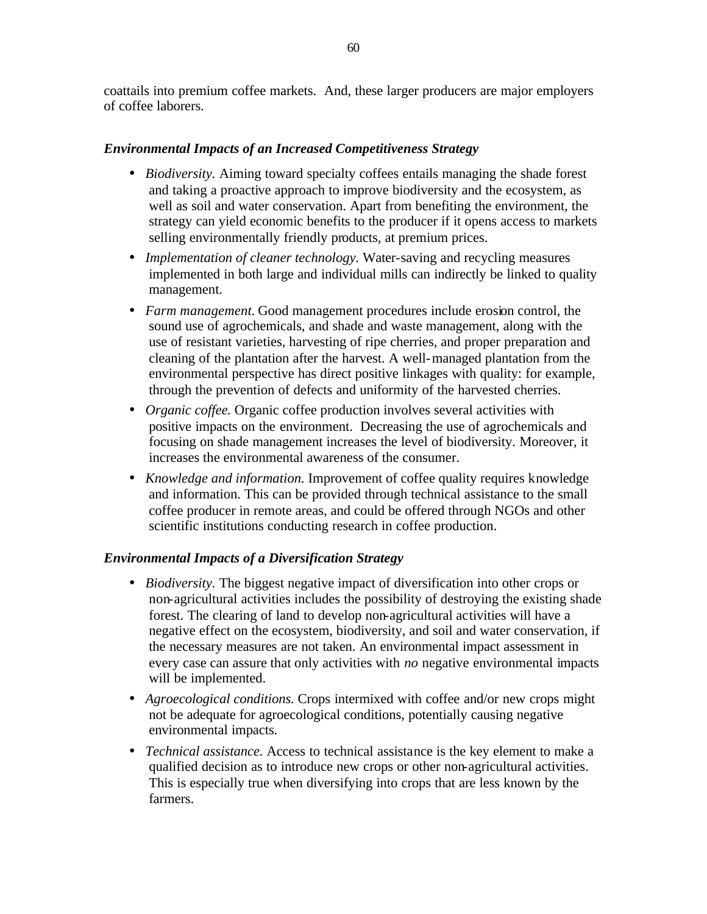coattails into premium coffee markets. And, these larger producers are major employers of coffee laborers.

### *Environmental Impacts of an Increased Competitiveness Strategy*

- *Biodiversity.* Aiming toward specialty coffees entails managing the shade forest and taking a proactive approach to improve biodiversity and the ecosystem, as well as soil and water conservation. Apart from benefiting the environment, the strategy can yield economic benefits to the producer if it opens access to markets selling environmentally friendly products, at premium prices.
- *Implementation of cleaner technology.* Water-saving and recycling measures implemented in both large and individual mills can indirectly be linked to quality management.
- *Farm management.* Good management procedures include erosion control, the sound use of agrochemicals, and shade and waste management, along with the use of resistant varieties, harvesting of ripe cherries, and proper preparation and cleaning of the plantation after the harvest. A well-managed plantation from the environmental perspective has direct positive linkages with quality: for example, through the prevention of defects and uniformity of the harvested cherries.
- *Organic coffee.* Organic coffee production involves several activities with positive impacts on the environment. Decreasing the use of agrochemicals and focusing on shade management increases the level of biodiversity. Moreover, it increases the environmental awareness of the consumer.
- *Knowledge and information.* Improvement of coffee quality requires knowledge and information. This can be provided through technical assistance to the small coffee producer in remote areas, and could be offered through NGOs and other scientific institutions conducting research in coffee production.

### *Environmental Impacts of a Diversification Strategy*

- *Biodiversity.* The biggest negative impact of diversification into other crops or non-agricultural activities includes the possibility of destroying the existing shade forest. The clearing of land to develop non-agricultural activities will have a negative effect on the ecosystem, biodiversity, and soil and water conservation, if the necessary measures are not taken. An environmental impact assessment in every case can assure that only activities with *no* negative environmental impacts will be implemented.
- *Agroecological conditions.* Crops intermixed with coffee and/or new crops might not be adequate for agroecological conditions, potentially causing negative environmental impacts.
- *Technical assistance.* Access to technical assistance is the key element to make a qualified decision as to introduce new crops or other non-agricultural activities. This is especially true when diversifying into crops that are less known by the farmers.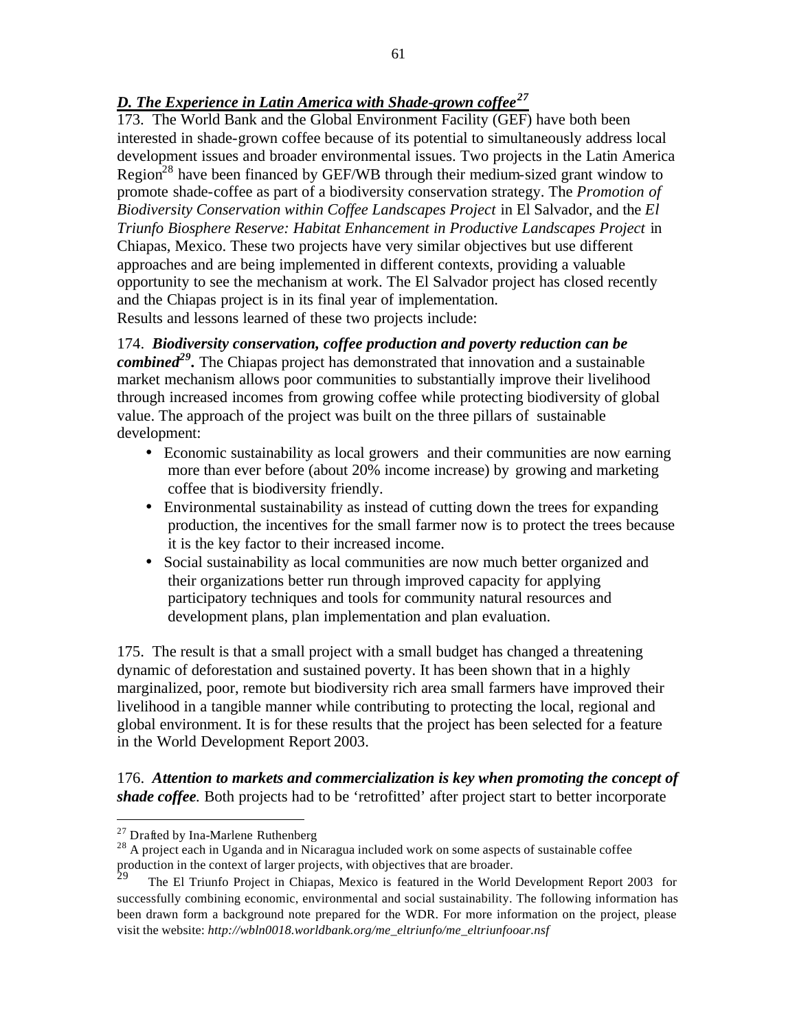### *D. The Experience in Latin America with Shade-grown coffee*[27]

173. The World Bank and the Global Environment Facility (GEF) have both been interested in shade-grown coffee because of its potential to simultaneously address local development issues and broader environmental issues. Two projects in the Latin America Region[28] have been financed by GEF/WB through their medium-sized grant window to promote shade-coffee as part of a biodiversity conservation strategy. The *Promotion of Biodiversity Conservation within Coffee Landscapes Project* in El Salvador, and the *El Triunfo Biosphere Reserve: Habitat Enhancement in Productive Landscapes Project* in Chiapas, Mexico. These two projects have very similar objectives but use different approaches and are being implemented in different contexts, providing a valuable opportunity to see the mechanism at work. The El Salvador project has closed recently and the Chiapas project is in its final year of implementation.
Results and lessons learned of these two projects include:

174. ***Biodiversity conservation, coffee production and poverty reduction can be combined***[29]. The Chiapas project has demonstrated that innovation and a sustainable market mechanism allows poor communities to substantially improve their livelihood through increased incomes from growing coffee while protecting biodiversity of global value. The approach of the project was built on the three pillars of sustainable development:

- Economic sustainability as local growers and their communities are now earning more than ever before (about 20% income increase) by growing and marketing coffee that is biodiversity friendly.
- Environmental sustainability as instead of cutting down the trees for expanding production, the incentives for the small farmer now is to protect the trees because it is the key factor to their increased income.
- Social sustainability as local communities are now much better organized and their organizations better run through improved capacity for applying participatory techniques and tools for community natural resources and development plans, plan implementation and plan evaluation.

175. The result is that a small project with a small budget has changed a threatening dynamic of deforestation and sustained poverty. It has been shown that in a highly marginalized, poor, remote but biodiversity rich area small farmers have improved their livelihood in a tangible manner while contributing to protecting the local, regional and global environment. It is for these results that the project has been selected for a feature in the World Development Report 2003.

176. ***Attention to markets and commercialization is key when promoting the concept of shade coffee***. Both projects had to be 'retrofitted' after project start to better incorporate

---

[27] Drafted by Ina-Marlene Ruthenberg

[28] A project each in Uganda and in Nicaragua included work on some aspects of sustainable coffee production in the context of larger projects, with objectives that are broader.

[29] The El Triunfo Project in Chiapas, Mexico is featured in the World Development Report 2003 for successfully combining economic, environmental and social sustainability. The following information has been drawn form a background note prepared for the WDR. For more information on the project, please visit the website: ***http://wbln0018.worldbank.org/me_eltriunfo/me_eltriunfooar.nsf***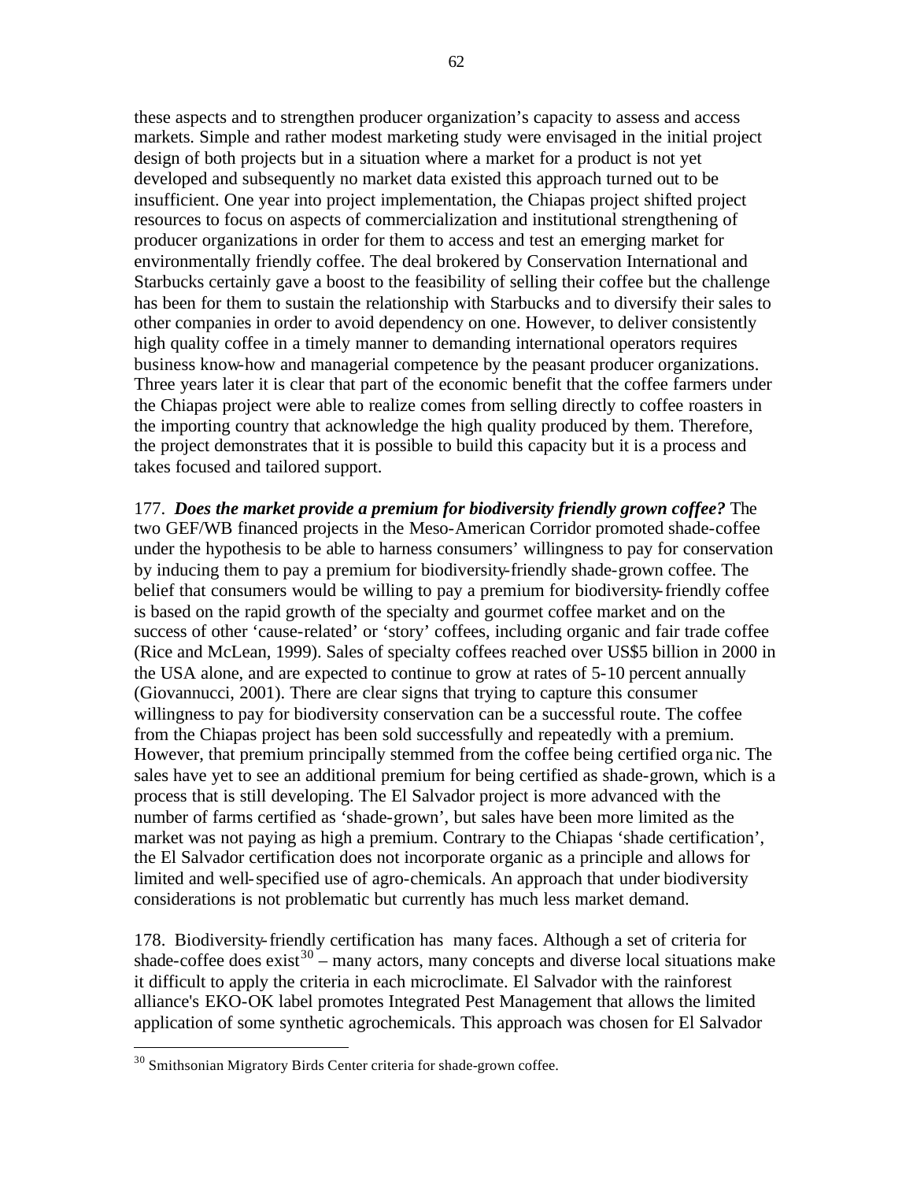these aspects and to strengthen producer organization's capacity to assess and access markets. Simple and rather modest marketing study were envisaged in the initial project design of both projects but in a situation where a market for a product is not yet developed and subsequently no market data existed this approach turned out to be insufficient. One year into project implementation, the Chiapas project shifted project resources to focus on aspects of commercialization and institutional strengthening of producer organizations in order for them to access and test an emerging market for environmentally friendly coffee. The deal brokered by Conservation International and Starbucks certainly gave a boost to the feasibility of selling their coffee but the challenge has been for them to sustain the relationship with Starbucks and to diversify their sales to other companies in order to avoid dependency on one. However, to deliver consistently high quality coffee in a timely manner to demanding international operators requires business know-how and managerial competence by the peasant producer organizations. Three years later it is clear that part of the economic benefit that the coffee farmers under the Chiapas project were able to realize comes from selling directly to coffee roasters in the importing country that acknowledge the high quality produced by them. Therefore, the project demonstrates that it is possible to build this capacity but it is a process and takes focused and tailored support.

177. ***Does the market provide a premium for biodiversity friendly grown coffee?*** The two GEF/WB financed projects in the Meso-American Corridor promoted shade-coffee under the hypothesis to be able to harness consumers' willingness to pay for conservation by inducing them to pay a premium for biodiversity-friendly shade-grown coffee. The belief that consumers would be willing to pay a premium for biodiversity-friendly coffee is based on the rapid growth of the specialty and gourmet coffee market and on the success of other 'cause-related' or 'story' coffees, including organic and fair trade coffee (Rice and McLean, 1999). Sales of specialty coffees reached over US$5 billion in 2000 in the USA alone, and are expected to continue to grow at rates of 5-10 percent annually (Giovannucci, 2001). There are clear signs that trying to capture this consumer willingness to pay for biodiversity conservation can be a successful route. The coffee from the Chiapas project has been sold successfully and repeatedly with a premium. However, that premium principally stemmed from the coffee being certified organic. The sales have yet to see an additional premium for being certified as shade-grown, which is a process that is still developing. The El Salvador project is more advanced with the number of farms certified as 'shade-grown', but sales have been more limited as the market was not paying as high a premium. Contrary to the Chiapas 'shade certification', the El Salvador certification does not incorporate organic as a principle and allows for limited and well-specified use of agro-chemicals. An approach that under biodiversity considerations is not problematic but currently has much less market demand.

178. Biodiversity-friendly certification has many faces. Although a set of criteria for shade-coffee does exist[30] – many actors, many concepts and diverse local situations make it difficult to apply the criteria in each microclimate. El Salvador with the rainforest alliance's EKO-OK label promotes Integrated Pest Management that allows the limited application of some synthetic agrochemicals. This approach was chosen for El Salvador

[30] Smithsonian Migratory Birds Center criteria for shade-grown coffee.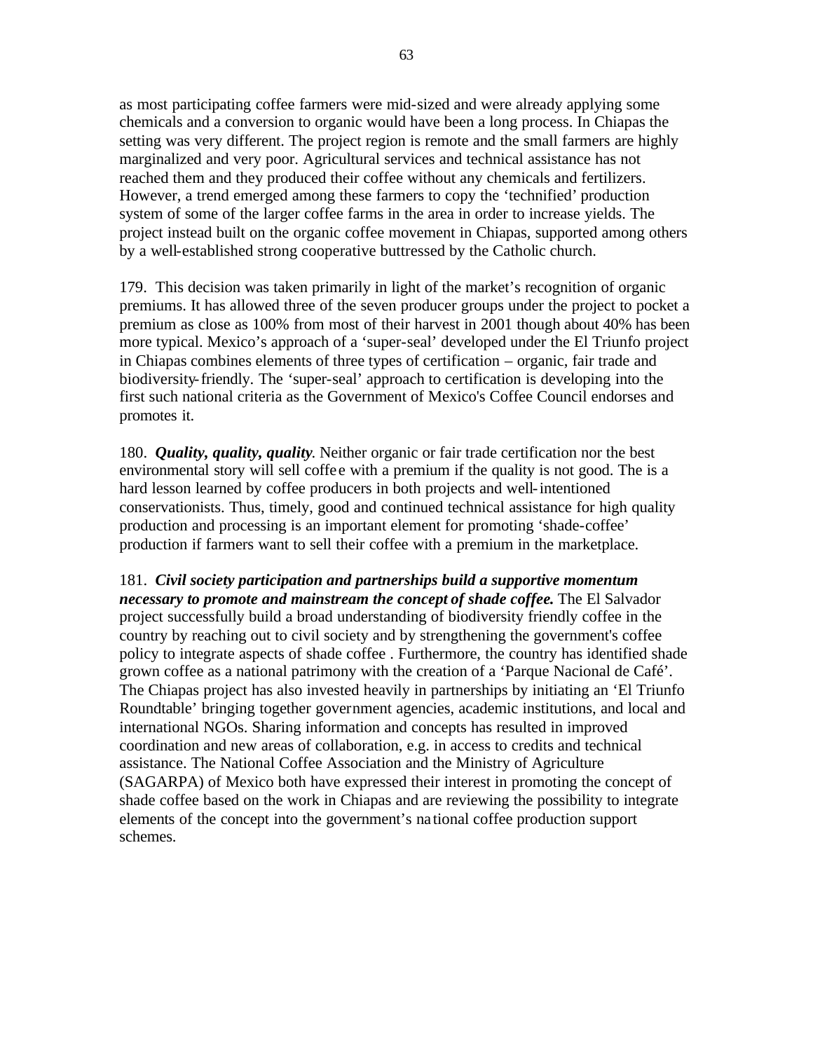as most participating coffee farmers were mid-sized and were already applying some chemicals and a conversion to organic would have been a long process. In Chiapas the setting was very different. The project region is remote and the small farmers are highly marginalized and very poor. Agricultural services and technical assistance has not reached them and they produced their coffee without any chemicals and fertilizers. However, a trend emerged among these farmers to copy the 'technified' production system of some of the larger coffee farms in the area in order to increase yields. The project instead built on the organic coffee movement in Chiapas, supported among others by a well-established strong cooperative buttressed by the Catholic church.

179. This decision was taken primarily in light of the market's recognition of organic premiums. It has allowed three of the seven producer groups under the project to pocket a premium as close as 100% from most of their harvest in 2001 though about 40% has been more typical. Mexico's approach of a 'super-seal' developed under the El Triunfo project in Chiapas combines elements of three types of certification – organic, fair trade and biodiversity-friendly. The 'super-seal' approach to certification is developing into the first such national criteria as the Government of Mexico's Coffee Council endorses and promotes it.

180. ***Quality, quality, quality***. Neither organic or fair trade certification nor the best environmental story will sell coffee with a premium if the quality is not good. The is a hard lesson learned by coffee producers in both projects and well-intentioned conservationists. Thus, timely, good and continued technical assistance for high quality production and processing is an important element for promoting 'shade-coffee' production if farmers want to sell their coffee with a premium in the marketplace.

181. ***Civil society participation and partnerships build a supportive momentum necessary to promote and mainstream the concept of shade coffee.*** The El Salvador project successfully build a broad understanding of biodiversity friendly coffee in the country by reaching out to civil society and by strengthening the government's coffee policy to integrate aspects of shade coffee . Furthermore, the country has identified shade grown coffee as a national patrimony with the creation of a 'Parque Nacional de Café'. The Chiapas project has also invested heavily in partnerships by initiating an 'El Triunfo Roundtable' bringing together government agencies, academic institutions, and local and international NGOs. Sharing information and concepts has resulted in improved coordination and new areas of collaboration, e.g. in access to credits and technical assistance. The National Coffee Association and the Ministry of Agriculture (SAGARPA) of Mexico both have expressed their interest in promoting the concept of shade coffee based on the work in Chiapas and are reviewing the possibility to integrate elements of the concept into the government's national coffee production support schemes.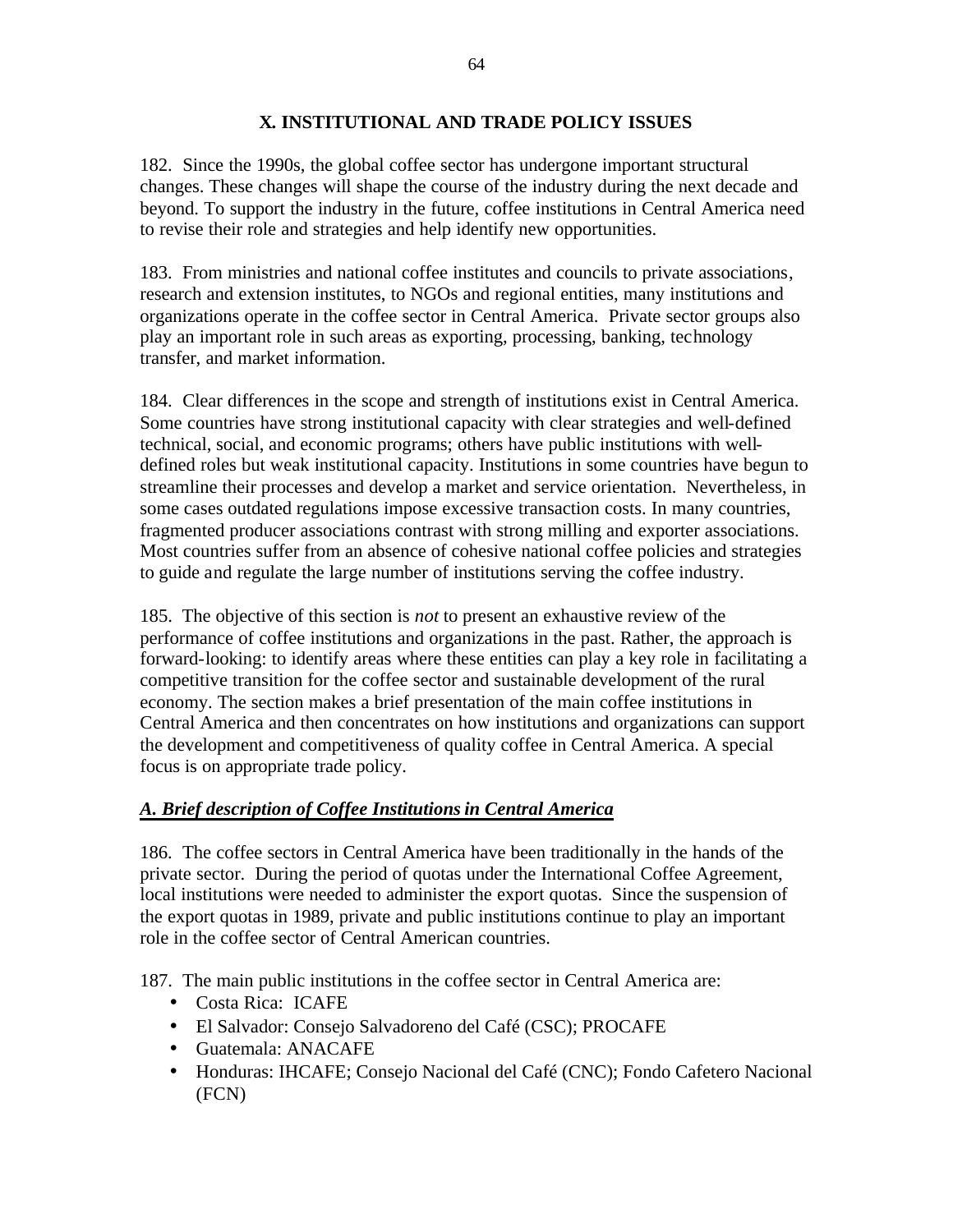# X. INSTITUTIONAL AND TRADE POLICY ISSUES

182. Since the 1990s, the global coffee sector has undergone important structural changes. These changes will shape the course of the industry during the next decade and beyond. To support the industry in the future, coffee institutions in Central America need to revise their role and strategies and help identify new opportunities.

183. From ministries and national coffee institutes and councils to private associations, research and extension institutes, to NGOs and regional entities, many institutions and organizations operate in the coffee sector in Central America. Private sector groups also play an important role in such areas as exporting, processing, banking, technology transfer, and market information.

184. Clear differences in the scope and strength of institutions exist in Central America. Some countries have strong institutional capacity with clear strategies and well-defined technical, social, and economic programs; others have public institutions with well-defined roles but weak institutional capacity. Institutions in some countries have begun to streamline their processes and develop a market and service orientation. Nevertheless, in some cases outdated regulations impose excessive transaction costs. In many countries, fragmented producer associations contrast with strong milling and exporter associations. Most countries suffer from an absence of cohesive national coffee policies and strategies to guide and regulate the large number of institutions serving the coffee industry.

185. The objective of this section is *not* to present an exhaustive review of the performance of coffee institutions and organizations in the past. Rather, the approach is forward-looking: to identify areas where these entities can play a key role in facilitating a competitive transition for the coffee sector and sustainable development of the rural economy. The section makes a brief presentation of the main coffee institutions in Central America and then concentrates on how institutions and organizations can support the development and competitiveness of quality coffee in Central America. A special focus is on appropriate trade policy.

## *A. Brief description of Coffee Institutions in Central America*

186. The coffee sectors in Central America have been traditionally in the hands of the private sector. During the period of quotas under the International Coffee Agreement, local institutions were needed to administer the export quotas. Since the suspension of the export quotas in 1989, private and public institutions continue to play an important role in the coffee sector of Central American countries.

187. The main public institutions in the coffee sector in Central America are:

- Costa Rica: ICAFE
- El Salvador: Consejo Salvadoreno del Café (CSC); PROCAFE
- Guatemala: ANACAFE
- Honduras: IHCAFE; Consejo Nacional del Café (CNC); Fondo Cafetero Nacional (FCN)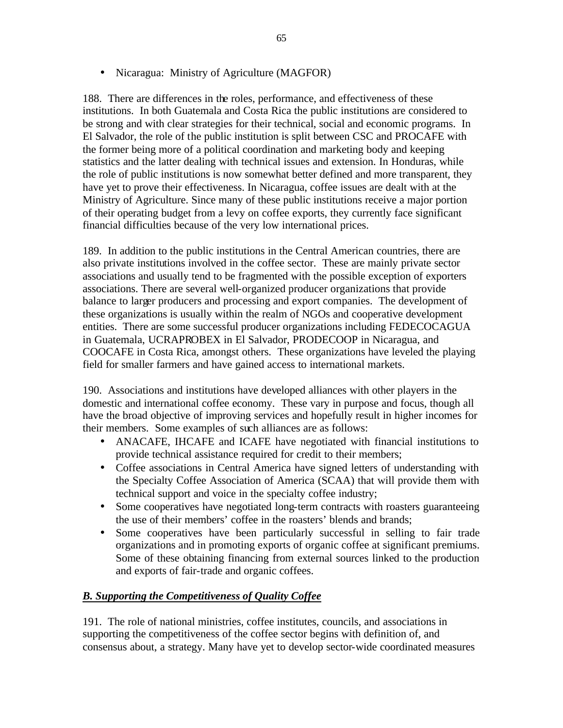- Nicaragua: Ministry of Agriculture (MAGFOR)

188. There are differences in the roles, performance, and effectiveness of these institutions. In both Guatemala and Costa Rica the public institutions are considered to be strong and with clear strategies for their technical, social and economic programs. In El Salvador, the role of the public institution is split between CSC and PROCAFE with the former being more of a political coordination and marketing body and keeping statistics and the latter dealing with technical issues and extension. In Honduras, while the role of public institutions is now somewhat better defined and more transparent, they have yet to prove their effectiveness. In Nicaragua, coffee issues are dealt with at the Ministry of Agriculture. Since many of these public institutions receive a major portion of their operating budget from a levy on coffee exports, they currently face significant financial difficulties because of the very low international prices.

189. In addition to the public institutions in the Central American countries, there are also private institutions involved in the coffee sector. These are mainly private sector associations and usually tend to be fragmented with the possible exception of exporters associations. There are several well-organized producer organizations that provide balance to larger producers and processing and export companies. The development of these organizations is usually within the realm of NGOs and cooperative development entities. There are some successful producer organizations including FEDECOCAGUA in Guatemala, UCRAPROBEX in El Salvador, PRODECOOP in Nicaragua, and COOCAFE in Costa Rica, amongst others. These organizations have leveled the playing field for smaller farmers and have gained access to international markets.

190. Associations and institutions have developed alliances with other players in the domestic and international coffee economy. These vary in purpose and focus, though all have the broad objective of improving services and hopefully result in higher incomes for their members. Some examples of such alliances are as follows:

- ANACAFE, IHCAFE and ICAFE have negotiated with financial institutions to provide technical assistance required for credit to their members;
- Coffee associations in Central America have signed letters of understanding with the Specialty Coffee Association of America (SCAA) that will provide them with technical support and voice in the specialty coffee industry;
- Some cooperatives have negotiated long-term contracts with roasters guaranteeing the use of their members' coffee in the roasters' blends and brands;
- Some cooperatives have been particularly successful in selling to fair trade organizations and in promoting exports of organic coffee at significant premiums. Some of these obtaining financing from external sources linked to the production and exports of fair-trade and organic coffees.

### ***B. Supporting the Competitiveness of Quality Coffee***

191. The role of national ministries, coffee institutes, councils, and associations in supporting the competitiveness of the coffee sector begins with definition of, and consensus about, a strategy. Many have yet to develop sector-wide coordinated measures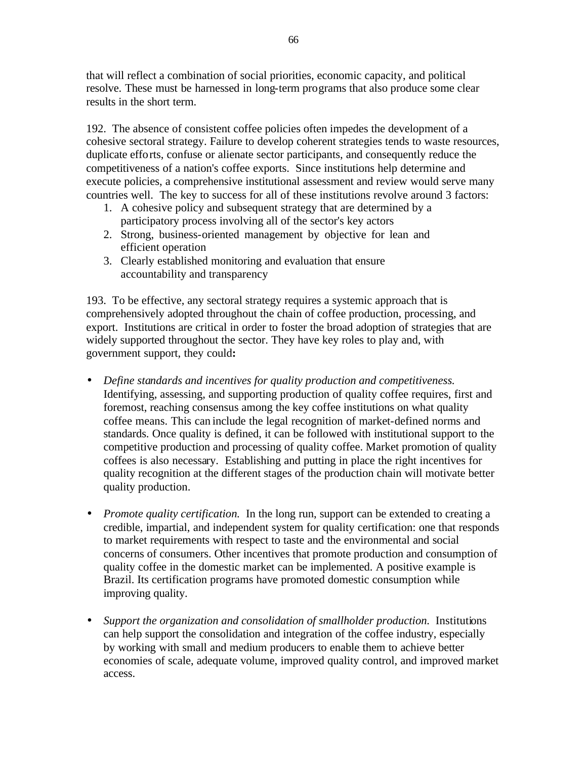that will reflect a combination of social priorities, economic capacity, and political resolve. These must be harnessed in long-term programs that also produce some clear results in the short term.

192. The absence of consistent coffee policies often impedes the development of a cohesive sectoral strategy. Failure to develop coherent strategies tends to waste resources, duplicate efforts, confuse or alienate sector participants, and consequently reduce the competitiveness of a nation's coffee exports. Since institutions help determine and execute policies, a comprehensive institutional assessment and review would serve many countries well. The key to success for all of these institutions revolve around 3 factors:

1. A cohesive policy and subsequent strategy that are determined by a participatory process involving all of the sector's key actors
2. Strong, business-oriented management by objective for lean and efficient operation
3. Clearly established monitoring and evaluation that ensure accountability and transparency

193. To be effective, any sectoral strategy requires a systemic approach that is comprehensively adopted throughout the chain of coffee production, processing, and export. Institutions are critical in order to foster the broad adoption of strategies that are widely supported throughout the sector. They have key roles to play and, with government support, they could**:**

- *Define standards and incentives for quality production and competitiveness.* Identifying, assessing, and supporting production of quality coffee requires, first and foremost, reaching consensus among the key coffee institutions on what quality coffee means. This can include the legal recognition of market-defined norms and standards. Once quality is defined, it can be followed with institutional support to the competitive production and processing of quality coffee. Market promotion of quality coffees is also necessary. Establishing and putting in place the right incentives for quality recognition at the different stages of the production chain will motivate better quality production.

- *Promote quality certification.* In the long run, support can be extended to creating a credible, impartial, and independent system for quality certification: one that responds to market requirements with respect to taste and the environmental and social concerns of consumers. Other incentives that promote production and consumption of quality coffee in the domestic market can be implemented. A positive example is Brazil. Its certification programs have promoted domestic consumption while improving quality.

- *Support the organization and consolidation of smallholder production.* Institutions can help support the consolidation and integration of the coffee industry, especially by working with small and medium producers to enable them to achieve better economies of scale, adequate volume, improved quality control, and improved market access.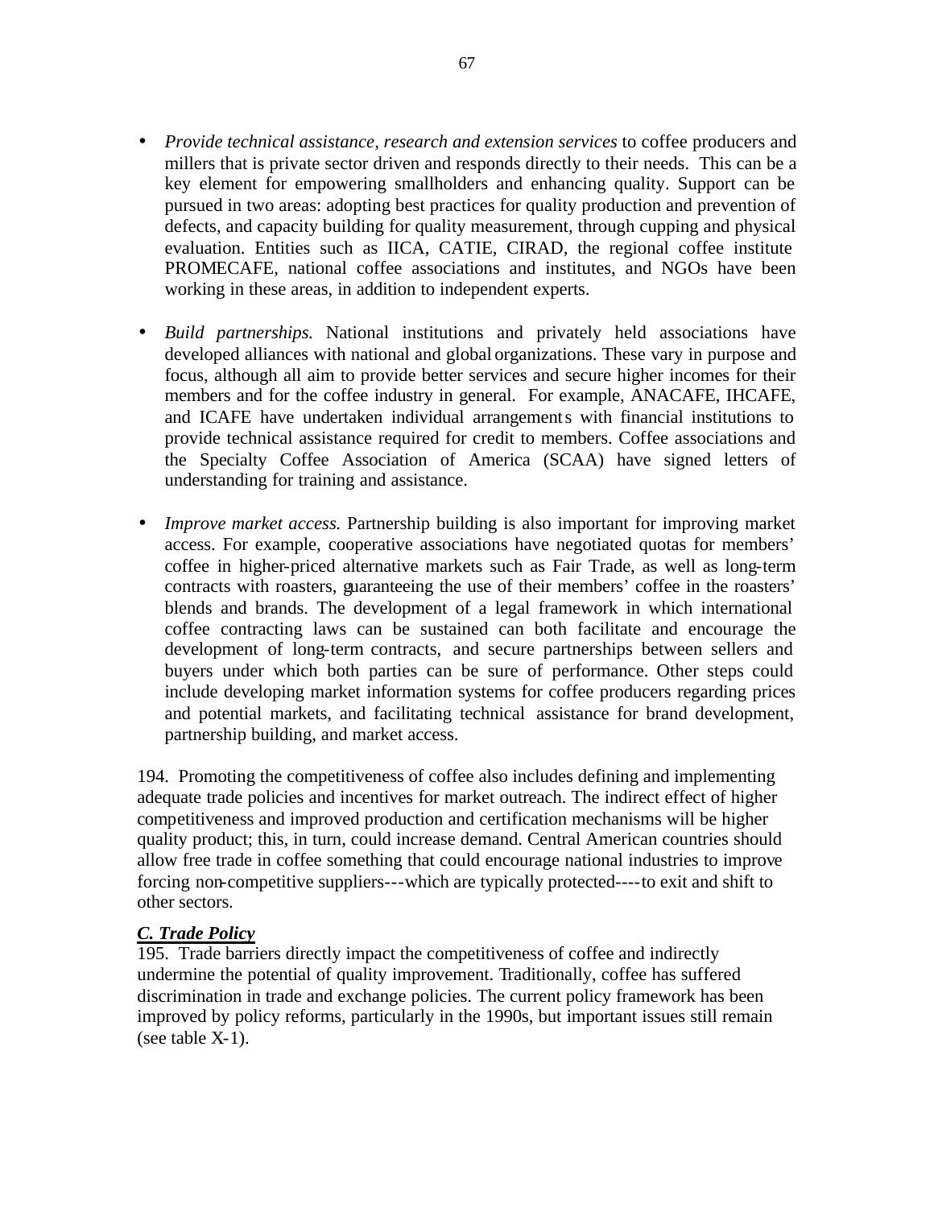- *Provide technical assistance, research and extension services* to coffee producers and millers that is private sector driven and responds directly to their needs. This can be a key element for empowering smallholders and enhancing quality. Support can be pursued in two areas: adopting best practices for quality production and prevention of defects, and capacity building for quality measurement, through cupping and physical evaluation. Entities such as IICA, CATIE, CIRAD, the regional coffee institute PROMECAFE, national coffee associations and institutes, and NGOs have been working in these areas, in addition to independent experts.

- *Build partnerships.* National institutions and privately held associations have developed alliances with national and global organizations. These vary in purpose and focus, although all aim to provide better services and secure higher incomes for their members and for the coffee industry in general. For example, ANACAFE, IHCAFE, and ICAFE have undertaken individual arrangements with financial institutions to provide technical assistance required for credit to members. Coffee associations and the Specialty Coffee Association of America (SCAA) have signed letters of understanding for training and assistance.

- *Improve market access.* Partnership building is also important for improving market access. For example, cooperative associations have negotiated quotas for members' coffee in higher-priced alternative markets such as Fair Trade, as well as long-term contracts with roasters, guaranteeing the use of their members' coffee in the roasters' blends and brands. The development of a legal framework in which international coffee contracting laws can be sustained can both facilitate and encourage the development of long-term contracts, and secure partnerships between sellers and buyers under which both parties can be sure of performance. Other steps could include developing market information systems for coffee producers regarding prices and potential markets, and facilitating technical assistance for brand development, partnership building, and market access.

194. Promoting the competitiveness of coffee also includes defining and implementing adequate trade policies and incentives for market outreach. The indirect effect of higher competitiveness and improved production and certification mechanisms will be higher quality product; this, in turn, could increase demand. Central American countries should allow free trade in coffee something that could encourage national industries to improve forcing non-competitive suppliers---which are typically protected----to exit and shift to other sectors.

### ***C. Trade Policy***

195. Trade barriers directly impact the competitiveness of coffee and indirectly undermine the potential of quality improvement. Traditionally, coffee has suffered discrimination in trade and exchange policies. The current policy framework has been improved by policy reforms, particularly in the 1990s, but important issues still remain (see table X-1).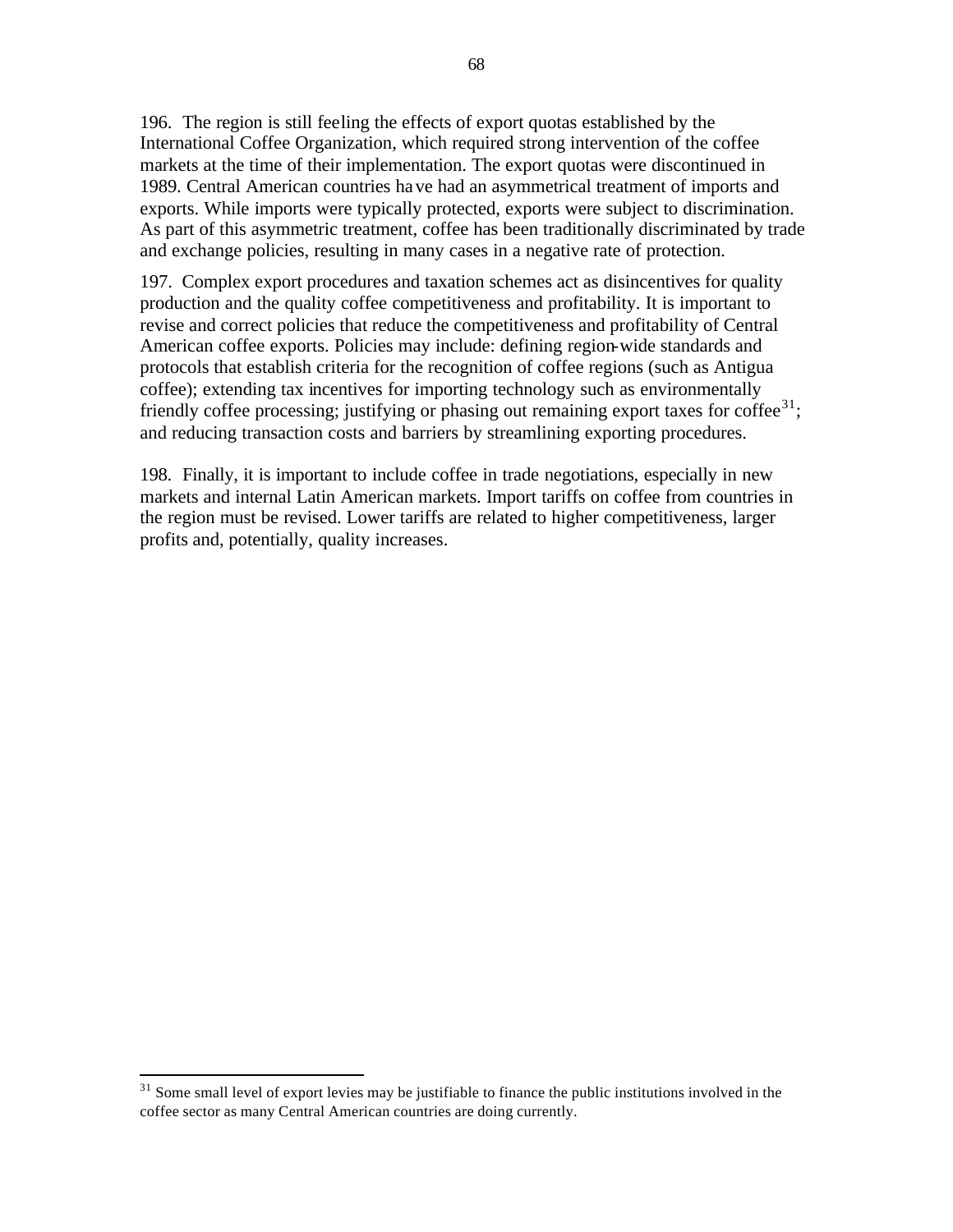196. The region is still feeling the effects of export quotas established by the International Coffee Organization, which required strong intervention of the coffee markets at the time of their implementation. The export quotas were discontinued in 1989. Central American countries have had an asymmetrical treatment of imports and exports. While imports were typically protected, exports were subject to discrimination. As part of this asymmetric treatment, coffee has been traditionally discriminated by trade and exchange policies, resulting in many cases in a negative rate of protection.

197. Complex export procedures and taxation schemes act as disincentives for quality production and the quality coffee competitiveness and profitability. It is important to revise and correct policies that reduce the competitiveness and profitability of Central American coffee exports. Policies may include: defining region-wide standards and protocols that establish criteria for the recognition of coffee regions (such as Antigua coffee); extending tax incentives for importing technology such as environmentally friendly coffee processing; justifying or phasing out remaining export taxes for coffee[31]; and reducing transaction costs and barriers by streamlining exporting procedures.

198. Finally, it is important to include coffee in trade negotiations, especially in new markets and internal Latin American markets. Import tariffs on coffee from countries in the region must be revised. Lower tariffs are related to higher competitiveness, larger profits and, potentially, quality increases.

---

[31] Some small level of export levies may be justifiable to finance the public institutions involved in the coffee sector as many Central American countries are doing currently.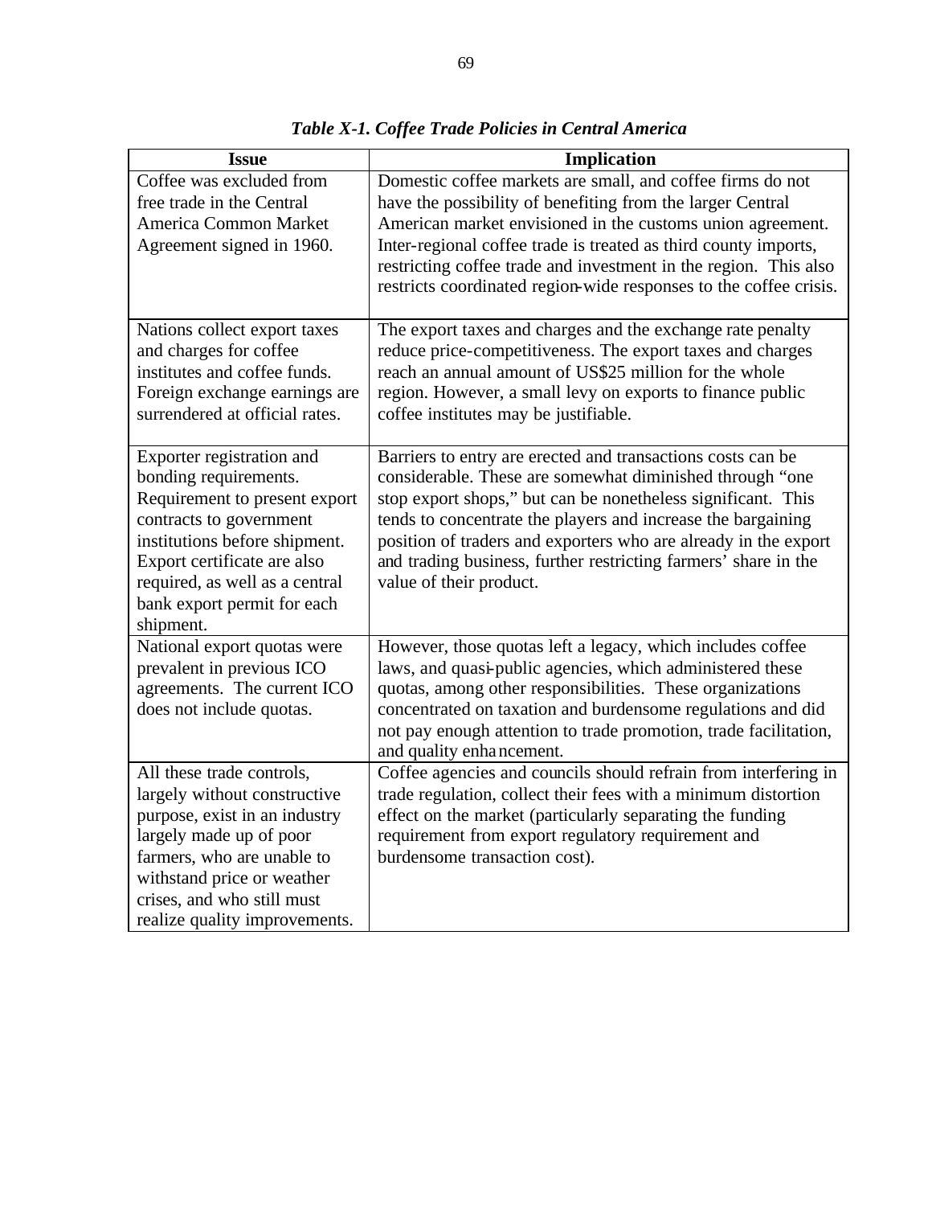*Table X-1. Coffee Trade Policies in Central America*

| Issue | Implication |
|---|---|
| Coffee was excluded from free trade in the Central America Common Market Agreement signed in 1960. | Domestic coffee markets are small, and coffee firms do not have the possibility of benefiting from the larger Central American market envisioned in the customs union agreement. Inter-regional coffee trade is treated as third county imports, restricting coffee trade and investment in the region. This also restricts coordinated region-wide responses to the coffee crisis. |
| Nations collect export taxes and charges for coffee institutes and coffee funds. Foreign exchange earnings are surrendered at official rates. | The export taxes and charges and the exchange rate penalty reduce price-competitiveness. The export taxes and charges reach an annual amount of US$25 million for the whole region. However, a small levy on exports to finance public coffee institutes may be justifiable. |
| Exporter registration and bonding requirements. Requirement to present export contracts to government institutions before shipment. Export certificate are also required, as well as a central bank export permit for each shipment. | Barriers to entry are erected and transactions costs can be considerable. These are somewhat diminished through "one stop export shops," but can be nonetheless significant. This tends to concentrate the players and increase the bargaining position of traders and exporters who are already in the export and trading business, further restricting farmers' share in the value of their product. |
| National export quotas were prevalent in previous ICO agreements. The current ICO does not include quotas. | However, those quotas left a legacy, which includes coffee laws, and quasi-public agencies, which administered these quotas, among other responsibilities. These organizations concentrated on taxation and burdensome regulations and did not pay enough attention to trade promotion, trade facilitation, and quality enhancement. |
| All these trade controls, largely without constructive purpose, exist in an industry largely made up of poor farmers, who are unable to withstand price or weather crises, and who still must realize quality improvements. | Coffee agencies and councils should refrain from interfering in trade regulation, collect their fees with a minimum distortion effect on the market (particularly separating the funding requirement from export regulatory requirement and burdensome transaction cost). |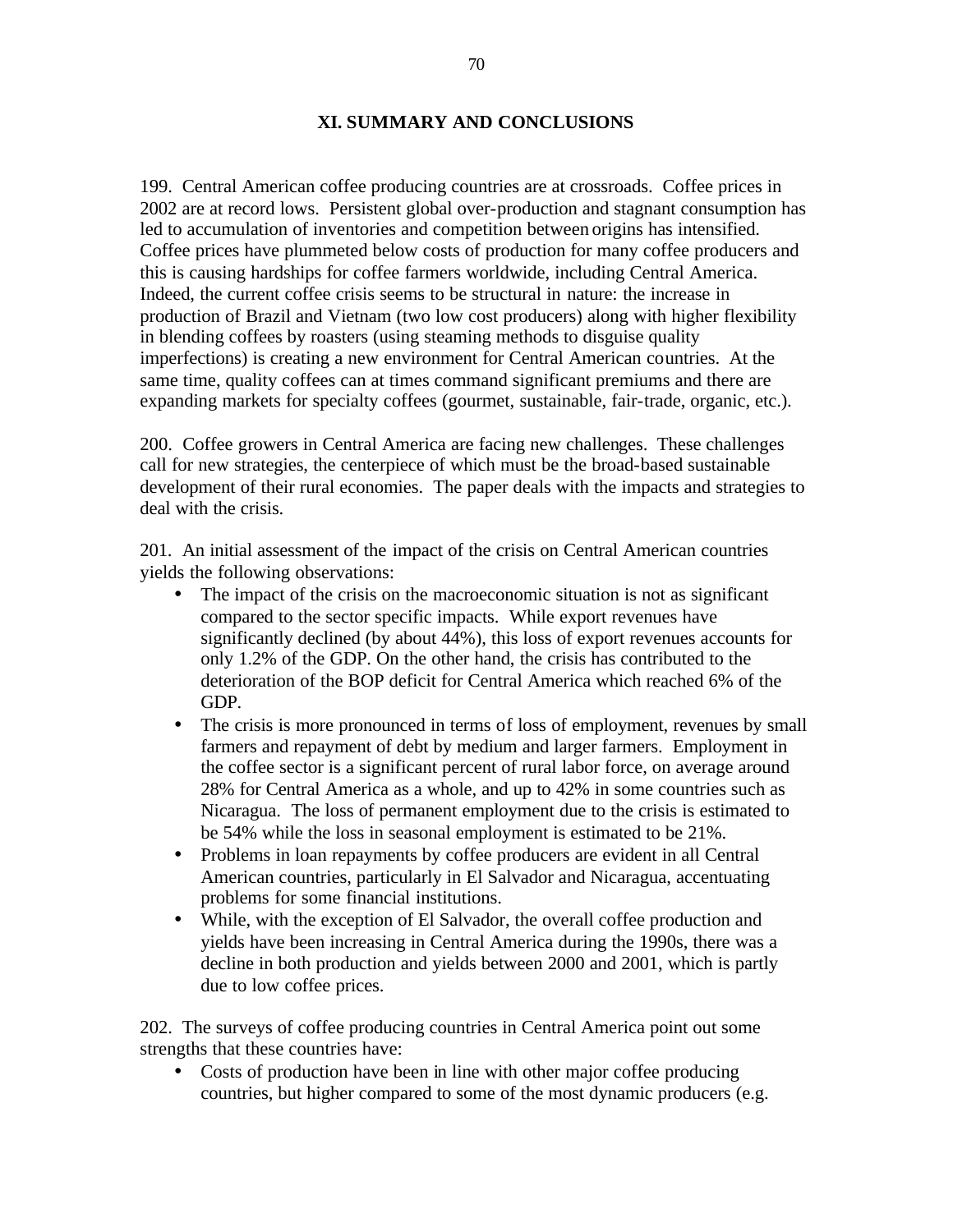## XI. SUMMARY AND CONCLUSIONS

199. Central American coffee producing countries are at crossroads. Coffee prices in 2002 are at record lows. Persistent global over-production and stagnant consumption has led to accumulation of inventories and competition between origins has intensified. Coffee prices have plummeted below costs of production for many coffee producers and this is causing hardships for coffee farmers worldwide, including Central America. Indeed, the current coffee crisis seems to be structural in nature: the increase in production of Brazil and Vietnam (two low cost producers) along with higher flexibility in blending coffees by roasters (using steaming methods to disguise quality imperfections) is creating a new environment for Central American countries. At the same time, quality coffees can at times command significant premiums and there are expanding markets for specialty coffees (gourmet, sustainable, fair-trade, organic, etc.).

200. Coffee growers in Central America are facing new challenges. These challenges call for new strategies, the centerpiece of which must be the broad-based sustainable development of their rural economies. The paper deals with the impacts and strategies to deal with the crisis.

201. An initial assessment of the impact of the crisis on Central American countries yields the following observations:

- The impact of the crisis on the macroeconomic situation is not as significant compared to the sector specific impacts. While export revenues have significantly declined (by about 44%), this loss of export revenues accounts for only 1.2% of the GDP. On the other hand, the crisis has contributed to the deterioration of the BOP deficit for Central America which reached 6% of the GDP.
- The crisis is more pronounced in terms of loss of employment, revenues by small farmers and repayment of debt by medium and larger farmers. Employment in the coffee sector is a significant percent of rural labor force, on average around 28% for Central America as a whole, and up to 42% in some countries such as Nicaragua. The loss of permanent employment due to the crisis is estimated to be 54% while the loss in seasonal employment is estimated to be 21%.
- Problems in loan repayments by coffee producers are evident in all Central American countries, particularly in El Salvador and Nicaragua, accentuating problems for some financial institutions.
- While, with the exception of El Salvador, the overall coffee production and yields have been increasing in Central America during the 1990s, there was a decline in both production and yields between 2000 and 2001, which is partly due to low coffee prices.

202. The surveys of coffee producing countries in Central America point out some strengths that these countries have:

- Costs of production have been in line with other major coffee producing countries, but higher compared to some of the most dynamic producers (e.g.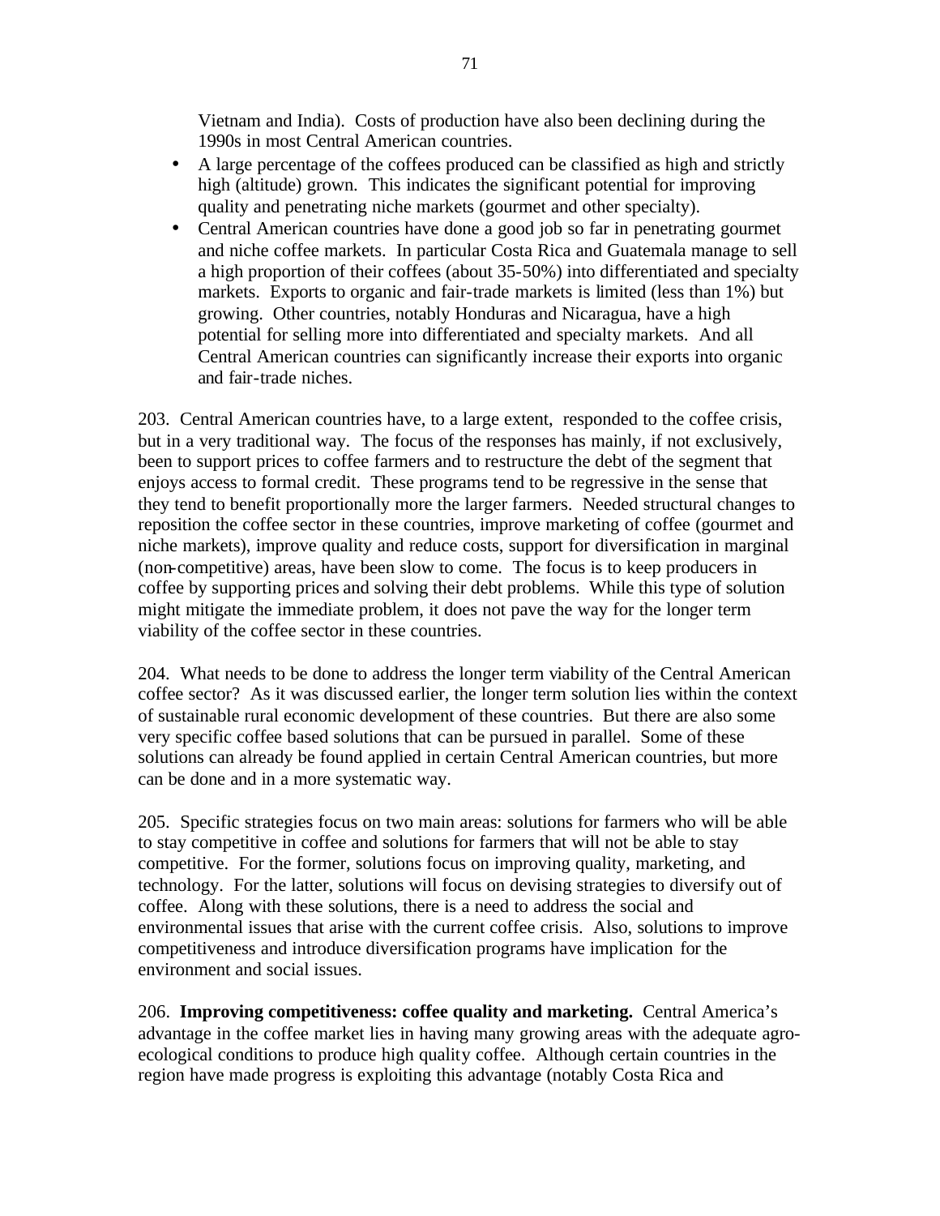Vietnam and India). Costs of production have also been declining during the 1990s in most Central American countries.

- A large percentage of the coffees produced can be classified as high and strictly high (altitude) grown. This indicates the significant potential for improving quality and penetrating niche markets (gourmet and other specialty).
- Central American countries have done a good job so far in penetrating gourmet and niche coffee markets. In particular Costa Rica and Guatemala manage to sell a high proportion of their coffees (about 35-50%) into differentiated and specialty markets. Exports to organic and fair-trade markets is limited (less than 1%) but growing. Other countries, notably Honduras and Nicaragua, have a high potential for selling more into differentiated and specialty markets. And all Central American countries can significantly increase their exports into organic and fair-trade niches.

203. Central American countries have, to a large extent, responded to the coffee crisis, but in a very traditional way. The focus of the responses has mainly, if not exclusively, been to support prices to coffee farmers and to restructure the debt of the segment that enjoys access to formal credit. These programs tend to be regressive in the sense that they tend to benefit proportionally more the larger farmers. Needed structural changes to reposition the coffee sector in these countries, improve marketing of coffee (gourmet and niche markets), improve quality and reduce costs, support for diversification in marginal (non-competitive) areas, have been slow to come. The focus is to keep producers in coffee by supporting prices and solving their debt problems. While this type of solution might mitigate the immediate problem, it does not pave the way for the longer term viability of the coffee sector in these countries.

204. What needs to be done to address the longer term viability of the Central American coffee sector? As it was discussed earlier, the longer term solution lies within the context of sustainable rural economic development of these countries. But there are also some very specific coffee based solutions that can be pursued in parallel. Some of these solutions can already be found applied in certain Central American countries, but more can be done and in a more systematic way.

205. Specific strategies focus on two main areas: solutions for farmers who will be able to stay competitive in coffee and solutions for farmers that will not be able to stay competitive. For the former, solutions focus on improving quality, marketing, and technology. For the latter, solutions will focus on devising strategies to diversify out of coffee. Along with these solutions, there is a need to address the social and environmental issues that arise with the current coffee crisis. Also, solutions to improve competitiveness and introduce diversification programs have implication for the environment and social issues.

206. **Improving competitiveness: coffee quality and marketing.** Central America's advantage in the coffee market lies in having many growing areas with the adequate agro-ecological conditions to produce high quality coffee. Although certain countries in the region have made progress is exploiting this advantage (notably Costa Rica and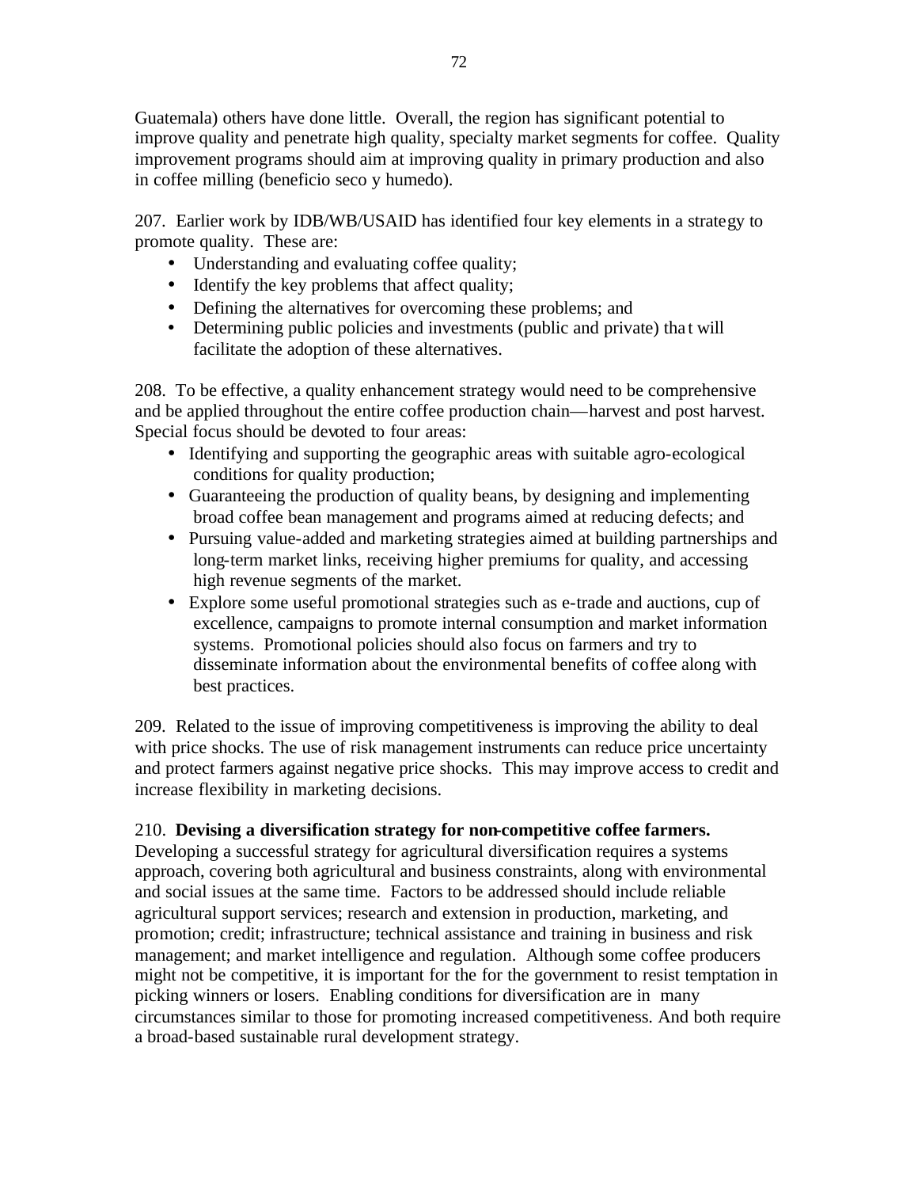Guatemala) others have done little. Overall, the region has significant potential to improve quality and penetrate high quality, specialty market segments for coffee. Quality improvement programs should aim at improving quality in primary production and also in coffee milling (beneficio seco y humedo).

207. Earlier work by IDB/WB/USAID has identified four key elements in a strategy to promote quality. These are:

- Understanding and evaluating coffee quality;
- Identify the key problems that affect quality;
- Defining the alternatives for overcoming these problems; and
- Determining public policies and investments (public and private) that will facilitate the adoption of these alternatives.

208. To be effective, a quality enhancement strategy would need to be comprehensive and be applied throughout the entire coffee production chain—harvest and post harvest. Special focus should be devoted to four areas:

- Identifying and supporting the geographic areas with suitable agro-ecological conditions for quality production;
- Guaranteeing the production of quality beans, by designing and implementing broad coffee bean management and programs aimed at reducing defects; and
- Pursuing value-added and marketing strategies aimed at building partnerships and long-term market links, receiving higher premiums for quality, and accessing high revenue segments of the market.
- Explore some useful promotional strategies such as e-trade and auctions, cup of excellence, campaigns to promote internal consumption and market information systems. Promotional policies should also focus on farmers and try to disseminate information about the environmental benefits of coffee along with best practices.

209. Related to the issue of improving competitiveness is improving the ability to deal with price shocks. The use of risk management instruments can reduce price uncertainty and protect farmers against negative price shocks. This may improve access to credit and increase flexibility in marketing decisions.

210. **Devising a diversification strategy for non-competitive coffee farmers.** Developing a successful strategy for agricultural diversification requires a systems approach, covering both agricultural and business constraints, along with environmental and social issues at the same time. Factors to be addressed should include reliable agricultural support services; research and extension in production, marketing, and promotion; credit; infrastructure; technical assistance and training in business and risk management; and market intelligence and regulation. Although some coffee producers might not be competitive, it is important for the for the government to resist temptation in picking winners or losers. Enabling conditions for diversification are in many circumstances similar to those for promoting increased competitiveness. And both require a broad-based sustainable rural development strategy.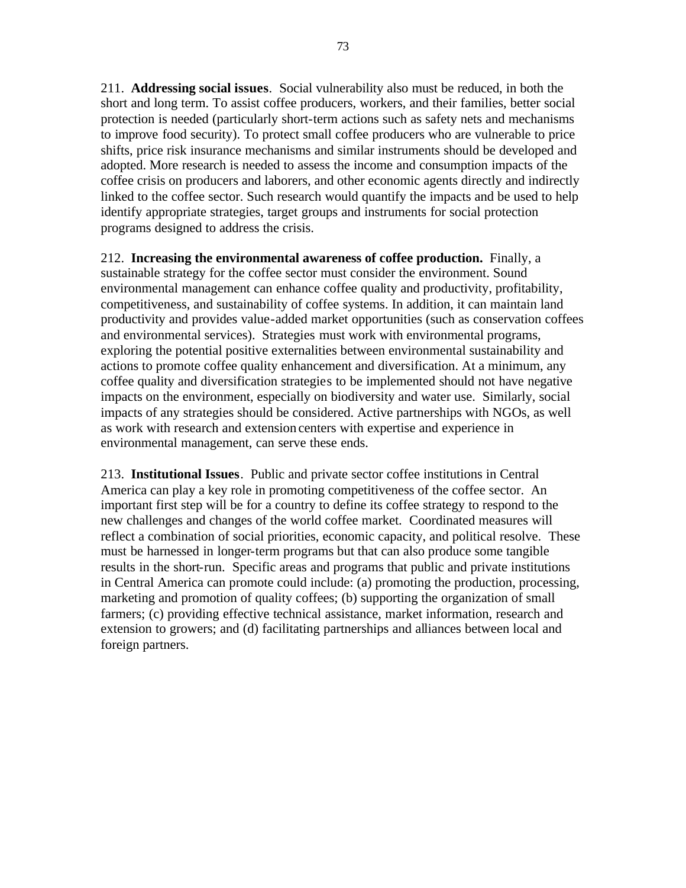211. **Addressing social issues**. Social vulnerability also must be reduced, in both the short and long term. To assist coffee producers, workers, and their families, better social protection is needed (particularly short-term actions such as safety nets and mechanisms to improve food security). To protect small coffee producers who are vulnerable to price shifts, price risk insurance mechanisms and similar instruments should be developed and adopted. More research is needed to assess the income and consumption impacts of the coffee crisis on producers and laborers, and other economic agents directly and indirectly linked to the coffee sector. Such research would quantify the impacts and be used to help identify appropriate strategies, target groups and instruments for social protection programs designed to address the crisis.

212. **Increasing the environmental awareness of coffee production.** Finally, a sustainable strategy for the coffee sector must consider the environment. Sound environmental management can enhance coffee quality and productivity, profitability, competitiveness, and sustainability of coffee systems. In addition, it can maintain land productivity and provides value-added market opportunities (such as conservation coffees and environmental services). Strategies must work with environmental programs, exploring the potential positive externalities between environmental sustainability and actions to promote coffee quality enhancement and diversification. At a minimum, any coffee quality and diversification strategies to be implemented should not have negative impacts on the environment, especially on biodiversity and water use. Similarly, social impacts of any strategies should be considered. Active partnerships with NGOs, as well as work with research and extension centers with expertise and experience in environmental management, can serve these ends.

213. **Institutional Issues**. Public and private sector coffee institutions in Central America can play a key role in promoting competitiveness of the coffee sector. An important first step will be for a country to define its coffee strategy to respond to the new challenges and changes of the world coffee market. Coordinated measures will reflect a combination of social priorities, economic capacity, and political resolve. These must be harnessed in longer-term programs but that can also produce some tangible results in the short-run. Specific areas and programs that public and private institutions in Central America can promote could include: (a) promoting the production, processing, marketing and promotion of quality coffees; (b) supporting the organization of small farmers; (c) providing effective technical assistance, market information, research and extension to growers; and (d) facilitating partnerships and alliances between local and foreign partners.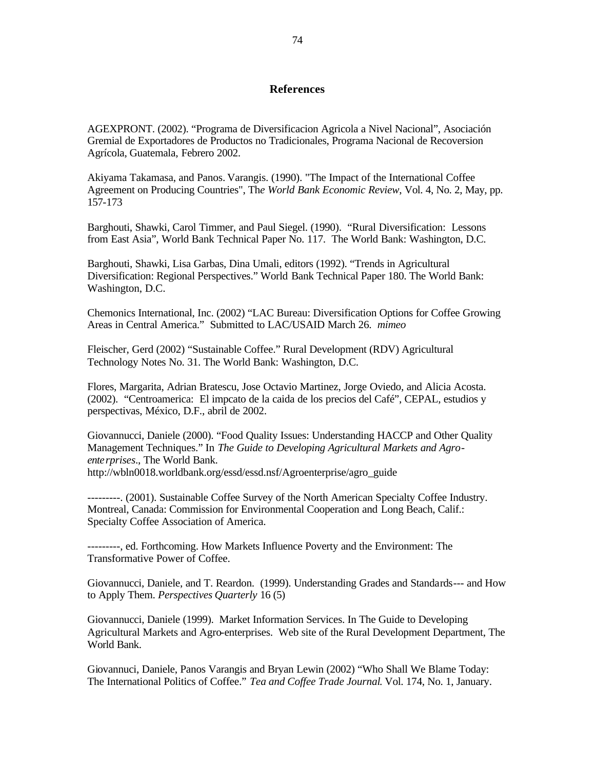## References

AGEXPRONT. (2002). "Programa de Diversificacion Agricola a Nivel Nacional", Asociación Gremial de Exportadores de Productos no Tradicionales, Programa Nacional de Recoversion Agrícola, Guatemala, Febrero 2002.

Akiyama Takamasa, and Panos. Varangis. (1990). "The Impact of the International Coffee Agreement on Producing Countries", Th*e World Bank Economic Review*, Vol. 4, No. 2, May, pp. 157-173

Barghouti, Shawki, Carol Timmer, and Paul Siegel. (1990). "Rural Diversification: Lessons from East Asia", World Bank Technical Paper No. 117. The World Bank: Washington, D.C.

Barghouti, Shawki, Lisa Garbas, Dina Umali, editors (1992). "Trends in Agricultural Diversification: Regional Perspectives." World Bank Technical Paper 180. The World Bank: Washington, D.C.

Chemonics International, Inc. (2002) "LAC Bureau: Diversification Options for Coffee Growing Areas in Central America." Submitted to LAC/USAID March 26. *mimeo*

Fleischer, Gerd (2002) "Sustainable Coffee." Rural Development (RDV) Agricultural Technology Notes No. 31. The World Bank: Washington, D.C.

Flores, Margarita, Adrian Bratescu, Jose Octavio Martinez, Jorge Oviedo, and Alicia Acosta. (2002). "Centroamerica: El impcato de la caida de los precios del Café", CEPAL, estudios y perspectivas, México, D.F., abril de 2002.

Giovannucci, Daniele (2000). "Food Quality Issues: Understanding HACCP and Other Quality Management Techniques." In *The Guide to Developing Agricultural Markets and Agro-enterprises*., The World Bank. http://wbln0018.worldbank.org/essd/essd.nsf/Agroenterprise/agro_guide

---------. (2001). Sustainable Coffee Survey of the North American Specialty Coffee Industry. Montreal, Canada: Commission for Environmental Cooperation and Long Beach, Calif.: Specialty Coffee Association of America.

---------, ed. Forthcoming. How Markets Influence Poverty and the Environment: The Transformative Power of Coffee.

Giovannucci, Daniele, and T. Reardon. (1999). Understanding Grades and Standards--- and How to Apply Them. *Perspectives Quarterly* 16 (5)

Giovannucci, Daniele (1999). Market Information Services. In The Guide to Developing Agricultural Markets and Agro-enterprises. Web site of the Rural Development Department, The World Bank.

Giovannuci, Daniele, Panos Varangis and Bryan Lewin (2002) "Who Shall We Blame Today: The International Politics of Coffee." *Tea and Coffee Trade Journal*. Vol. 174, No. 1, January.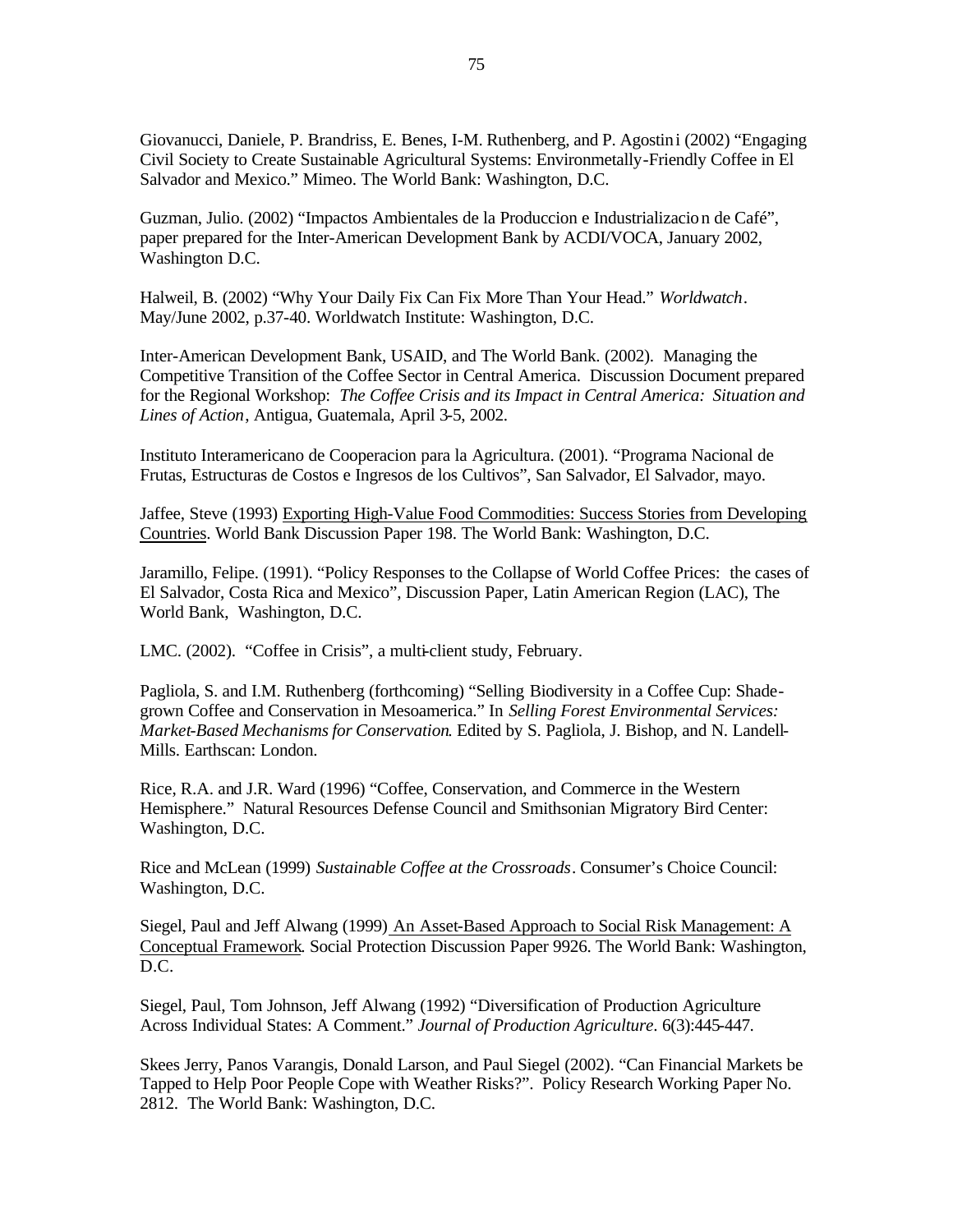Giovanucci, Daniele, P. Brandriss, E. Benes, I-M. Ruthenberg, and P. Agostini (2002) "Engaging Civil Society to Create Sustainable Agricultural Systems: Environmetally-Friendly Coffee in El Salvador and Mexico." Mimeo. The World Bank: Washington, D.C.

Guzman, Julio. (2002) "Impactos Ambientales de la Produccion e Industrializacion de Café", paper prepared for the Inter-American Development Bank by ACDI/VOCA, January 2002, Washington D.C.

Halweil, B. (2002) "Why Your Daily Fix Can Fix More Than Your Head." *Worldwatch*. May/June 2002, p.37-40. Worldwatch Institute: Washington, D.C.

Inter-American Development Bank, USAID, and The World Bank. (2002). Managing the Competitive Transition of the Coffee Sector in Central America. Discussion Document prepared for the Regional Workshop: *The Coffee Crisis and its Impact in Central America: Situation and Lines of Action*, Antigua, Guatemala, April 3-5, 2002.

Instituto Interamericano de Cooperacion para la Agricultura. (2001). "Programa Nacional de Frutas, Estructuras de Costos e Ingresos de los Cultivos", San Salvador, El Salvador, mayo.

Jaffee, Steve (1993) Exporting High-Value Food Commodities: Success Stories from Developing Countries. World Bank Discussion Paper 198. The World Bank: Washington, D.C.

Jaramillo, Felipe. (1991). "Policy Responses to the Collapse of World Coffee Prices: the cases of El Salvador, Costa Rica and Mexico", Discussion Paper, Latin American Region (LAC), The World Bank, Washington, D.C.

LMC. (2002). "Coffee in Crisis", a multi-client study, February.

Pagliola, S. and I.M. Ruthenberg (forthcoming) "Selling Biodiversity in a Coffee Cup: Shade-grown Coffee and Conservation in Mesoamerica." In *Selling Forest Environmental Services: Market-Based Mechanisms for Conservation*. Edited by S. Pagliola, J. Bishop, and N. Landell-Mills. Earthscan: London.

Rice, R.A. and J.R. Ward (1996) "Coffee, Conservation, and Commerce in the Western Hemisphere." Natural Resources Defense Council and Smithsonian Migratory Bird Center: Washington, D.C.

Rice and McLean (1999) *Sustainable Coffee at the Crossroads*. Consumer's Choice Council: Washington, D.C.

Siegel, Paul and Jeff Alwang (1999) An Asset-Based Approach to Social Risk Management: A Conceptual Framework. Social Protection Discussion Paper 9926. The World Bank: Washington, D.C.

Siegel, Paul, Tom Johnson, Jeff Alwang (1992) "Diversification of Production Agriculture Across Individual States: A Comment." *Journal of Production Agriculture*. 6(3):445-447.

Skees Jerry, Panos Varangis, Donald Larson, and Paul Siegel (2002). "Can Financial Markets be Tapped to Help Poor People Cope with Weather Risks?". Policy Research Working Paper No. 2812. The World Bank: Washington, D.C.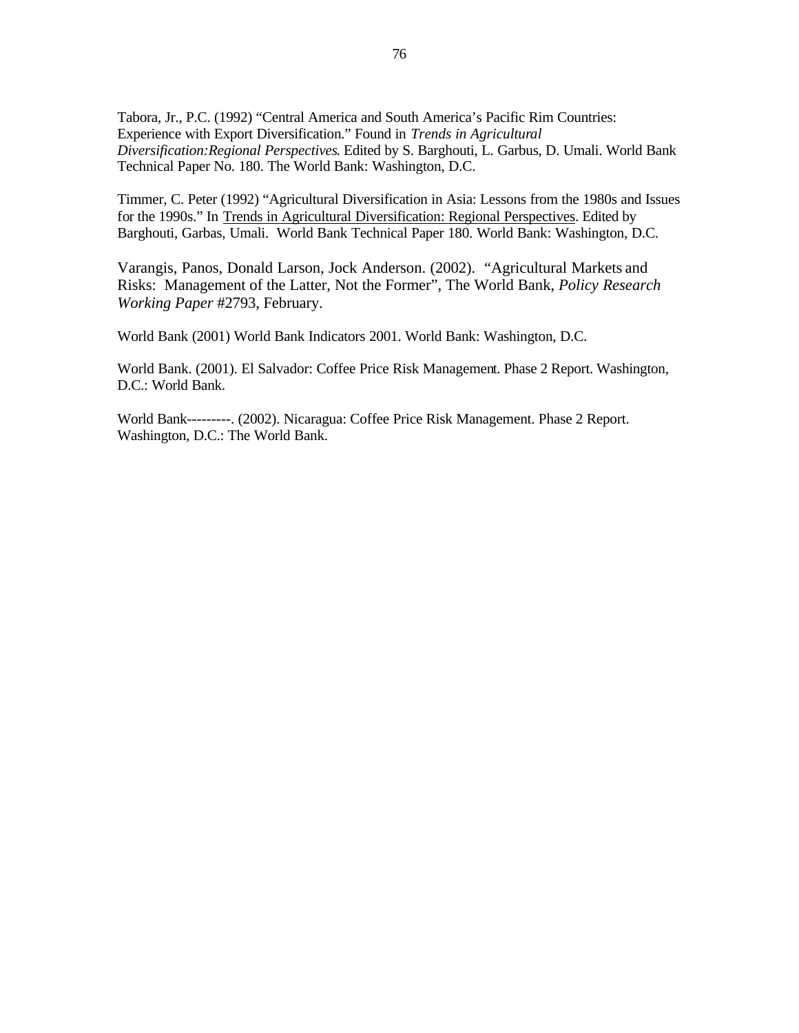Tabora, Jr., P.C. (1992) "Central America and South America's Pacific Rim Countries: Experience with Export Diversification." Found in *Trends in Agricultural Diversification:Regional Perspectives*. Edited by S. Barghouti, L. Garbus, D. Umali. World Bank Technical Paper No. 180. The World Bank: Washington, D.C.

Timmer, C. Peter (1992) "Agricultural Diversification in Asia: Lessons from the 1980s and Issues for the 1990s." In Trends in Agricultural Diversification: Regional Perspectives. Edited by Barghouti, Garbas, Umali. World Bank Technical Paper 180. World Bank: Washington, D.C.

Varangis, Panos, Donald Larson, Jock Anderson. (2002). "Agricultural Markets and Risks: Management of the Latter, Not the Former", The World Bank, *Policy Research Working Paper* #2793, February.

World Bank (2001) World Bank Indicators 2001. World Bank: Washington, D.C.

World Bank. (2001). El Salvador: Coffee Price Risk Management. Phase 2 Report. Washington, D.C.: World Bank.

World Bank---------. (2002). Nicaragua: Coffee Price Risk Management. Phase 2 Report. Washington, D.C.: The World Bank.